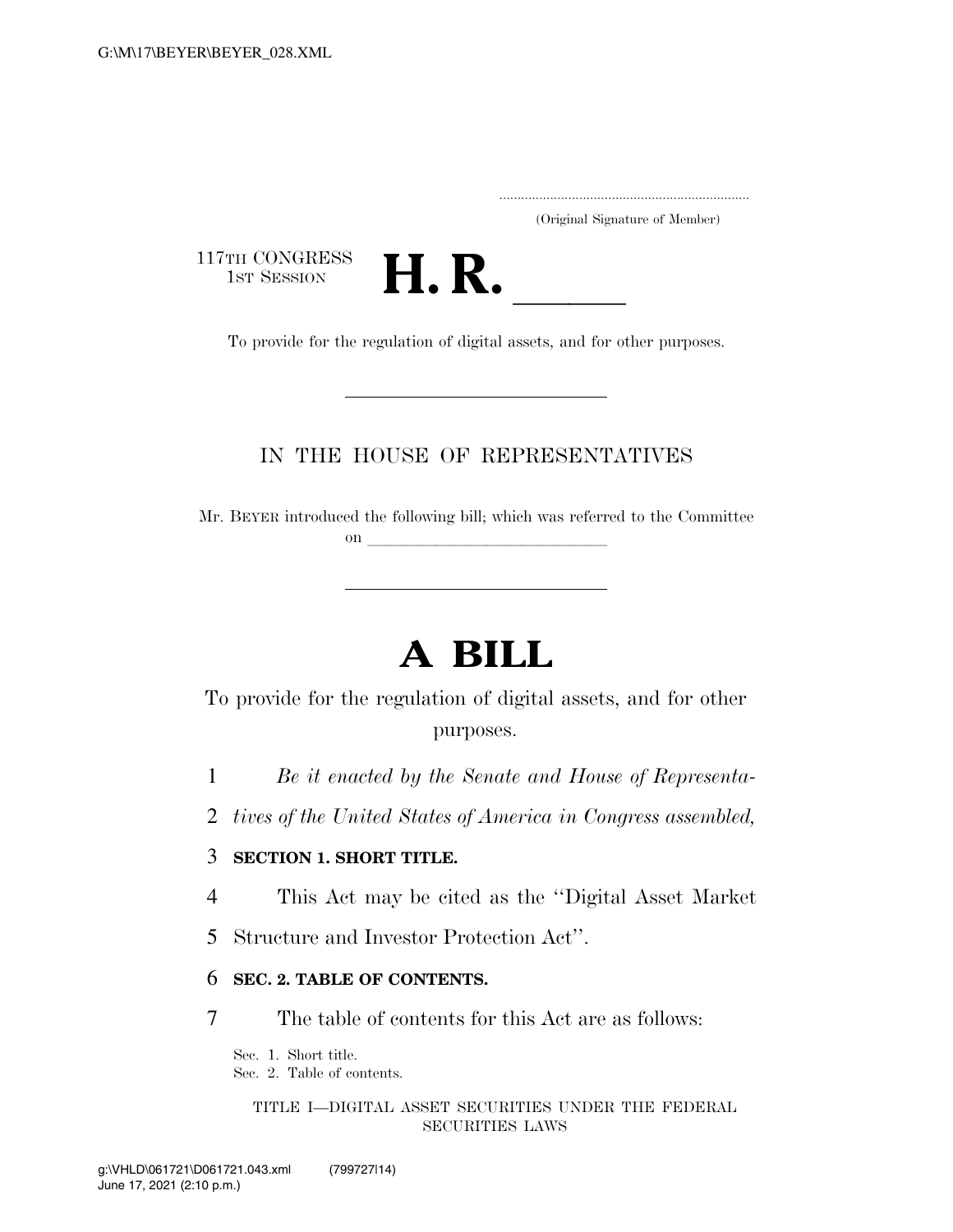(Original Signature of Member)

117TH CONGRESS
1ST SESSION

# H. R. \_\_\_\_\_\_

To provide for the regulation of digital assets, and for other purposes.

---

IN THE HOUSE OF REPRESENTATIVES

Mr. BEYER introduced the following bill; which was referred to the Committee on \_\_\_\_\_\_\_\_\_\_\_\_\_\_\_\_\_\_\_\_\_\_\_\_\_\_\_\_

---

# A BILL

To provide for the regulation of digital assets, and for other purposes.

1 *Be it enacted by the Senate and House of Representa-*
2 *tives of the United States of America in Congress assembled,*

3 **SECTION 1. SHORT TITLE.**

4 This Act may be cited as the ''Digital Asset Market
5 Structure and Investor Protection Act''.

6 **SEC. 2. TABLE OF CONTENTS.**

7 The table of contents for this Act are as follows:

Sec. 1. Short title.
Sec. 2. Table of contents.

TITLE I—DIGITAL ASSET SECURITIES UNDER THE FEDERAL SECURITIES LAWS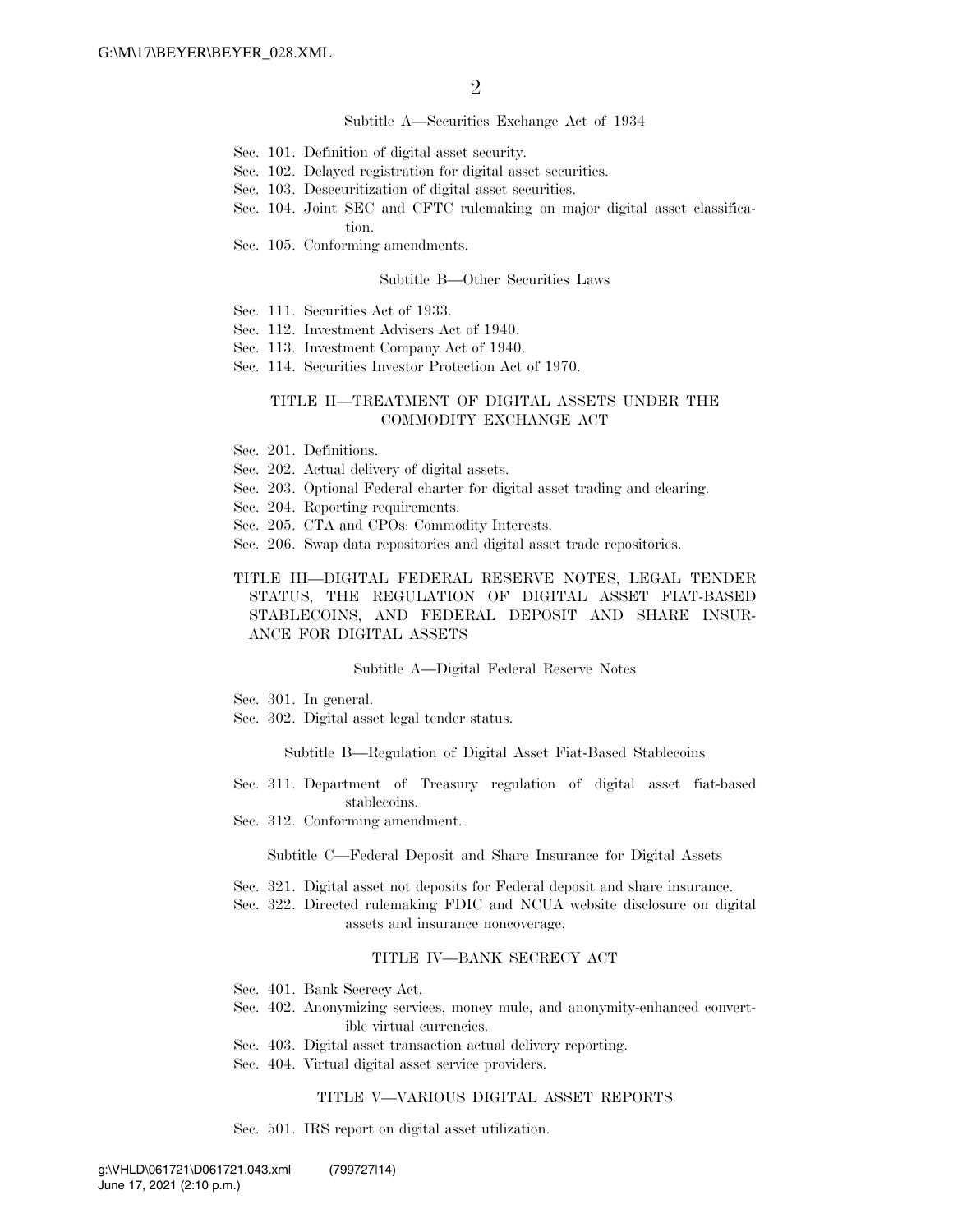### Subtitle A—Securities Exchange Act of 1934

Sec. 101. Definition of digital asset security.
Sec. 102. Delayed registration for digital asset securities.
Sec. 103. Desecuritization of digital asset securities.
Sec. 104. Joint SEC and CFTC rulemaking on major digital asset classification.
Sec. 105. Conforming amendments.

### Subtitle B—Other Securities Laws

Sec. 111. Securities Act of 1933.
Sec. 112. Investment Advisers Act of 1940.
Sec. 113. Investment Company Act of 1940.
Sec. 114. Securities Investor Protection Act of 1970.

## TITLE II—TREATMENT OF DIGITAL ASSETS UNDER THE COMMODITY EXCHANGE ACT

Sec. 201. Definitions.
Sec. 202. Actual delivery of digital assets.
Sec. 203. Optional Federal charter for digital asset trading and clearing.
Sec. 204. Reporting requirements.
Sec. 205. CTA and CPOs: Commodity Interests.
Sec. 206. Swap data repositories and digital asset trade repositories.

## TITLE III—DIGITAL FEDERAL RESERVE NOTES, LEGAL TENDER STATUS, THE REGULATION OF DIGITAL ASSET FIAT-BASED STABLECOINS, AND FEDERAL DEPOSIT AND SHARE INSURANCE FOR DIGITAL ASSETS

### Subtitle A—Digital Federal Reserve Notes

Sec. 301. In general.
Sec. 302. Digital asset legal tender status.

### Subtitle B—Regulation of Digital Asset Fiat-Based Stablecoins

Sec. 311. Department of Treasury regulation of digital asset fiat-based stablecoins.
Sec. 312. Conforming amendment.

### Subtitle C—Federal Deposit and Share Insurance for Digital Assets

Sec. 321. Digital asset not deposits for Federal deposit and share insurance.
Sec. 322. Directed rulemaking FDIC and NCUA website disclosure on digital assets and insurance noncoverage.

## TITLE IV—BANK SECRECY ACT

Sec. 401. Bank Secrecy Act.
Sec. 402. Anonymizing services, money mule, and anonymity-enhanced convertible virtual currencies.
Sec. 403. Digital asset transaction actual delivery reporting.
Sec. 404. Virtual digital asset service providers.

## TITLE V—VARIOUS DIGITAL ASSET REPORTS

Sec. 501. IRS report on digital asset utilization.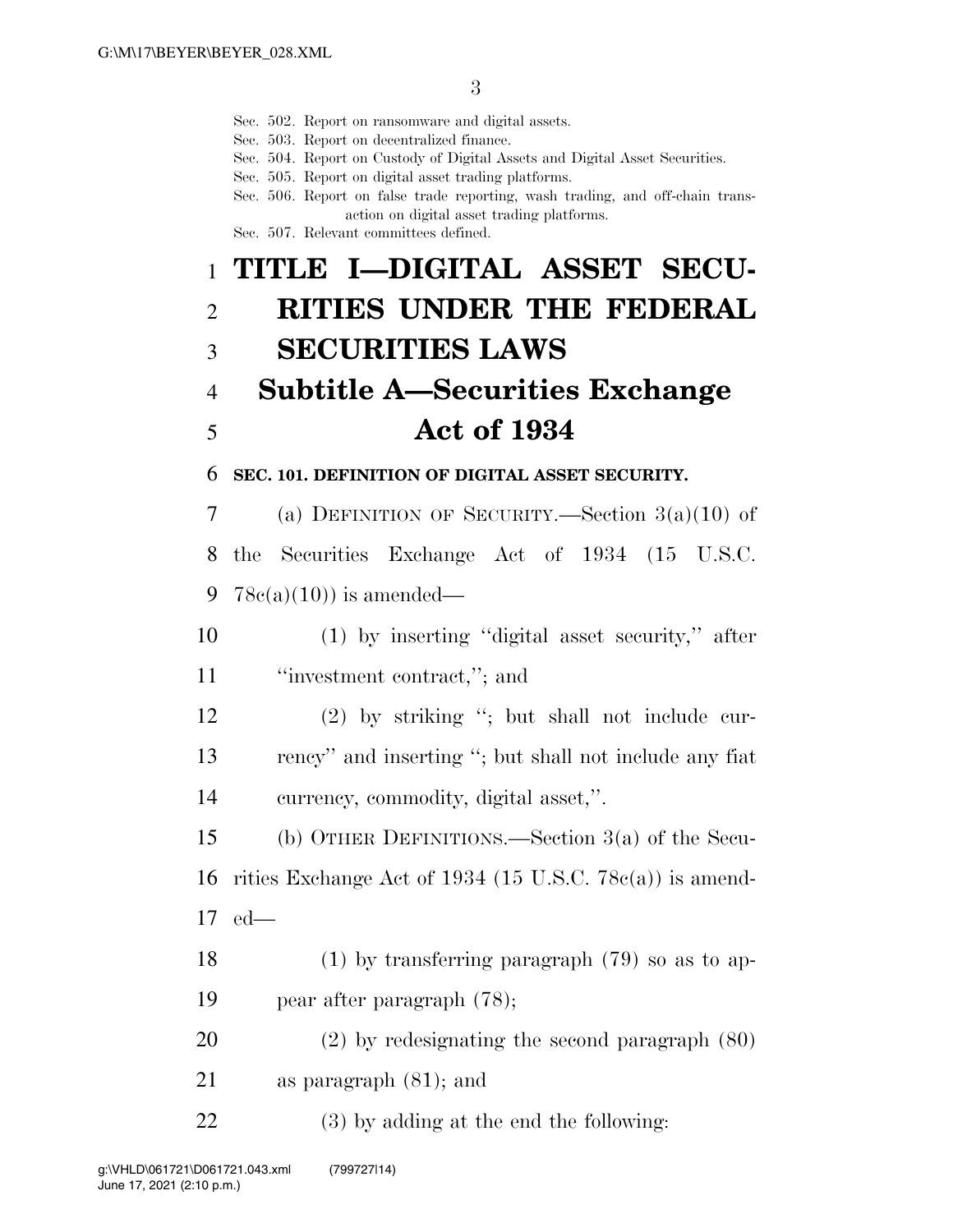Sec. 502. Report on ransomware and digital assets.
Sec. 503. Report on decentralized finance.
Sec. 504. Report on Custody of Digital Assets and Digital Asset Securities.
Sec. 505. Report on digital asset trading platforms.
Sec. 506. Report on false trade reporting, wash trading, and off-chain transaction on digital asset trading platforms.
Sec. 507. Relevant committees defined.

# TITLE I—DIGITAL ASSET SECURITIES UNDER THE FEDERAL SECURITIES LAWS

## Subtitle A—Securities Exchange Act of 1934

### SEC. 101. DEFINITION OF DIGITAL ASSET SECURITY.

(a) DEFINITION OF SECURITY.—Section 3(a)(10) of the Securities Exchange Act of 1934 (15 U.S.C. 78c(a)(10)) is amended—

(1) by inserting ''digital asset security,'' after ''investment contract,''; and

(2) by striking ''; but shall not include currency'' and inserting ''; but shall not include any fiat currency, commodity, digital asset,''.

(b) OTHER DEFINITIONS.—Section 3(a) of the Securities Exchange Act of 1934 (15 U.S.C. 78c(a)) is amended—

(1) by transferring paragraph (79) so as to appear after paragraph (78);

(2) by redesignating the second paragraph (80) as paragraph (81); and

(3) by adding at the end the following: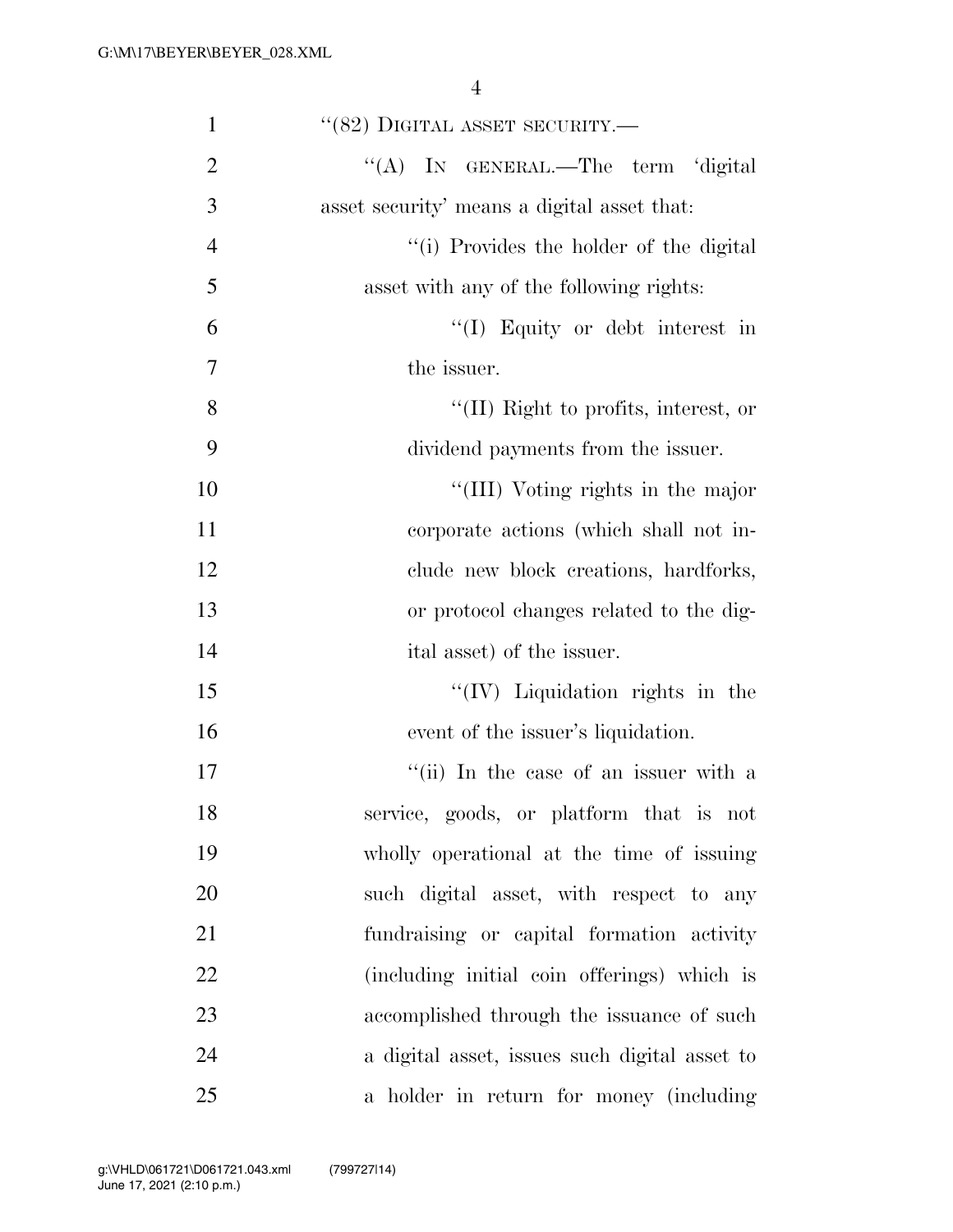"(82) DIGITAL ASSET SECURITY.—

"(A) IN GENERAL.—The term 'digital asset security' means a digital asset that:

"(i) Provides the holder of the digital asset with any of the following rights:

"(I) Equity or debt interest in the issuer.

"(II) Right to profits, interest, or dividend payments from the issuer.

"(III) Voting rights in the major corporate actions (which shall not include new block creations, hardforks, or protocol changes related to the digital asset) of the issuer.

"(IV) Liquidation rights in the event of the issuer's liquidation.

"(ii) In the case of an issuer with a service, goods, or platform that is not wholly operational at the time of issuing such digital asset, with respect to any fundraising or capital formation activity (including initial coin offerings) which is accomplished through the issuance of such a digital asset, issues such digital asset to a holder in return for money (including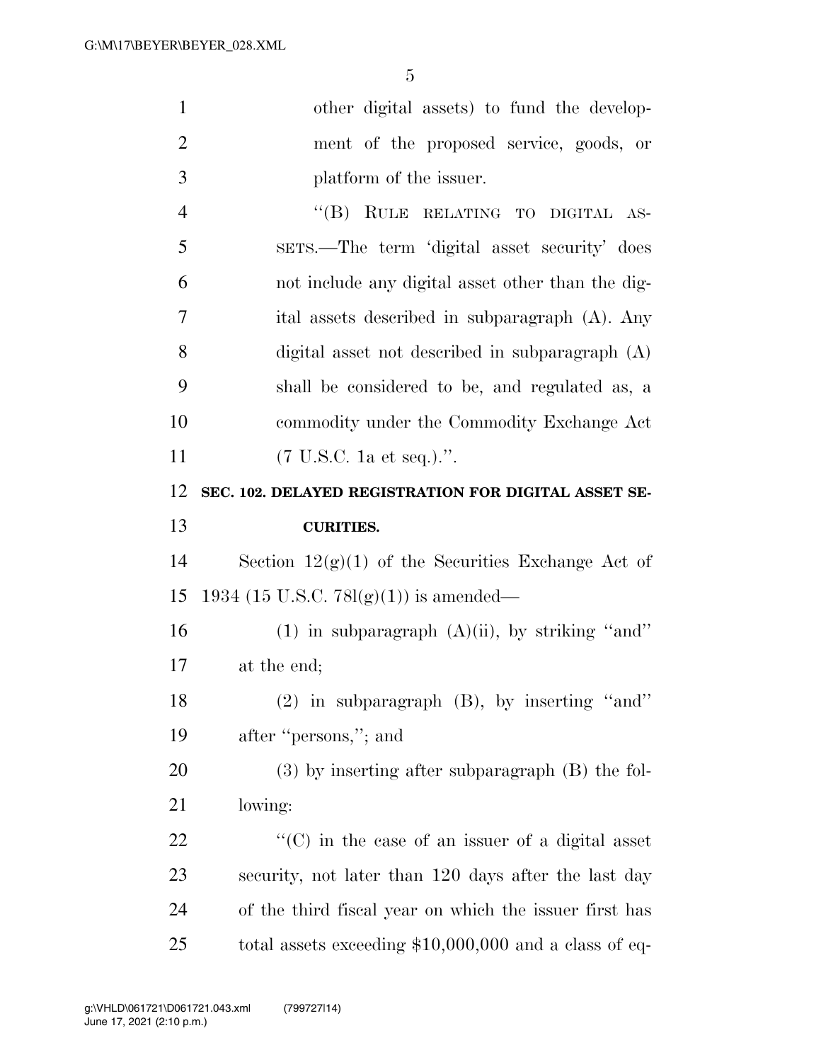other digital assets) to fund the development of the proposed service, goods, or platform of the issuer.

"(B) RULE RELATING TO DIGITAL ASSETS.—The term 'digital asset security' does not include any digital asset other than the digital assets described in subparagraph (A). Any digital asset not described in subparagraph (A) shall be considered to be, and regulated as, a commodity under the Commodity Exchange Act (7 U.S.C. 1a et seq.).".

**SEC. 102. DELAYED REGISTRATION FOR DIGITAL ASSET SECURITIES.**

Section 12(g)(1) of the Securities Exchange Act of 1934 (15 U.S.C. 78l(g)(1)) is amended—

(1) in subparagraph (A)(ii), by striking "and" at the end;

(2) in subparagraph (B), by inserting "and" after "persons,"; and

(3) by inserting after subparagraph (B) the following:

"(C) in the case of an issuer of a digital asset security, not later than 120 days after the last day of the third fiscal year on which the issuer first has total assets exceeding $10,000,000 and a class of eq-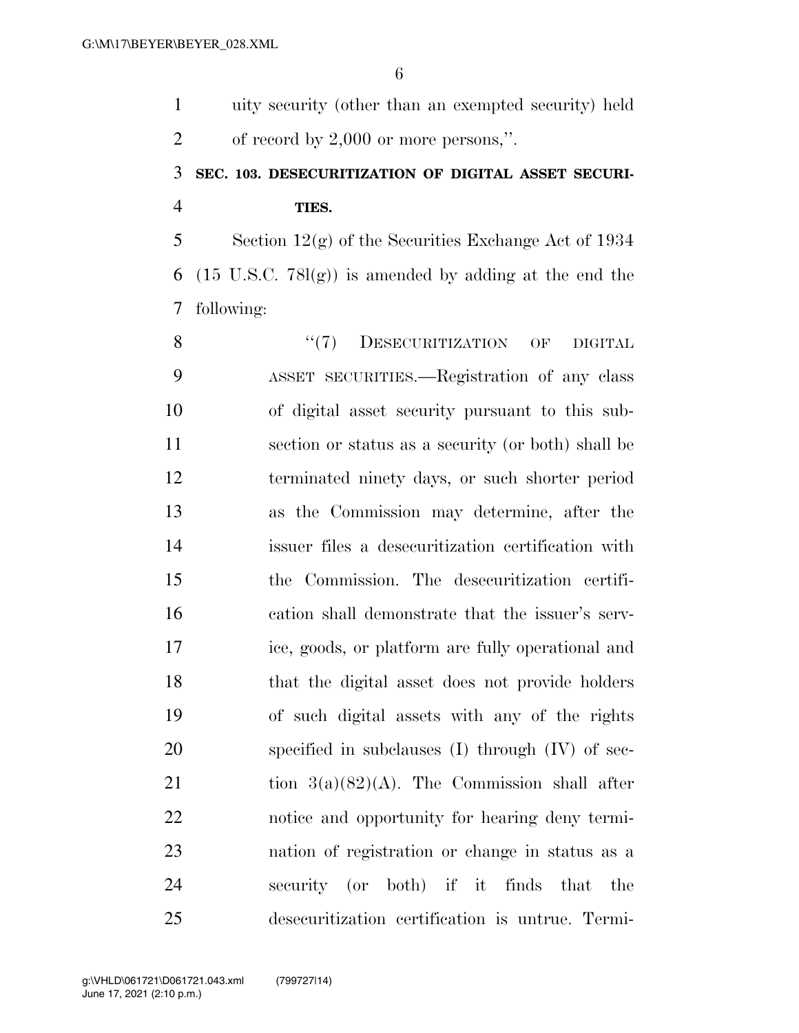uity security (other than an exempted security) held of record by 2,000 or more persons,''.

**SEC. 103. DESECURITIZATION OF DIGITAL ASSET SECURITIES.**

Section 12(g) of the Securities Exchange Act of 1934 (15 U.S.C. 78l(g)) is amended by adding at the end the following:

> ''(7) DESECURITIZATION OF DIGITAL ASSET SECURITIES.—Registration of any class of digital asset security pursuant to this subsection or status as a security (or both) shall be terminated ninety days, or such shorter period as the Commission may determine, after the issuer files a desecuritization certification with the Commission. The desecuritization certification shall demonstrate that the issuer's service, goods, or platform are fully operational and that the digital asset does not provide holders of such digital assets with any of the rights specified in subclauses (I) through (IV) of section 3(a)(82)(A). The Commission shall after notice and opportunity for hearing deny termination of registration or change in status as a security (or both) if it finds that the desecuritization certification is untrue. Termi-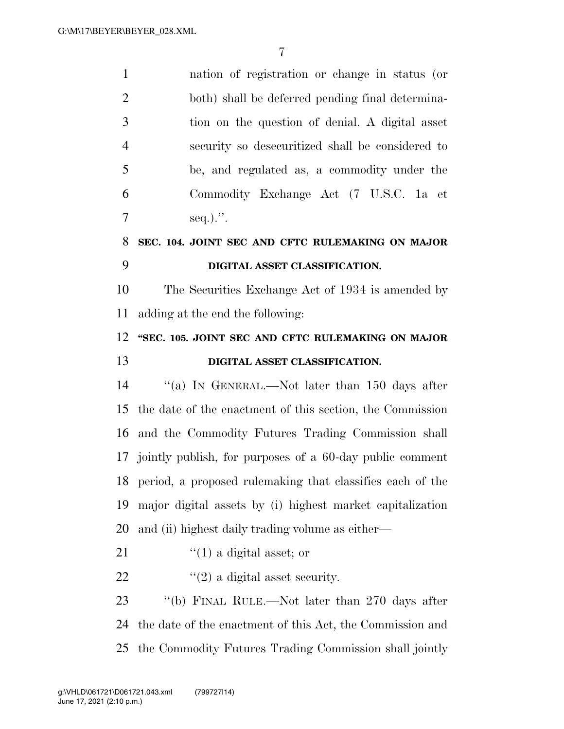nation of registration or change in status (or both) shall be deferred pending final determination on the question of denial. A digital asset security so desecuritized shall be considered to be, and regulated as, a commodity under the Commodity Exchange Act (7 U.S.C. 1a et seq.).".

**SEC. 104. JOINT SEC AND CFTC RULEMAKING ON MAJOR DIGITAL ASSET CLASSIFICATION.**

The Securities Exchange Act of 1934 is amended by adding at the end the following:

**"SEC. 105. JOINT SEC AND CFTC RULEMAKING ON MAJOR DIGITAL ASSET CLASSIFICATION.**

"(a) IN GENERAL.—Not later than 150 days after the date of the enactment of this section, the Commission and the Commodity Futures Trading Commission shall jointly publish, for purposes of a 60-day public comment period, a proposed rulemaking that classifies each of the major digital assets by (i) highest market capitalization and (ii) highest daily trading volume as either—

"(1) a digital asset; or

"(2) a digital asset security.

"(b) FINAL RULE.—Not later than 270 days after the date of the enactment of this Act, the Commission and the Commodity Futures Trading Commission shall jointly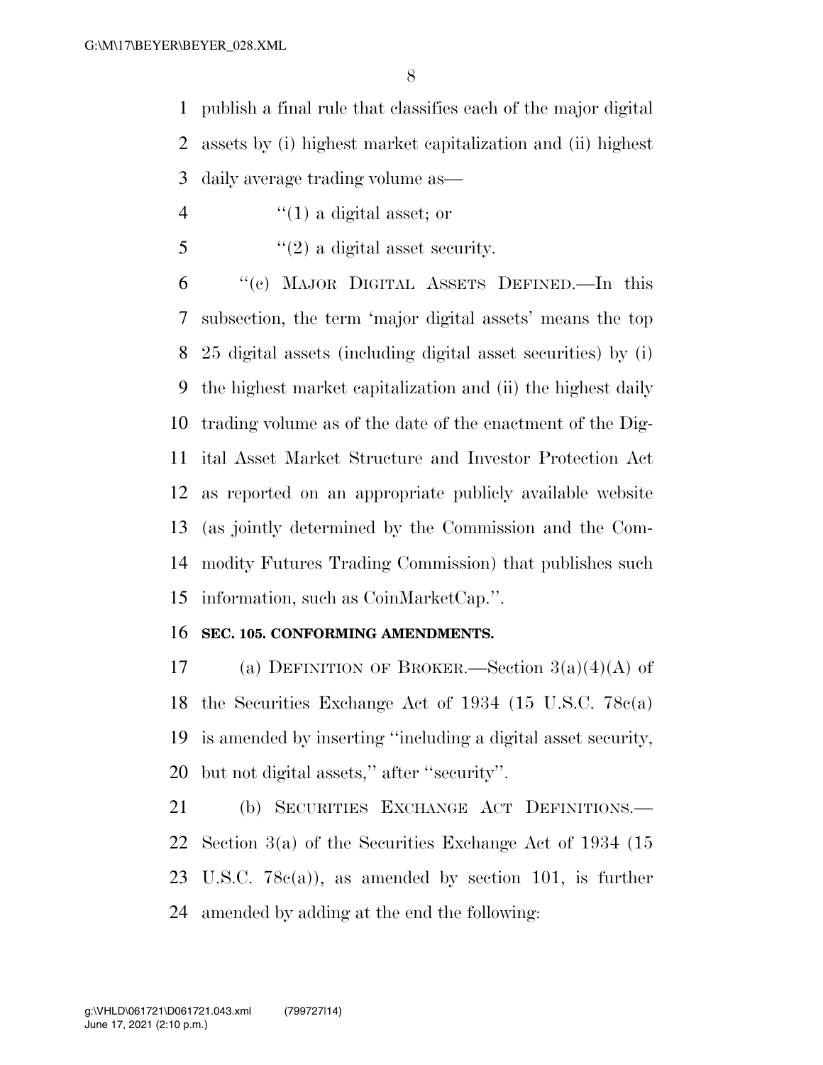publish a final rule that classifies each of the major digital assets by (i) highest market capitalization and (ii) highest daily average trading volume as—

''(1) a digital asset; or

''(2) a digital asset security.

''(c) MAJOR DIGITAL ASSETS DEFINED.—In this subsection, the term 'major digital assets' means the top 25 digital assets (including digital asset securities) by (i) the highest market capitalization and (ii) the highest daily trading volume as of the date of the enactment of the Digital Asset Market Structure and Investor Protection Act as reported on an appropriate publicly available website (as jointly determined by the Commission and the Commodity Futures Trading Commission) that publishes such information, such as CoinMarketCap.''.

**SEC. 105. CONFORMING AMENDMENTS.**

(a) DEFINITION OF BROKER.—Section 3(a)(4)(A) of the Securities Exchange Act of 1934 (15 U.S.C. 78c(a) is amended by inserting ''including a digital asset security, but not digital assets,'' after ''security''.

(b) SECURITIES EXCHANGE ACT DEFINITIONS.—Section 3(a) of the Securities Exchange Act of 1934 (15 U.S.C. 78c(a)), as amended by section 101, is further amended by adding at the end the following: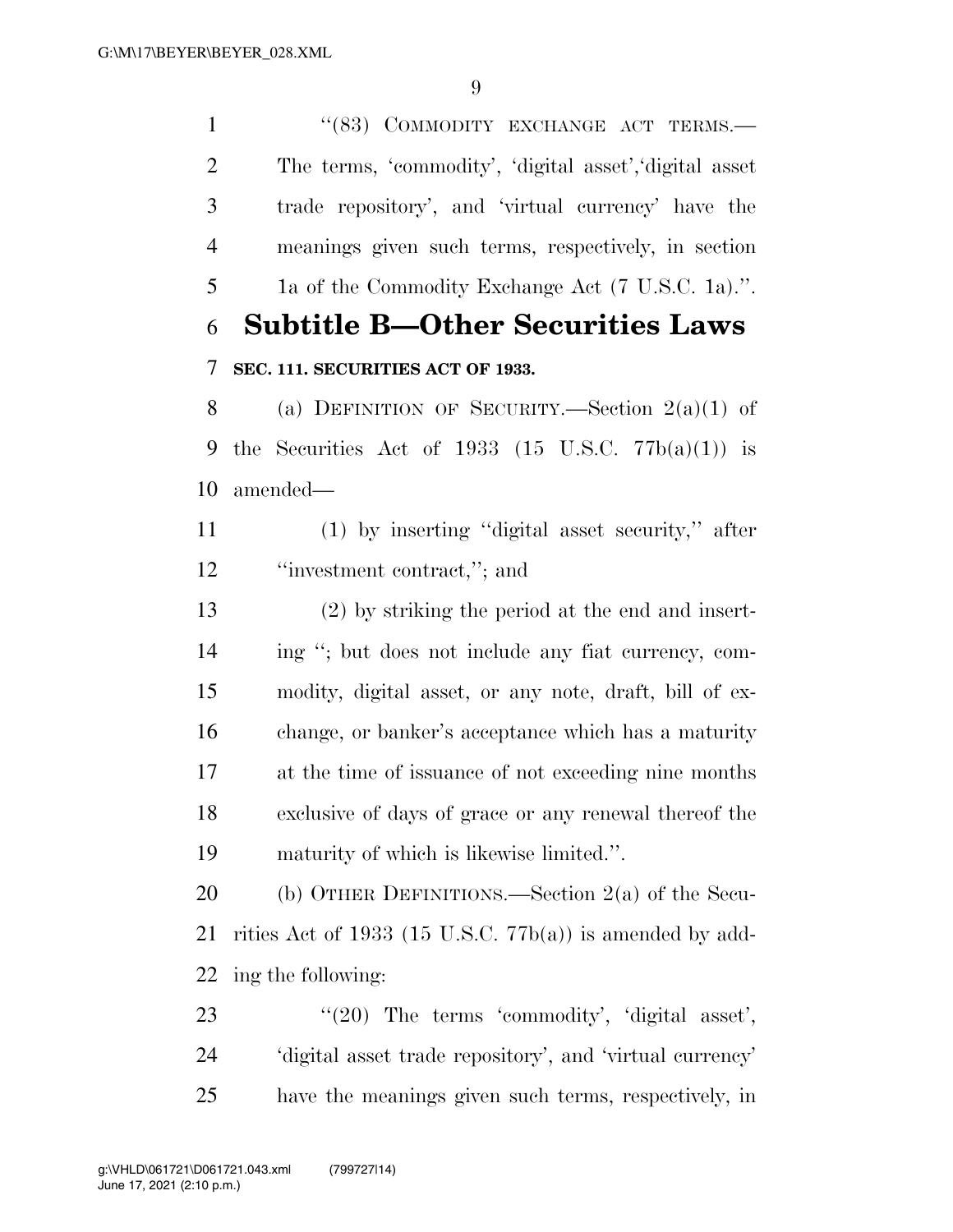"(83) COMMODITY EXCHANGE ACT TERMS.—The terms, 'commodity', 'digital asset','digital asset trade repository', and 'virtual currency' have the meanings given such terms, respectively, in section 1a of the Commodity Exchange Act (7 U.S.C. 1a).".

## Subtitle B—Other Securities Laws

**SEC. 111. SECURITIES ACT OF 1933.**

(a) DEFINITION OF SECURITY.—Section 2(a)(1) of the Securities Act of 1933 (15 U.S.C. 77b(a)(1)) is amended—

(1) by inserting "digital asset security," after "investment contract,"; and

(2) by striking the period at the end and inserting "; but does not include any fiat currency, commodity, digital asset, or any note, draft, bill of exchange, or banker's acceptance which has a maturity at the time of issuance of not exceeding nine months exclusive of days of grace or any renewal thereof the maturity of which is likewise limited.".

(b) OTHER DEFINITIONS.—Section 2(a) of the Securities Act of 1933 (15 U.S.C. 77b(a)) is amended by adding the following:

"(20) The terms 'commodity', 'digital asset', 'digital asset trade repository', and 'virtual currency' have the meanings given such terms, respectively, in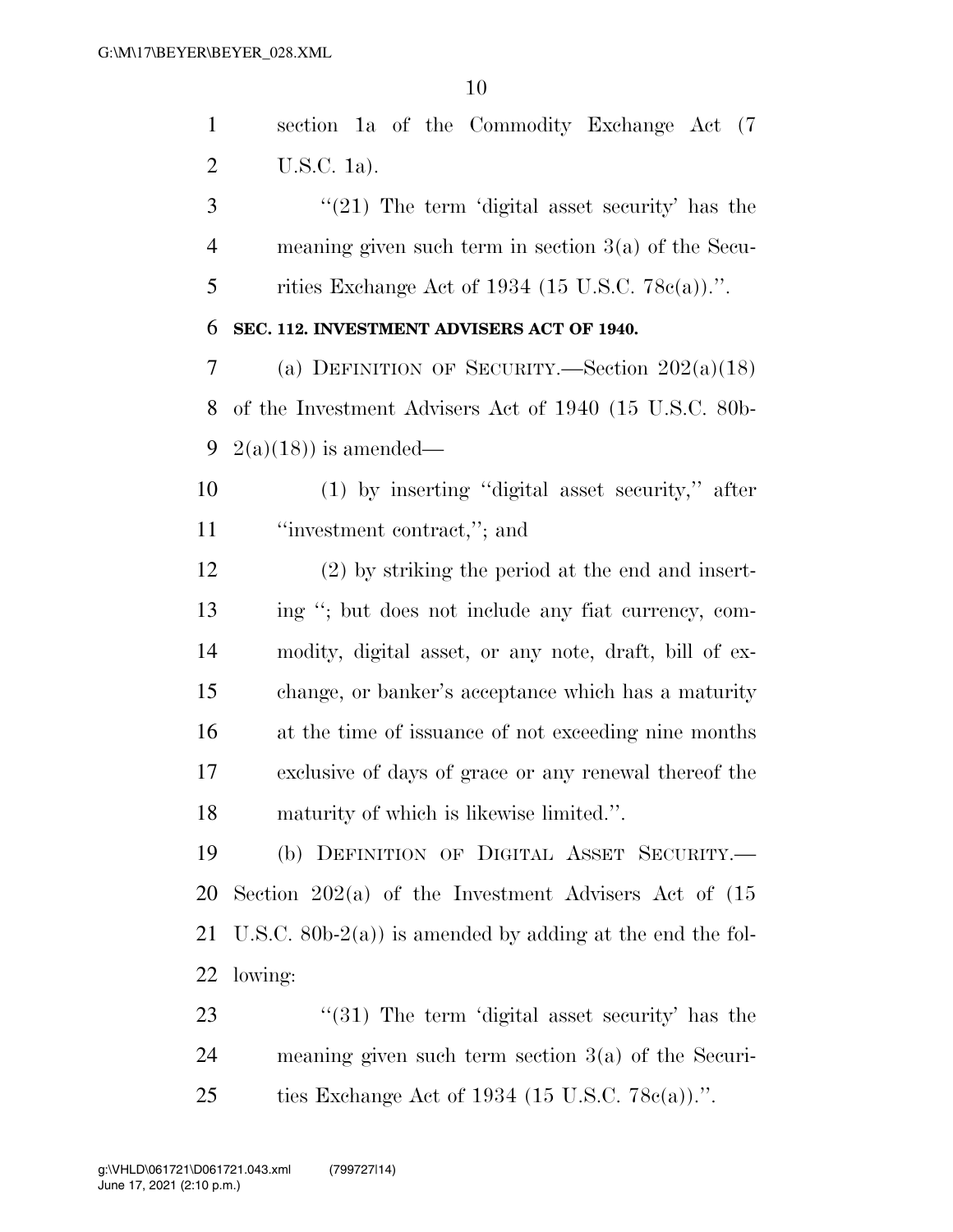section 1a of the Commodity Exchange Act (7 U.S.C. 1a).

"(21) The term 'digital asset security' has the meaning given such term in section 3(a) of the Securities Exchange Act of 1934 (15 U.S.C. 78c(a)).".

**SEC. 112. INVESTMENT ADVISERS ACT OF 1940.**

(a) DEFINITION OF SECURITY.—Section 202(a)(18) of the Investment Advisers Act of 1940 (15 U.S.C. 80b-2(a)(18)) is amended—

(1) by inserting "digital asset security," after "investment contract,"; and

(2) by striking the period at the end and inserting "; but does not include any fiat currency, commodity, digital asset, or any note, draft, bill of exchange, or banker's acceptance which has a maturity at the time of issuance of not exceeding nine months exclusive of days of grace or any renewal thereof the maturity of which is likewise limited.".

(b) DEFINITION OF DIGITAL ASSET SECURITY.—Section 202(a) of the Investment Advisers Act of (15 U.S.C. 80b-2(a)) is amended by adding at the end the following:

"(31) The term 'digital asset security' has the meaning given such term section 3(a) of the Securities Exchange Act of 1934 (15 U.S.C. 78c(a)).".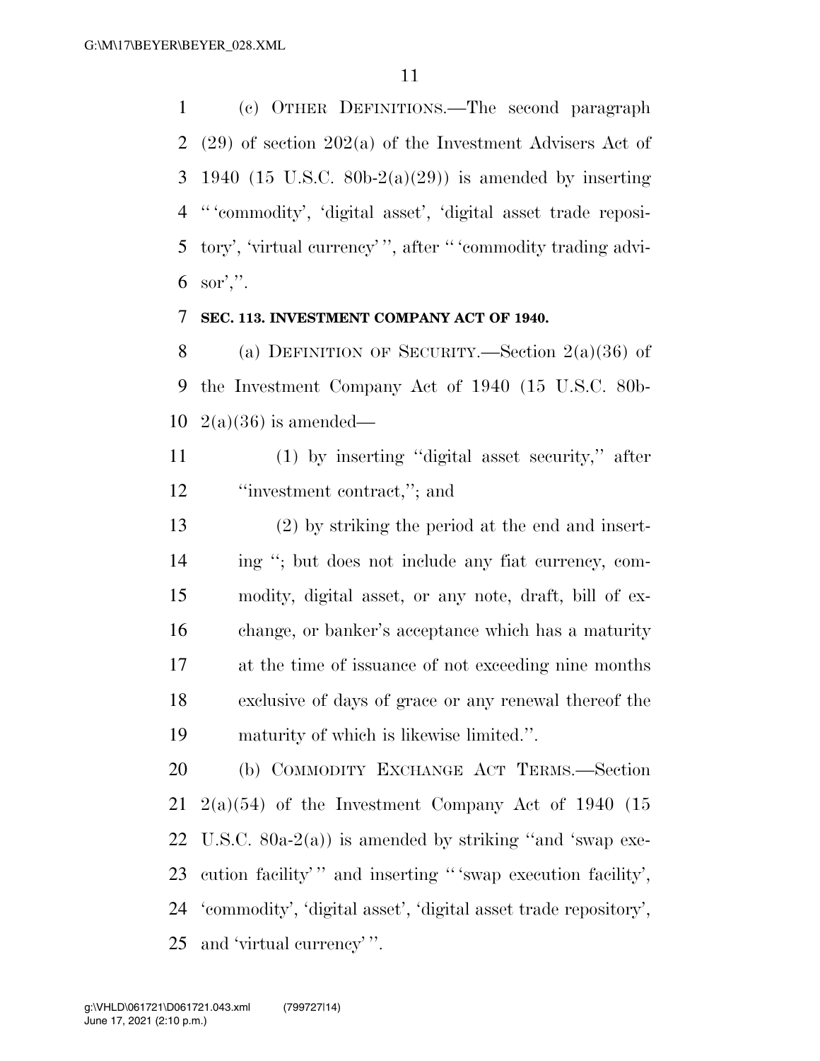(c) OTHER DEFINITIONS.—The second paragraph (29) of section 202(a) of the Investment Advisers Act of 1940 (15 U.S.C. 80b-2(a)(29)) is amended by inserting "'commodity', 'digital asset', 'digital asset trade repository', 'virtual currency'", after "'commodity trading advisor',".

**SEC. 113. INVESTMENT COMPANY ACT OF 1940.**

(a) DEFINITION OF SECURITY.—Section 2(a)(36) of the Investment Company Act of 1940 (15 U.S.C. 80b-2(a)(36) is amended—

(1) by inserting "digital asset security," after "investment contract,"; and

(2) by striking the period at the end and inserting "; but does not include any fiat currency, commodity, digital asset, or any note, draft, bill of exchange, or banker's acceptance which has a maturity at the time of issuance of not exceeding nine months exclusive of days of grace or any renewal thereof the maturity of which is likewise limited.".

(b) COMMODITY EXCHANGE ACT TERMS.—Section 2(a)(54) of the Investment Company Act of 1940 (15 U.S.C. 80a-2(a)) is amended by striking "and 'swap execution facility'" and inserting "'swap execution facility', 'commodity', 'digital asset', 'digital asset trade repository', and 'virtual currency'".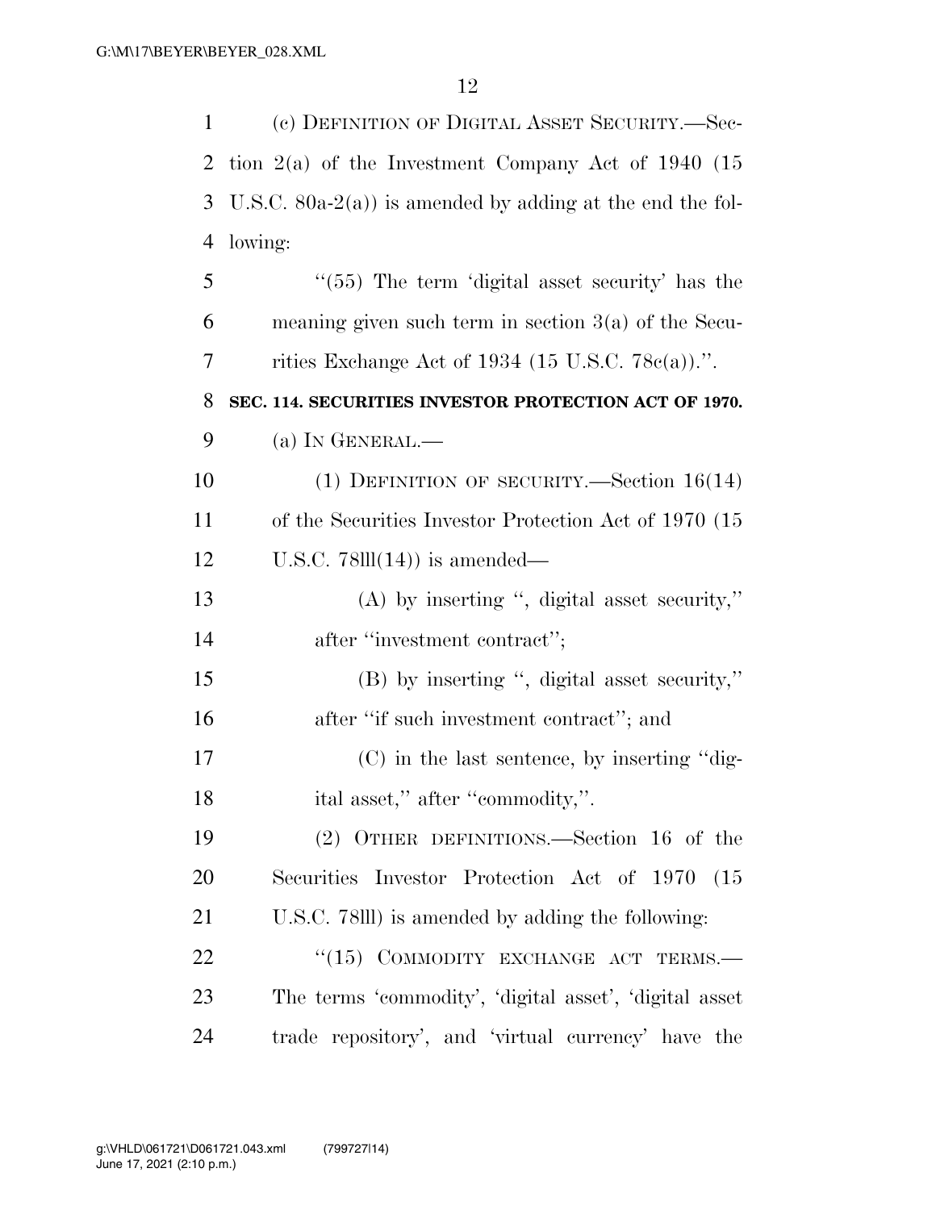(c) DEFINITION OF DIGITAL ASSET SECURITY.—Section 2(a) of the Investment Company Act of 1940 (15 U.S.C. 80a-2(a)) is amended by adding at the end the following:

"(55) The term 'digital asset security' has the meaning given such term in section 3(a) of the Securities Exchange Act of 1934 (15 U.S.C. 78c(a)).".

**SEC. 114. SECURITIES INVESTOR PROTECTION ACT OF 1970.**

(a) IN GENERAL.—

(1) DEFINITION OF SECURITY.—Section 16(14) of the Securities Investor Protection Act of 1970 (15 U.S.C. 78lll(14)) is amended—

(A) by inserting ", digital asset security," after "investment contract";

(B) by inserting ", digital asset security," after "if such investment contract"; and

(C) in the last sentence, by inserting "digital asset," after "commodity,".

(2) OTHER DEFINITIONS.—Section 16 of the Securities Investor Protection Act of 1970 (15 U.S.C. 78lll) is amended by adding the following:

"(15) COMMODITY EXCHANGE ACT TERMS.—The terms 'commodity', 'digital asset', 'digital asset trade repository', and 'virtual currency' have the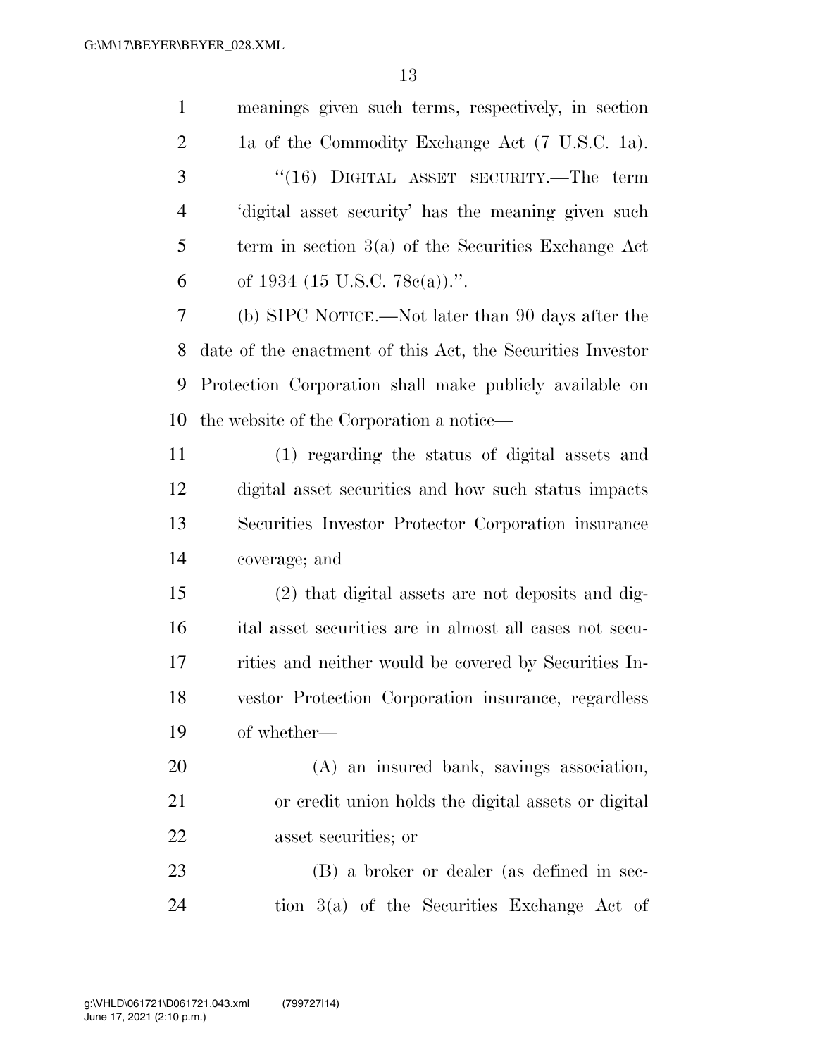meanings given such terms, respectively, in section 1a of the Commodity Exchange Act (7 U.S.C. 1a).

"(16) DIGITAL ASSET SECURITY.—The term 'digital asset security' has the meaning given such term in section 3(a) of the Securities Exchange Act of 1934 (15 U.S.C. 78c(a)).".

(b) SIPC NOTICE.—Not later than 90 days after the date of the enactment of this Act, the Securities Investor Protection Corporation shall make publicly available on the website of the Corporation a notice—

(1) regarding the status of digital assets and digital asset securities and how such status impacts Securities Investor Protector Corporation insurance coverage; and

(2) that digital assets are not deposits and digital asset securities are in almost all cases not securities and neither would be covered by Securities Investor Protection Corporation insurance, regardless of whether—

(A) an insured bank, savings association, or credit union holds the digital assets or digital asset securities; or

(B) a broker or dealer (as defined in section 3(a) of the Securities Exchange Act of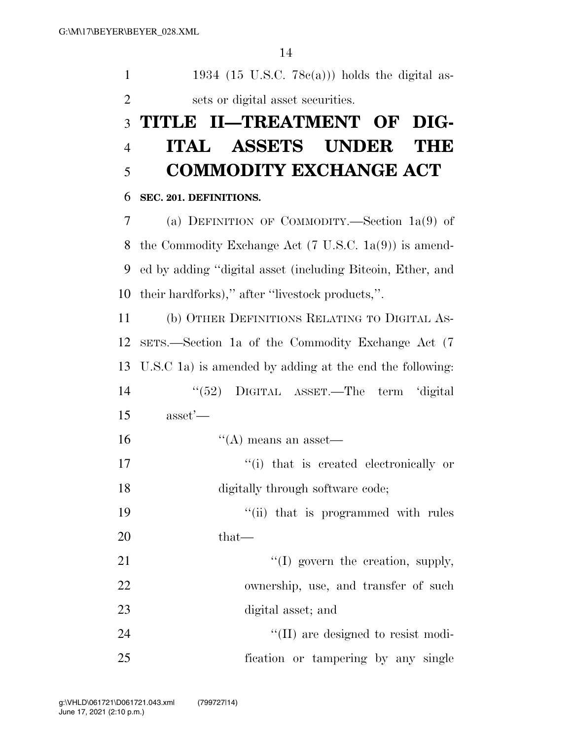1934 (15 U.S.C. 78c(a))) holds the digital assets or digital asset securities.

# TITLE II—TREATMENT OF DIGITAL ASSETS UNDER THE COMMODITY EXCHANGE ACT

### SEC. 201. DEFINITIONS.

(a) DEFINITION OF COMMODITY.—Section 1a(9) of the Commodity Exchange Act (7 U.S.C. 1a(9)) is amended by adding "digital asset (including Bitcoin, Ether, and their hardforks)," after "livestock products,".

(b) OTHER DEFINITIONS RELATING TO DIGITAL ASSETS.—Section 1a of the Commodity Exchange Act (7 U.S.C 1a) is amended by adding at the end the following:

"(52) DIGITAL ASSET.—The term 'digital asset'—

"(A) means an asset—

"(i) that is created electronically or digitally through software code;

"(ii) that is programmed with rules that—

"(I) govern the creation, supply, ownership, use, and transfer of such digital asset; and

"(II) are designed to resist modification or tampering by any single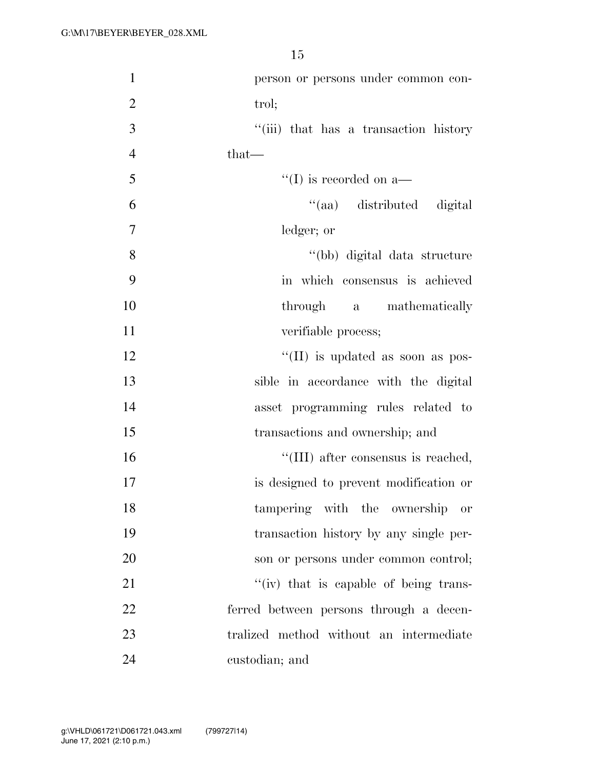person or persons under common control;

''(iii) that has a transaction history that—

''(I) is recorded on a—

''(aa) distributed digital ledger; or

''(bb) digital data structure in which consensus is achieved through a mathematically verifiable process;

''(II) is updated as soon as possible in accordance with the digital asset programming rules related to transactions and ownership; and

''(III) after consensus is reached, is designed to prevent modification or tampering with the ownership or transaction history by any single person or persons under common control;

''(iv) that is capable of being transferred between persons through a decentralized method without an intermediate custodian; and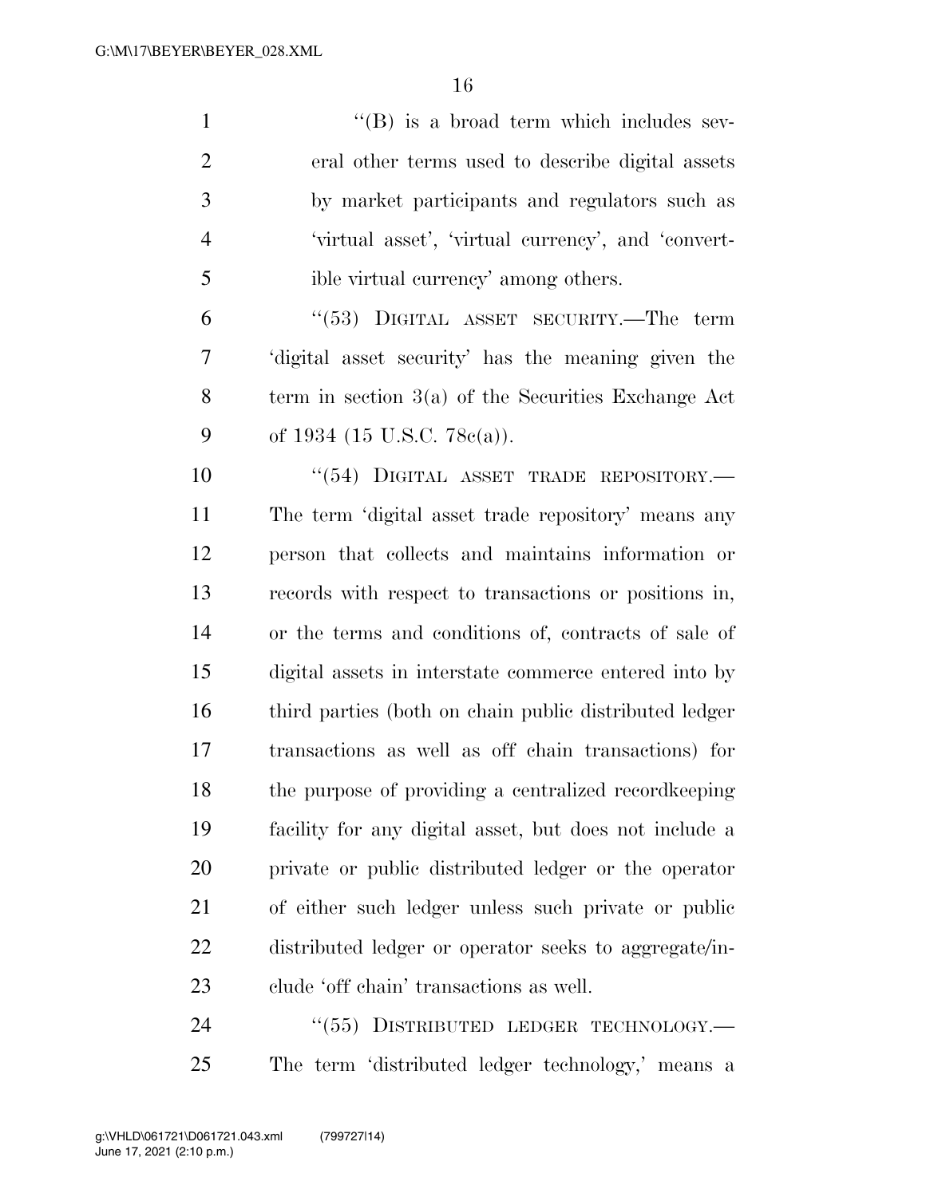"(B) is a broad term which includes several other terms used to describe digital assets by market participants and regulators such as 'virtual asset', 'virtual currency', and 'convertible virtual currency' among others.

"(53) DIGITAL ASSET SECURITY.—The term 'digital asset security' has the meaning given the term in section 3(a) of the Securities Exchange Act of 1934 (15 U.S.C. 78c(a)).

"(54) DIGITAL ASSET TRADE REPOSITORY.—The term 'digital asset trade repository' means any person that collects and maintains information or records with respect to transactions or positions in, or the terms and conditions of, contracts of sale of digital assets in interstate commerce entered into by third parties (both on chain public distributed ledger transactions as well as off chain transactions) for the purpose of providing a centralized recordkeeping facility for any digital asset, but does not include a private or public distributed ledger or the operator of either such ledger unless such private or public distributed ledger or operator seeks to aggregate/include 'off chain' transactions as well.

"(55) DISTRIBUTED LEDGER TECHNOLOGY.—The term 'distributed ledger technology,' means a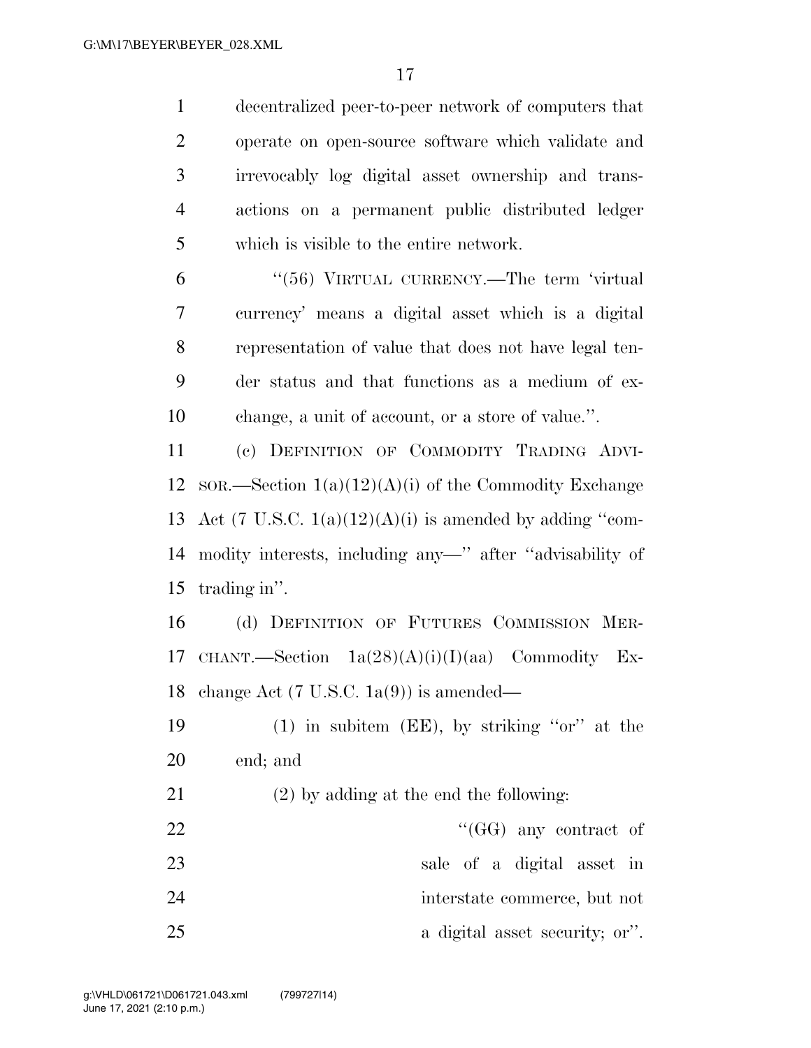decentralized peer-to-peer network of computers that operate on open-source software which validate and irrevocably log digital asset ownership and transactions on a permanent public distributed ledger which is visible to the entire network.

"(56) VIRTUAL CURRENCY.—The term 'virtual currency' means a digital asset which is a digital representation of value that does not have legal tender status and that functions as a medium of exchange, a unit of account, or a store of value.".

(c) DEFINITION OF COMMODITY TRADING ADVISOR.—Section 1(a)(12)(A)(i) of the Commodity Exchange Act (7 U.S.C. 1(a)(12)(A)(i) is amended by adding "commodity interests, including any—" after "advisability of trading in".

(d) DEFINITION OF FUTURES COMMISSION MERCHANT.—Section 1a(28)(A)(i)(I)(aa) Commodity Exchange Act (7 U.S.C. 1a(9)) is amended—

(1) in subitem (EE), by striking "or" at the end; and

(2) by adding at the end the following:

"(GG) any contract of sale of a digital asset in interstate commerce, but not a digital asset security; or".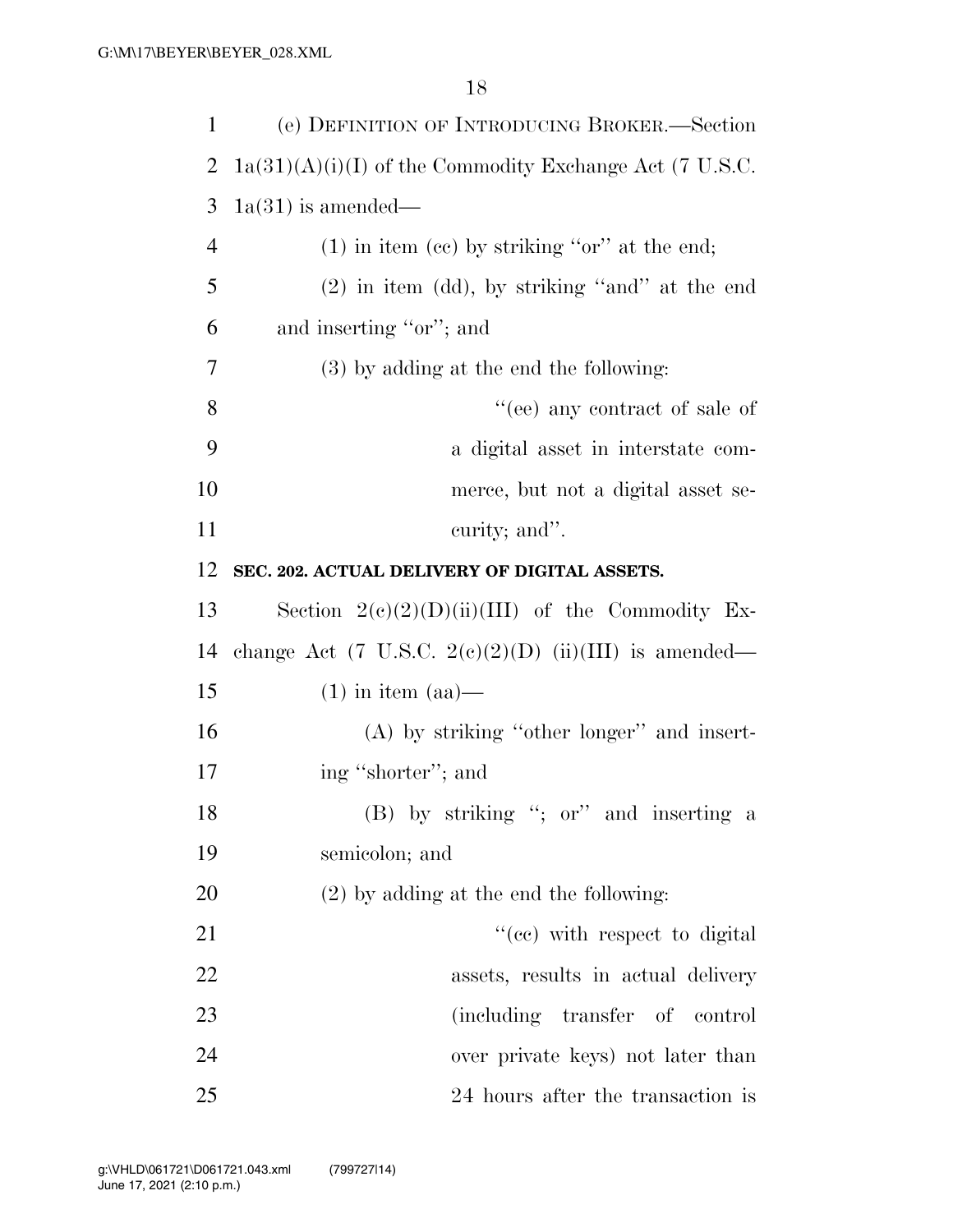(e) DEFINITION OF INTRODUCING BROKER.—Section 1a(31)(A)(i)(I) of the Commodity Exchange Act (7 U.S.C. 1a(31) is amended—

(1) in item (cc) by striking "or" at the end;

(2) in item (dd), by striking "and" at the end and inserting "or"; and

(3) by adding at the end the following:

"(ee) any contract of sale of a digital asset in interstate commerce, but not a digital asset security; and".

**SEC. 202. ACTUAL DELIVERY OF DIGITAL ASSETS.**

Section 2(c)(2)(D)(ii)(III) of the Commodity Exchange Act (7 U.S.C. 2(c)(2)(D) (ii)(III) is amended—

(1) in item (aa)—

(A) by striking "other longer" and inserting "shorter"; and

(B) by striking "; or" and inserting a semicolon; and

(2) by adding at the end the following:

"(cc) with respect to digital assets, results in actual delivery (including transfer of control over private keys) not later than 24 hours after the transaction is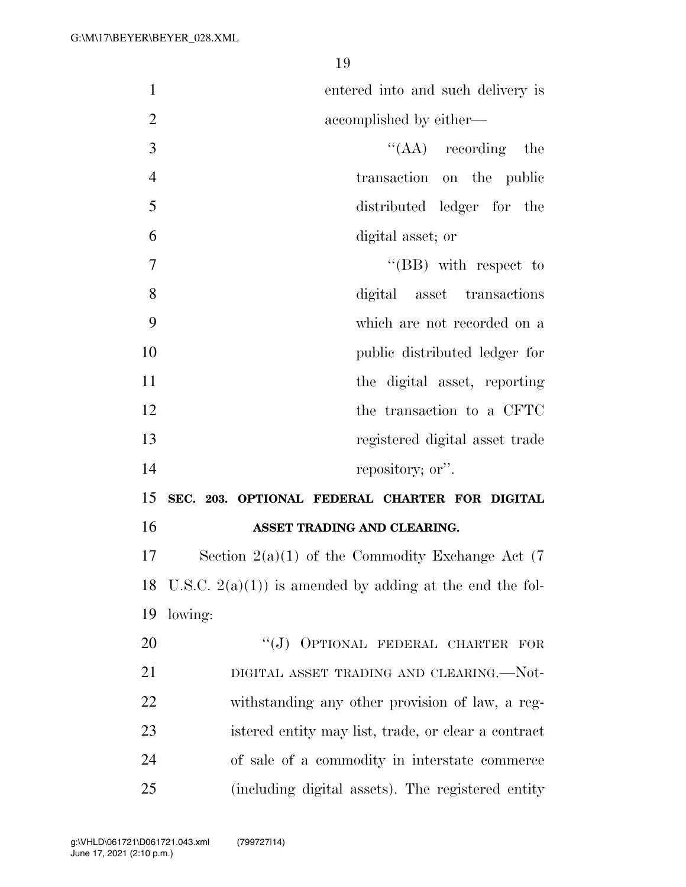entered into and such delivery is accomplished by either—

''(AA) recording the transaction on the public distributed ledger for the digital asset; or

''(BB) with respect to digital asset transactions which are not recorded on a public distributed ledger for the digital asset, reporting the transaction to a CFTC registered digital asset trade repository; or''.

**SEC. 203. OPTIONAL FEDERAL CHARTER FOR DIGITAL ASSET TRADING AND CLEARING.**

Section 2(a)(1) of the Commodity Exchange Act (7 U.S.C. 2(a)(1)) is amended by adding at the end the following:

''(J) OPTIONAL FEDERAL CHARTER FOR DIGITAL ASSET TRADING AND CLEARING.—Notwithstanding any other provision of law, a registered entity may list, trade, or clear a contract of sale of a commodity in interstate commerce (including digital assets). The registered entity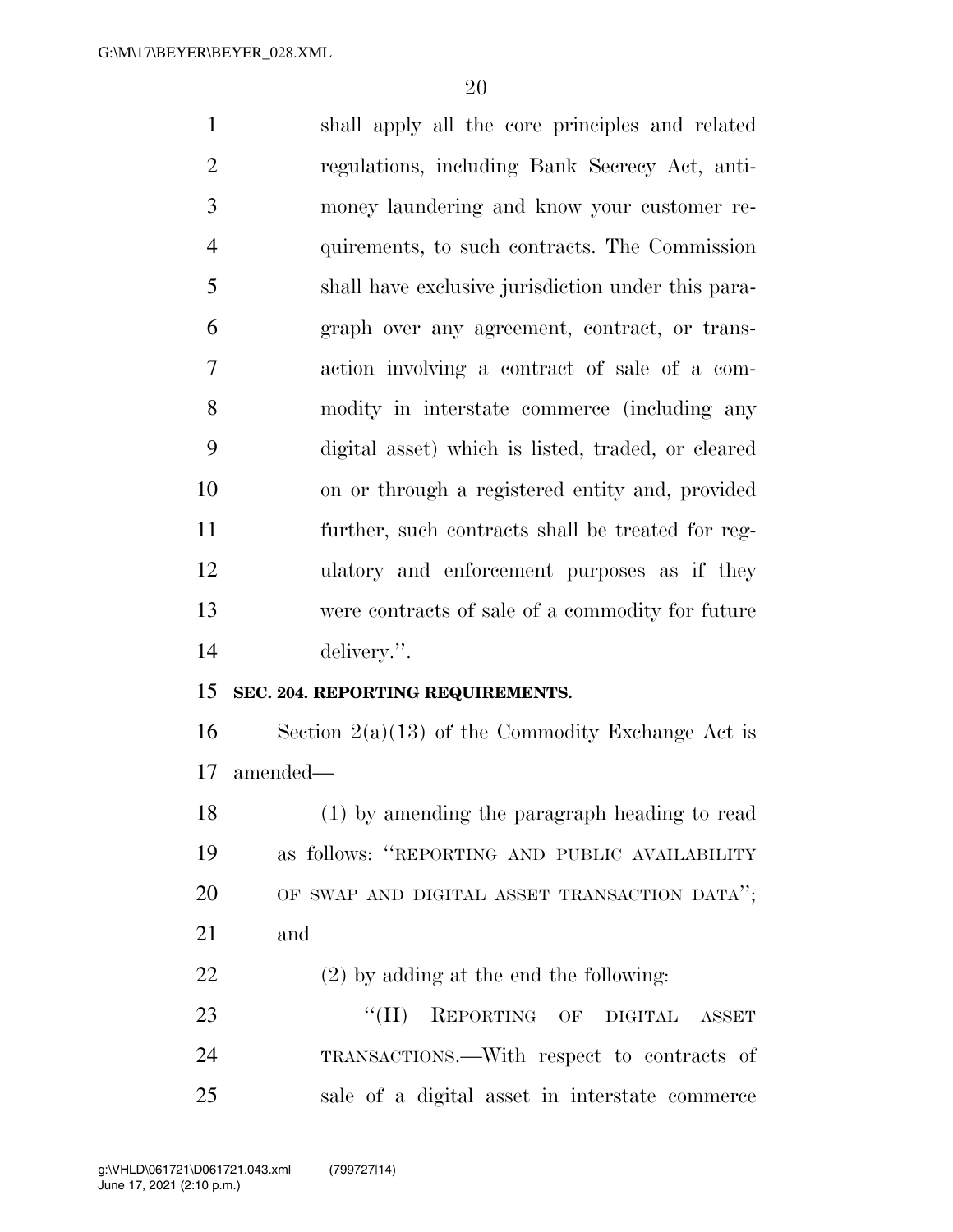shall apply all the core principles and related regulations, including Bank Secrecy Act, anti-money laundering and know your customer requirements, to such contracts. The Commission shall have exclusive jurisdiction under this paragraph over any agreement, contract, or transaction involving a contract of sale of a commodity in interstate commerce (including any digital asset) which is listed, traded, or cleared on or through a registered entity and, provided further, such contracts shall be treated for regulatory and enforcement purposes as if they were contracts of sale of a commodity for future delivery.''.

**SEC. 204. REPORTING REQUIREMENTS.**

Section 2(a)(13) of the Commodity Exchange Act is amended—

(1) by amending the paragraph heading to read as follows: ''REPORTING AND PUBLIC AVAILABILITY OF SWAP AND DIGITAL ASSET TRANSACTION DATA''; and

(2) by adding at the end the following:

''(H) REPORTING OF DIGITAL ASSET TRANSACTIONS.—With respect to contracts of sale of a digital asset in interstate commerce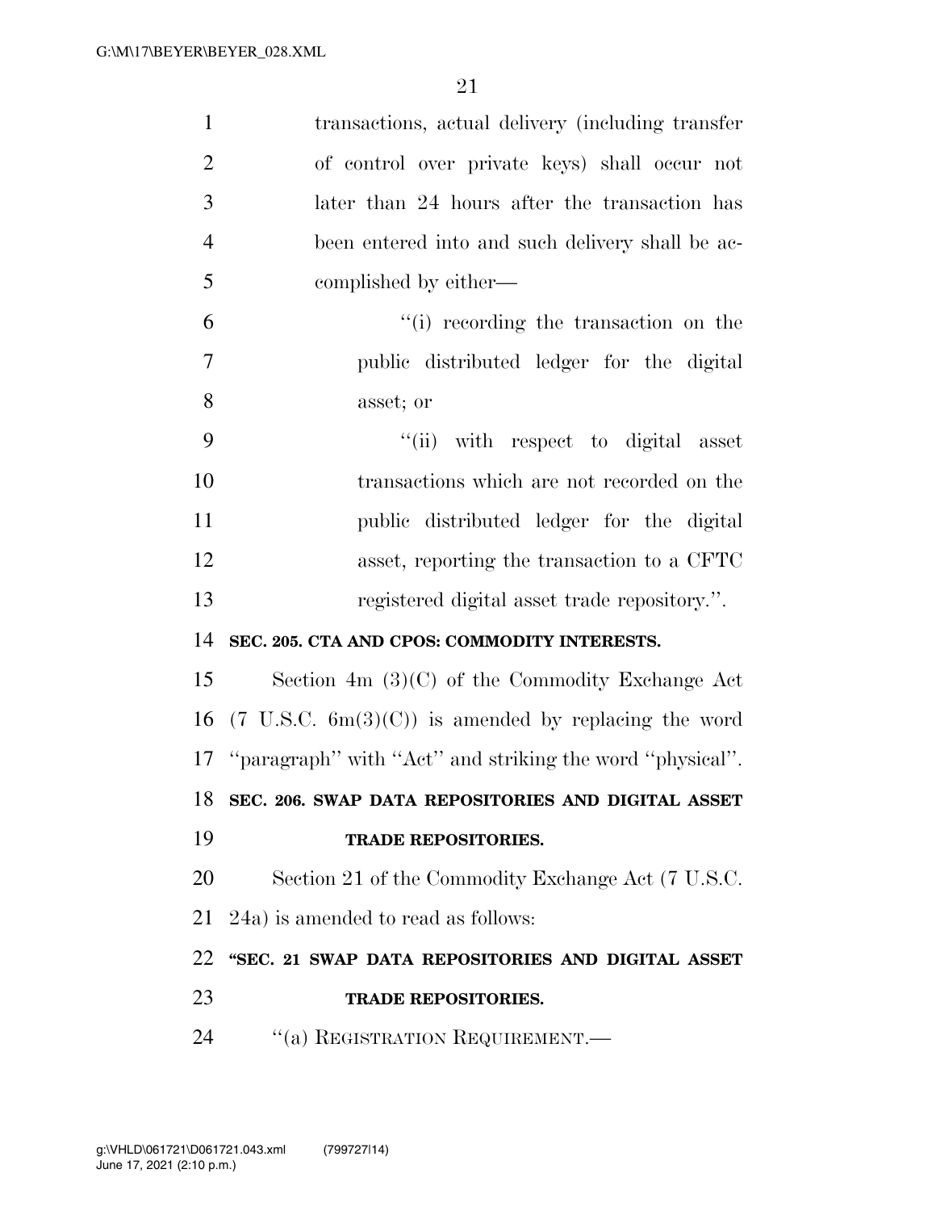transactions, actual delivery (including transfer of control over private keys) shall occur not later than 24 hours after the transaction has been entered into and such delivery shall be accomplished by either—

"(i) recording the transaction on the public distributed ledger for the digital asset; or

"(ii) with respect to digital asset transactions which are not recorded on the public distributed ledger for the digital asset, reporting the transaction to a CFTC registered digital asset trade repository.".

**SEC. 205. CTA AND CPOS: COMMODITY INTERESTS.**

Section 4m (3)(C) of the Commodity Exchange Act (7 U.S.C. 6m(3)(C)) is amended by replacing the word "paragraph" with "Act" and striking the word "physical".

**SEC. 206. SWAP DATA REPOSITORIES AND DIGITAL ASSET TRADE REPOSITORIES.**

Section 21 of the Commodity Exchange Act (7 U.S.C. 24a) is amended to read as follows:

**"SEC. 21 SWAP DATA REPOSITORIES AND DIGITAL ASSET TRADE REPOSITORIES.**

"(a) REGISTRATION REQUIREMENT.—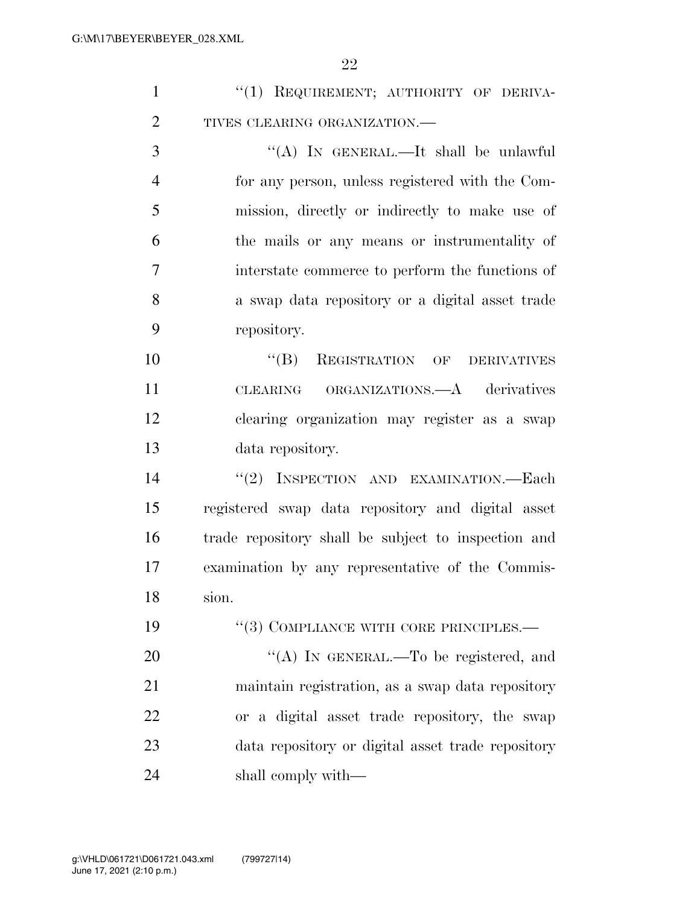"(1) REQUIREMENT; AUTHORITY OF DERIVATIVES CLEARING ORGANIZATION.—

"(A) IN GENERAL.—It shall be unlawful for any person, unless registered with the Commission, directly or indirectly to make use of the mails or any means or instrumentality of interstate commerce to perform the functions of a swap data repository or a digital asset trade repository.

"(B) REGISTRATION OF DERIVATIVES CLEARING ORGANIZATIONS.—A derivatives clearing organization may register as a swap data repository.

"(2) INSPECTION AND EXAMINATION.—Each registered swap data repository and digital asset trade repository shall be subject to inspection and examination by any representative of the Commission.

"(3) COMPLIANCE WITH CORE PRINCIPLES.—

"(A) IN GENERAL.—To be registered, and maintain registration, as a swap data repository or a digital asset trade repository, the swap data repository or digital asset trade repository shall comply with—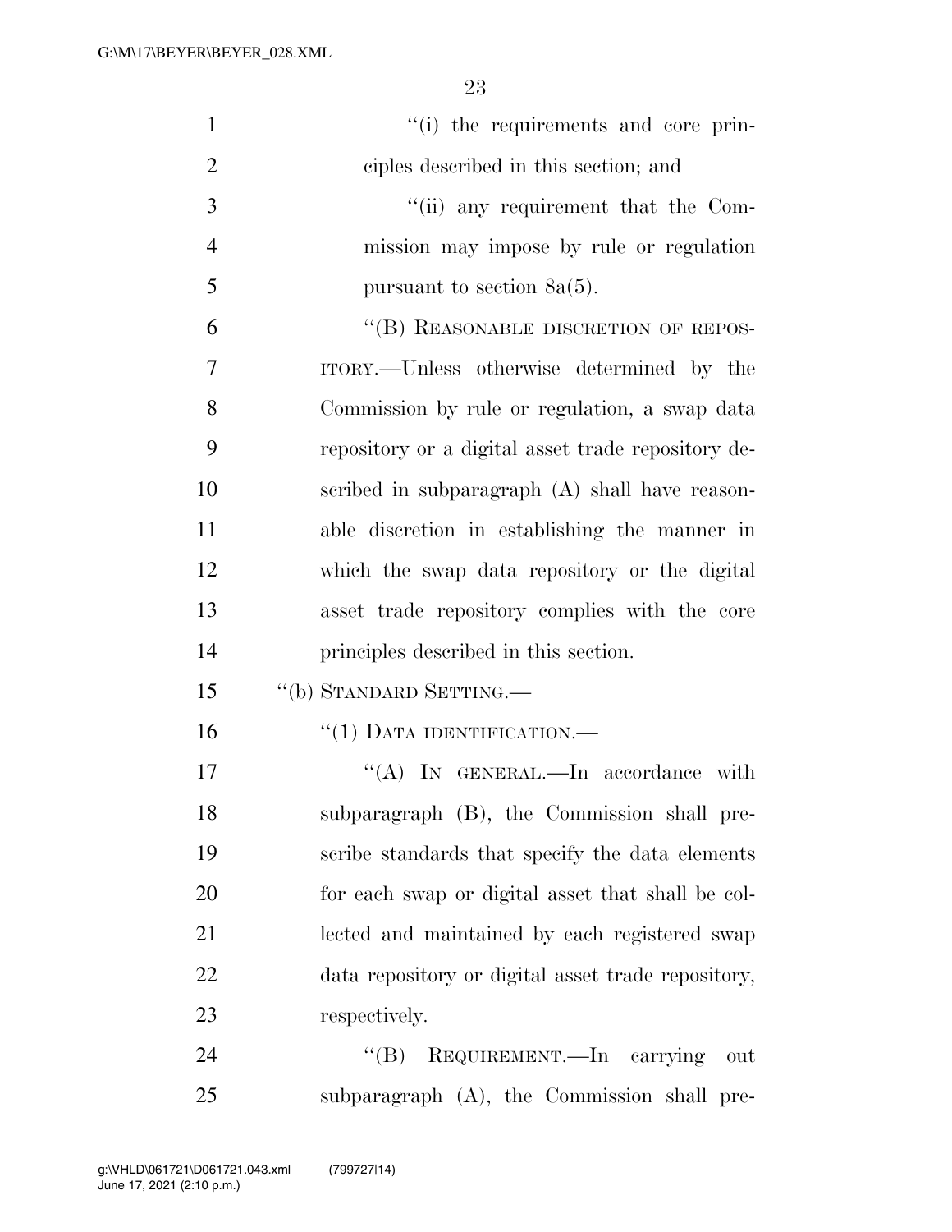"(i) the requirements and core principles described in this section; and

"(ii) any requirement that the Commission may impose by rule or regulation pursuant to section 8a(5).

"(B) REASONABLE DISCRETION OF REPOSITORY.—Unless otherwise determined by the Commission by rule or regulation, a swap data repository or a digital asset trade repository described in subparagraph (A) shall have reasonable discretion in establishing the manner in which the swap data repository or the digital asset trade repository complies with the core principles described in this section.

"(b) STANDARD SETTING.—

"(1) DATA IDENTIFICATION.—

"(A) IN GENERAL.—In accordance with subparagraph (B), the Commission shall prescribe standards that specify the data elements for each swap or digital asset that shall be collected and maintained by each registered swap data repository or digital asset trade repository, respectively.

"(B) REQUIREMENT.—In carrying out subparagraph (A), the Commission shall pre-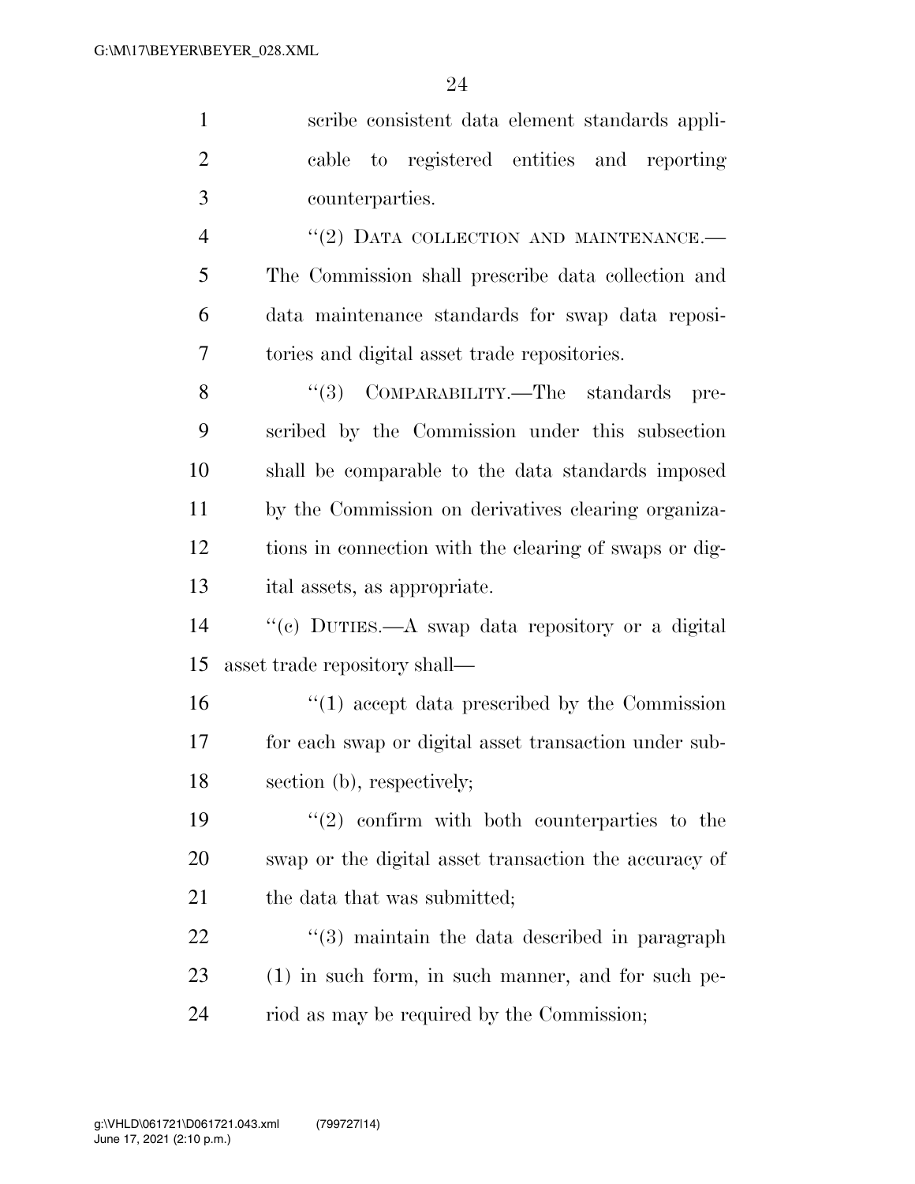scribe consistent data element standards applicable to registered entities and reporting counterparties.

"(2) DATA COLLECTION AND MAINTENANCE.—The Commission shall prescribe data collection and data maintenance standards for swap data repositories and digital asset trade repositories.

"(3) COMPARABILITY.—The standards prescribed by the Commission under this subsection shall be comparable to the data standards imposed by the Commission on derivatives clearing organizations in connection with the clearing of swaps or digital assets, as appropriate.

"(c) DUTIES.—A swap data repository or a digital asset trade repository shall—

"(1) accept data prescribed by the Commission for each swap or digital asset transaction under subsection (b), respectively;

"(2) confirm with both counterparties to the swap or the digital asset transaction the accuracy of the data that was submitted;

"(3) maintain the data described in paragraph (1) in such form, in such manner, and for such period as may be required by the Commission;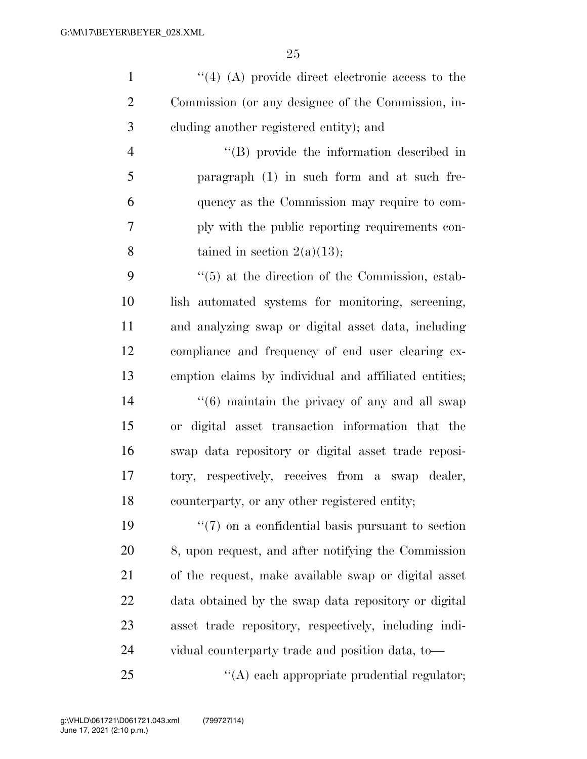''(4) (A) provide direct electronic access to the Commission (or any designee of the Commission, including another registered entity); and

''(B) provide the information described in paragraph (1) in such form and at such frequency as the Commission may require to comply with the public reporting requirements contained in section 2(a)(13);

''(5) at the direction of the Commission, establish automated systems for monitoring, screening, and analyzing swap or digital asset data, including compliance and frequency of end user clearing exemption claims by individual and affiliated entities;

''(6) maintain the privacy of any and all swap or digital asset transaction information that the swap data repository or digital asset trade repository, respectively, receives from a swap dealer, counterparty, or any other registered entity;

''(7) on a confidential basis pursuant to section 8, upon request, and after notifying the Commission of the request, make available swap or digital asset data obtained by the swap data repository or digital asset trade repository, respectively, including individual counterparty trade and position data, to—

''(A) each appropriate prudential regulator;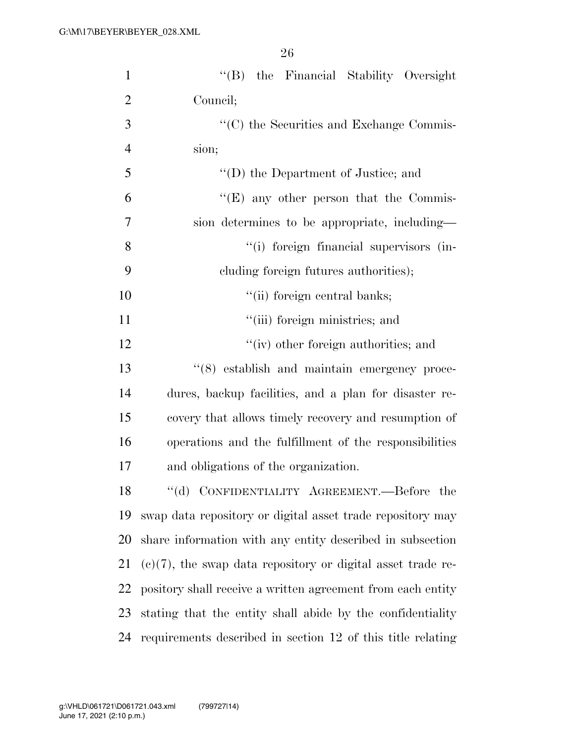''(B) the Financial Stability Oversight Council;

''(C) the Securities and Exchange Commission;

''(D) the Department of Justice; and

''(E) any other person that the Commission determines to be appropriate, including—

''(i) foreign financial supervisors (including foreign futures authorities);

''(ii) foreign central banks;

''(iii) foreign ministries; and

''(iv) other foreign authorities; and

''(8) establish and maintain emergency procedures, backup facilities, and a plan for disaster recovery that allows timely recovery and resumption of operations and the fulfillment of the responsibilities and obligations of the organization.

''(d) CONFIDENTIALITY AGREEMENT.—Before the swap data repository or digital asset trade repository may share information with any entity described in subsection (c)(7), the swap data repository or digital asset trade repository shall receive a written agreement from each entity stating that the entity shall abide by the confidentiality requirements described in section 12 of this title relating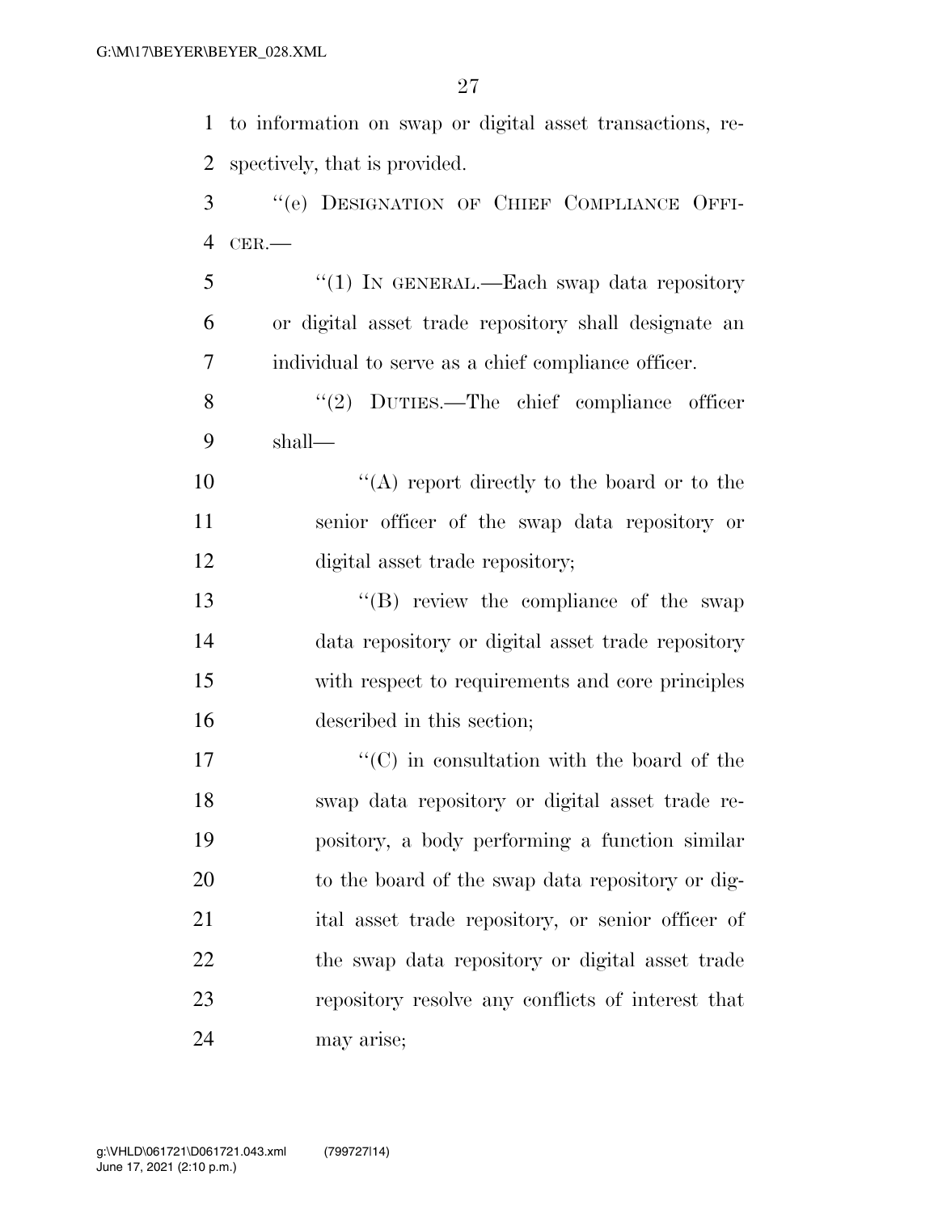to information on swap or digital asset transactions, respectively, that is provided.

''(e) DESIGNATION OF CHIEF COMPLIANCE OFFICER.—

''(1) IN GENERAL.—Each swap data repository or digital asset trade repository shall designate an individual to serve as a chief compliance officer.

''(2) DUTIES.—The chief compliance officer shall—

''(A) report directly to the board or to the senior officer of the swap data repository or digital asset trade repository;

''(B) review the compliance of the swap data repository or digital asset trade repository with respect to requirements and core principles described in this section;

''(C) in consultation with the board of the swap data repository or digital asset trade repository, a body performing a function similar to the board of the swap data repository or digital asset trade repository, or senior officer of the swap data repository or digital asset trade repository resolve any conflicts of interest that may arise;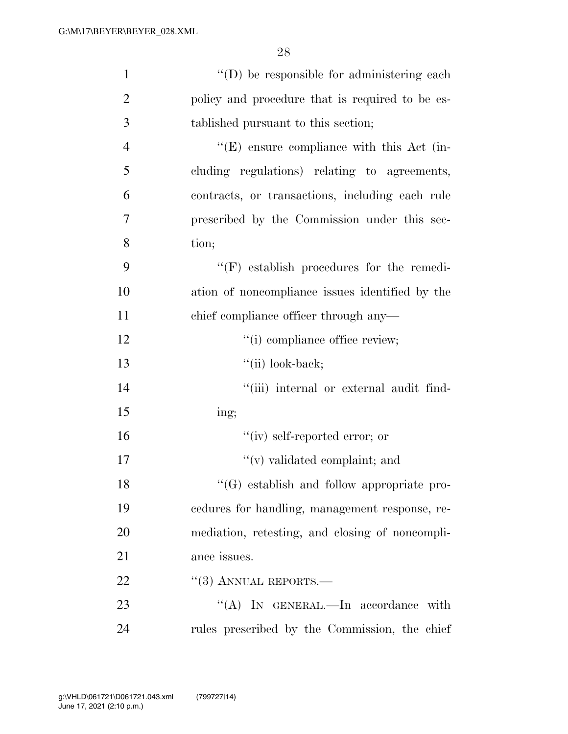''(D) be responsible for administering each policy and procedure that is required to be established pursuant to this section;

''(E) ensure compliance with this Act (including regulations) relating to agreements, contracts, or transactions, including each rule prescribed by the Commission under this section;

''(F) establish procedures for the remediation of noncompliance issues identified by the chief compliance officer through any—

''(i) compliance office review;

''(ii) look-back;

''(iii) internal or external audit finding;

''(iv) self-reported error; or

''(v) validated complaint; and

''(G) establish and follow appropriate procedures for handling, management response, remediation, retesting, and closing of noncompliance issues.

''(3) ANNUAL REPORTS.—

''(A) IN GENERAL.—In accordance with rules prescribed by the Commission, the chief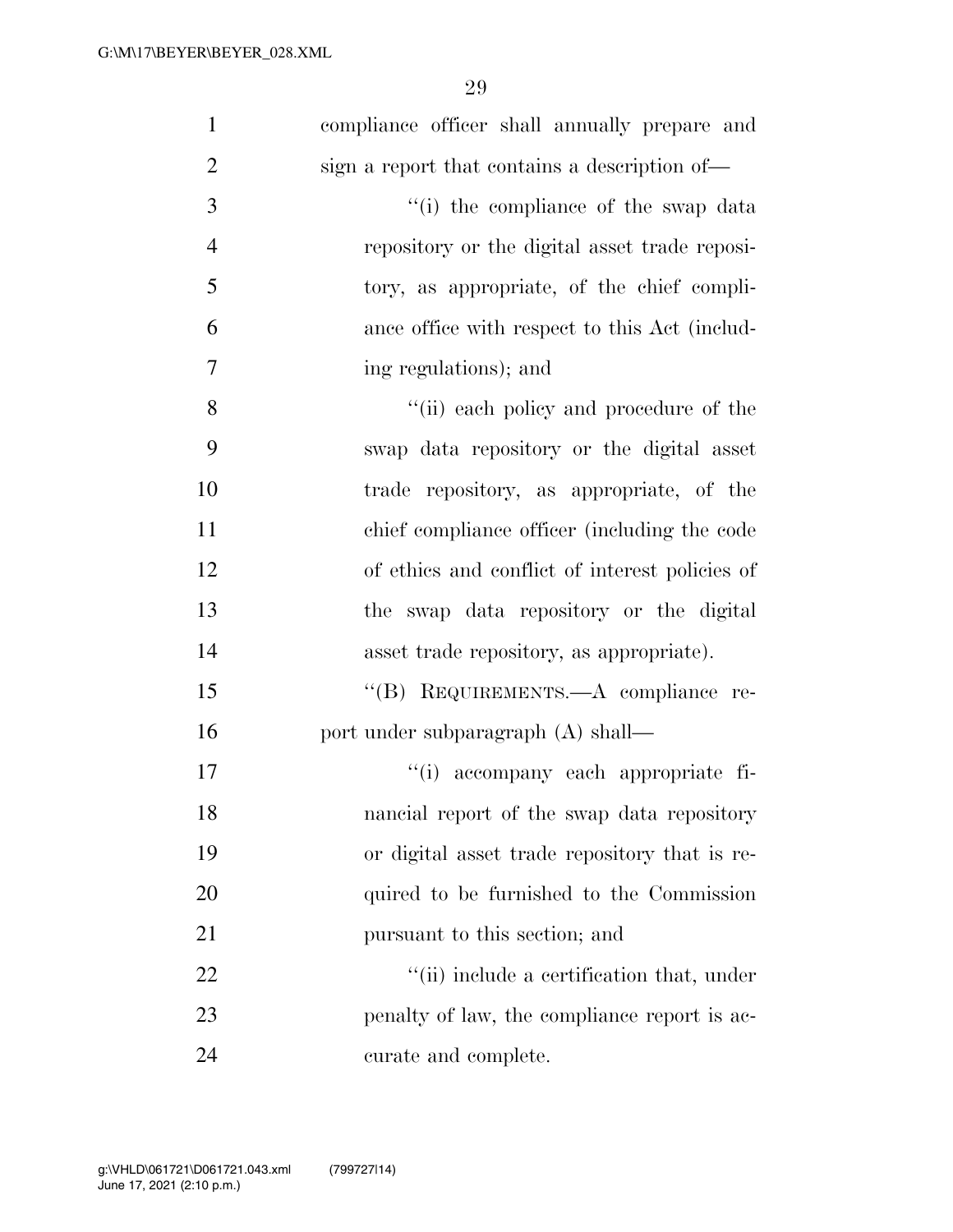compliance officer shall annually prepare and sign a report that contains a description of—

''(i) the compliance of the swap data repository or the digital asset trade repository, as appropriate, of the chief compliance office with respect to this Act (including regulations); and

''(ii) each policy and procedure of the swap data repository or the digital asset trade repository, as appropriate, of the chief compliance officer (including the code of ethics and conflict of interest policies of the swap data repository or the digital asset trade repository, as appropriate).

''(B) REQUIREMENTS.—A compliance report under subparagraph (A) shall—

''(i) accompany each appropriate financial report of the swap data repository or digital asset trade repository that is required to be furnished to the Commission pursuant to this section; and

''(ii) include a certification that, under penalty of law, the compliance report is accurate and complete.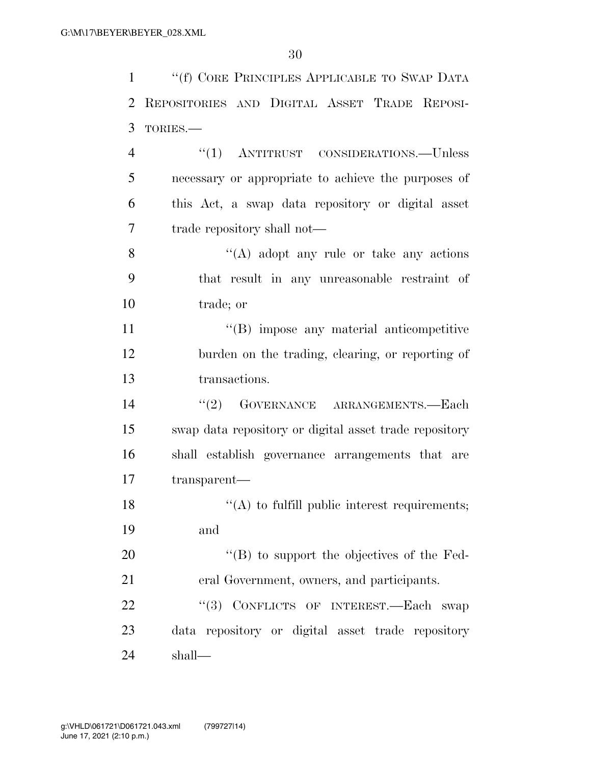"(f) CORE PRINCIPLES APPLICABLE TO SWAP DATA REPOSITORIES AND DIGITAL ASSET TRADE REPOSITORIES.—

"(1) ANTITRUST CONSIDERATIONS.—Unless necessary or appropriate to achieve the purposes of this Act, a swap data repository or digital asset trade repository shall not—

"(A) adopt any rule or take any actions that result in any unreasonable restraint of trade; or

"(B) impose any material anticompetitive burden on the trading, clearing, or reporting of transactions.

"(2) GOVERNANCE ARRANGEMENTS.—Each swap data repository or digital asset trade repository shall establish governance arrangements that are transparent—

"(A) to fulfill public interest requirements; and

"(B) to support the objectives of the Federal Government, owners, and participants.

"(3) CONFLICTS OF INTEREST.—Each swap data repository or digital asset trade repository shall—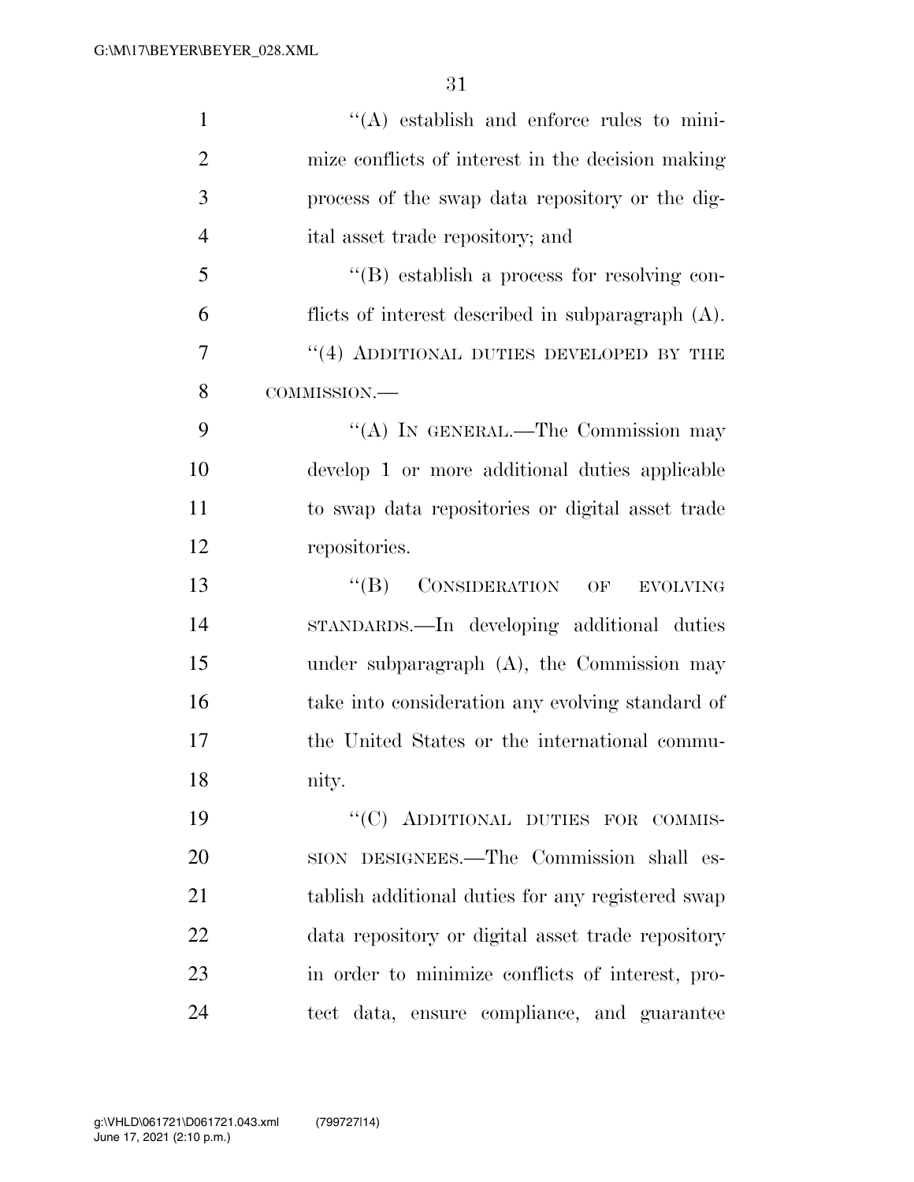''(A) establish and enforce rules to minimize conflicts of interest in the decision making process of the swap data repository or the digital asset trade repository; and

''(B) establish a process for resolving conflicts of interest described in subparagraph (A).

''(4) ADDITIONAL DUTIES DEVELOPED BY THE COMMISSION.—

''(A) IN GENERAL.—The Commission may develop 1 or more additional duties applicable to swap data repositories or digital asset trade repositories.

''(B) CONSIDERATION OF EVOLVING STANDARDS.—In developing additional duties under subparagraph (A), the Commission may take into consideration any evolving standard of the United States or the international community.

''(C) ADDITIONAL DUTIES FOR COMMISSION DESIGNEES.—The Commission shall establish additional duties for any registered swap data repository or digital asset trade repository in order to minimize conflicts of interest, protect data, ensure compliance, and guarantee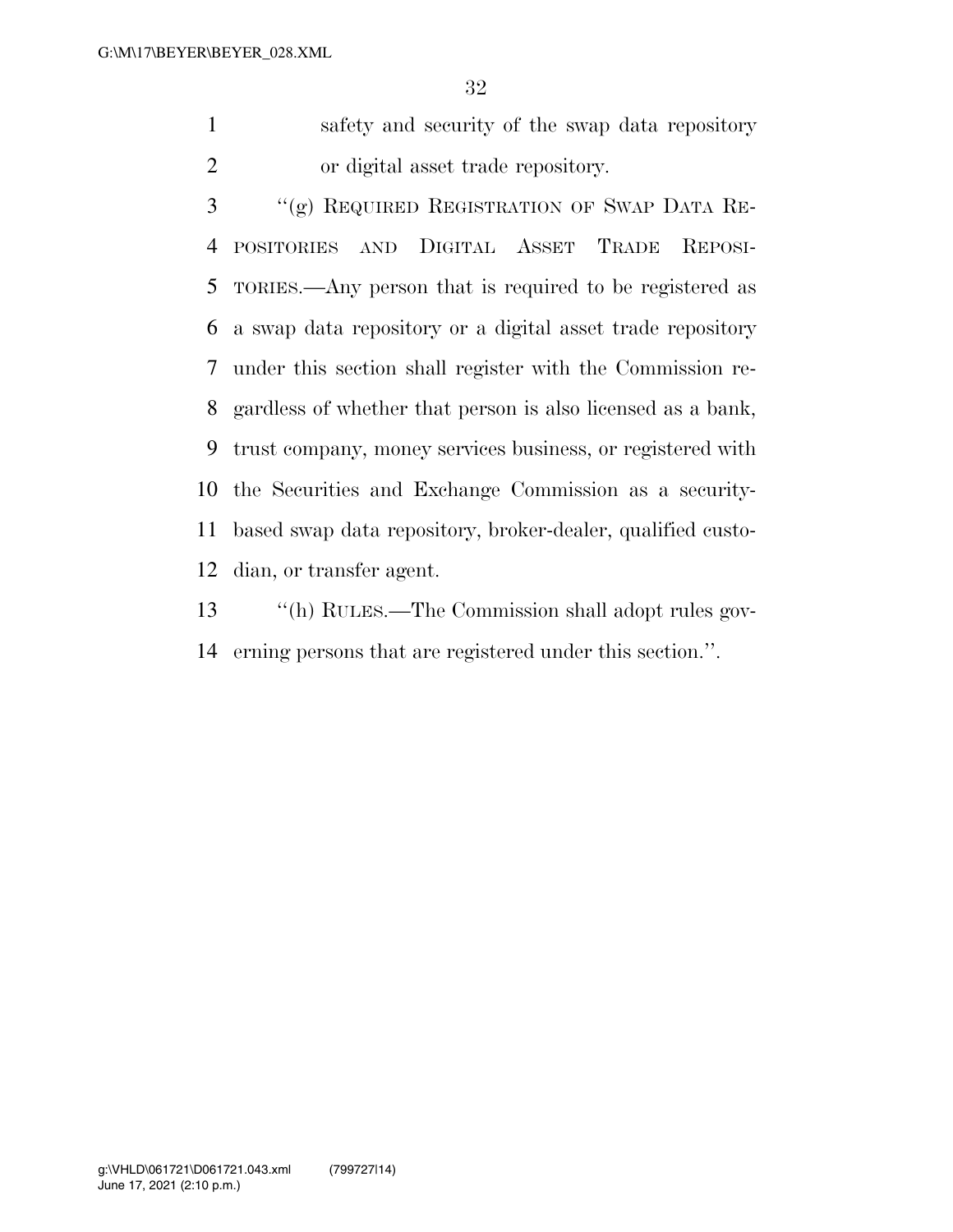safety and security of the swap data repository or digital asset trade repository.

"(g) REQUIRED REGISTRATION OF SWAP DATA REPOSITORIES AND DIGITAL ASSET TRADE REPOSITORIES.—Any person that is required to be registered as a swap data repository or a digital asset trade repository under this section shall register with the Commission regardless of whether that person is also licensed as a bank, trust company, money services business, or registered with the Securities and Exchange Commission as a security-based swap data repository, broker-dealer, qualified custodian, or transfer agent.

"(h) RULES.—The Commission shall adopt rules governing persons that are registered under this section.".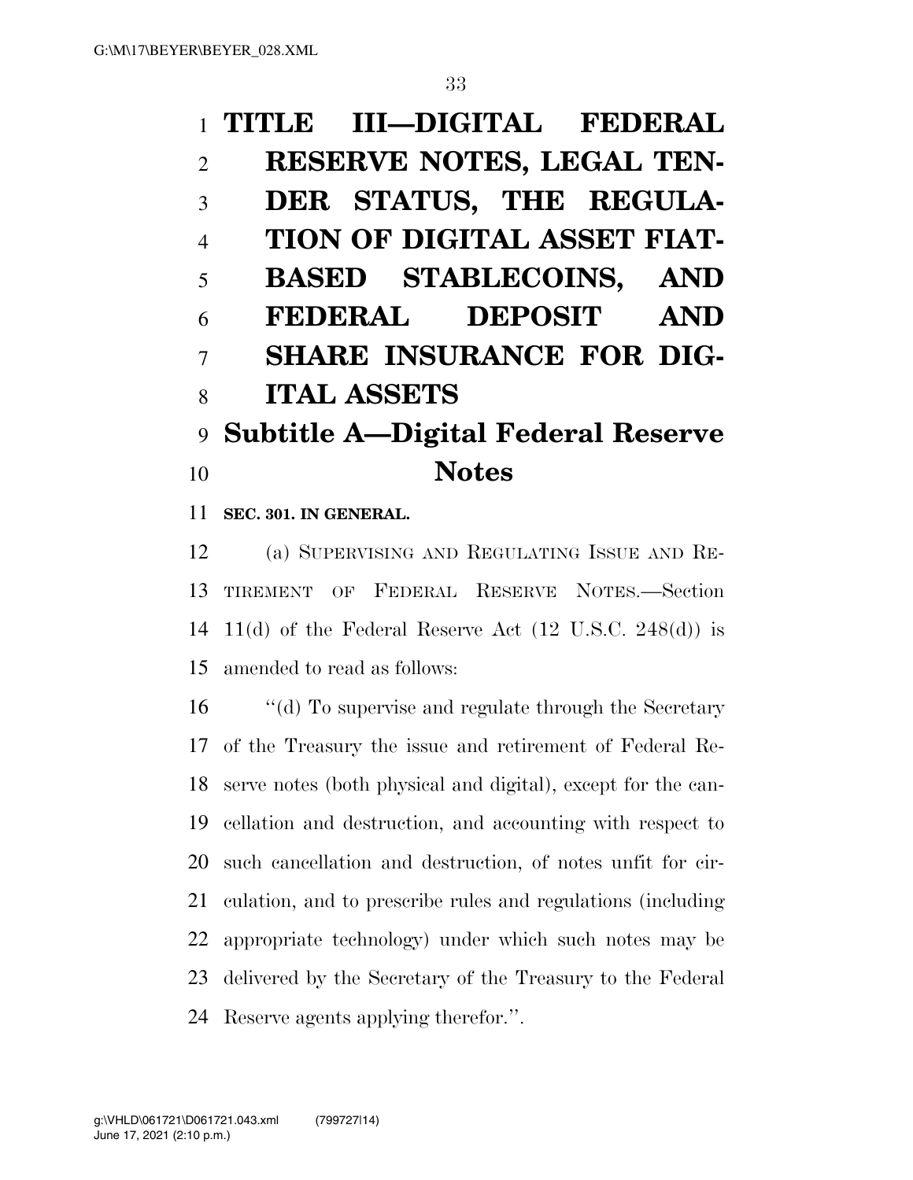# TITLE III—DIGITAL FEDERAL RESERVE NOTES, LEGAL TENDER STATUS, THE REGULATION OF DIGITAL ASSET FIAT-BASED STABLECOINS, AND FEDERAL DEPOSIT AND SHARE INSURANCE FOR DIGITAL ASSETS

## Subtitle A—Digital Federal Reserve Notes

### SEC. 301. IN GENERAL.

(a) SUPERVISING AND REGULATING ISSUE AND RETIREMENT OF FEDERAL RESERVE NOTES.—Section 11(d) of the Federal Reserve Act (12 U.S.C. 248(d)) is amended to read as follows:

''(d) To supervise and regulate through the Secretary of the Treasury the issue and retirement of Federal Reserve notes (both physical and digital), except for the cancellation and destruction, and accounting with respect to such cancellation and destruction, of notes unfit for circulation, and to prescribe rules and regulations (including appropriate technology) under which such notes may be delivered by the Secretary of the Treasury to the Federal Reserve agents applying therefor.''.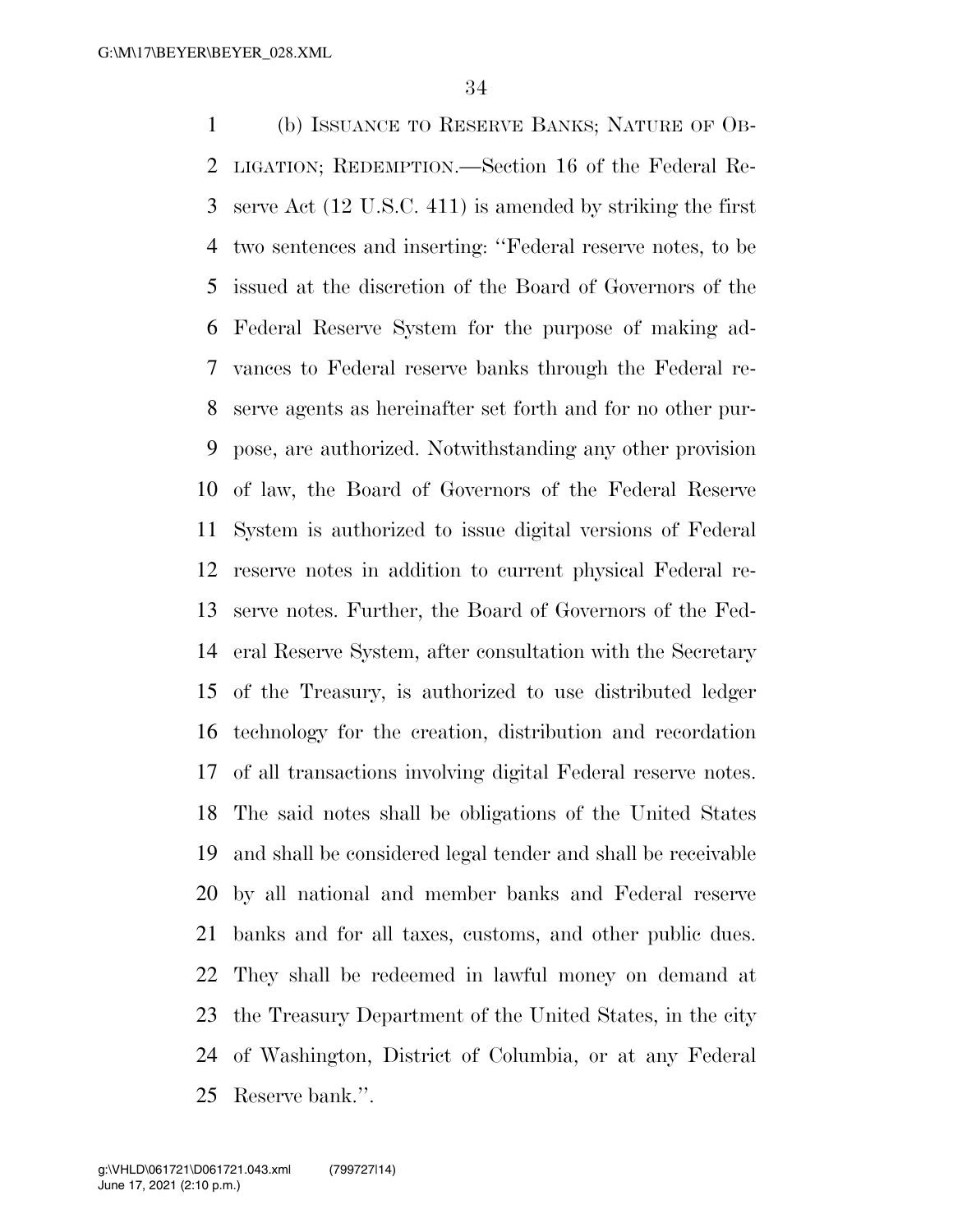(b) ISSUANCE TO RESERVE BANKS; NATURE OF OBLIGATION; REDEMPTION.—Section 16 of the Federal Reserve Act (12 U.S.C. 411) is amended by striking the first two sentences and inserting: ''Federal reserve notes, to be issued at the discretion of the Board of Governors of the Federal Reserve System for the purpose of making advances to Federal reserve banks through the Federal reserve agents as hereinafter set forth and for no other purpose, are authorized. Notwithstanding any other provision of law, the Board of Governors of the Federal Reserve System is authorized to issue digital versions of Federal reserve notes in addition to current physical Federal reserve notes. Further, the Board of Governors of the Federal Reserve System, after consultation with the Secretary of the Treasury, is authorized to use distributed ledger technology for the creation, distribution and recordation of all transactions involving digital Federal reserve notes. The said notes shall be obligations of the United States and shall be considered legal tender and shall be receivable by all national and member banks and Federal reserve banks and for all taxes, customs, and other public dues. They shall be redeemed in lawful money on demand at the Treasury Department of the United States, in the city of Washington, District of Columbia, or at any Federal Reserve bank.''.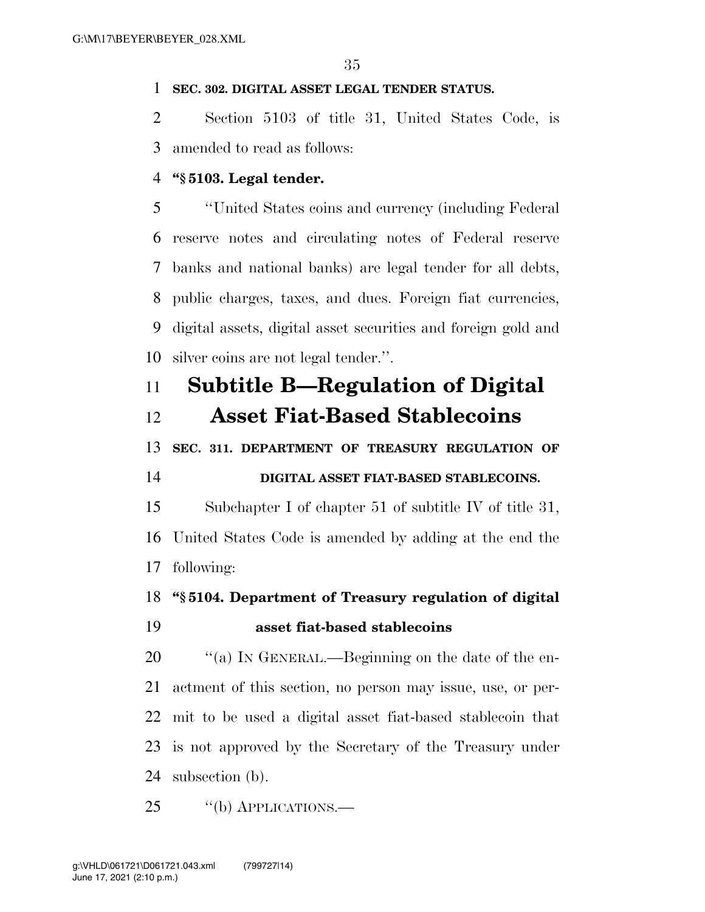**SEC. 302. DIGITAL ASSET LEGAL TENDER STATUS.**

Section 5103 of title 31, United States Code, is amended to read as follows:

**"§ 5103. Legal tender.**

"United States coins and currency (including Federal reserve notes and circulating notes of Federal reserve banks and national banks) are legal tender for all debts, public charges, taxes, and dues. Foreign fiat currencies, digital assets, digital asset securities and foreign gold and silver coins are not legal tender.".

# Subtitle B—Regulation of Digital Asset Fiat-Based Stablecoins

**SEC. 311. DEPARTMENT OF TREASURY REGULATION OF DIGITAL ASSET FIAT-BASED STABLECOINS.**

Subchapter I of chapter 51 of subtitle IV of title 31, United States Code is amended by adding at the end the following:

**"§ 5104. Department of Treasury regulation of digital asset fiat-based stablecoins**

"(a) IN GENERAL.—Beginning on the date of the enactment of this section, no person may issue, use, or permit to be used a digital asset fiat-based stablecoin that is not approved by the Secretary of the Treasury under subsection (b).

"(b) APPLICATIONS.—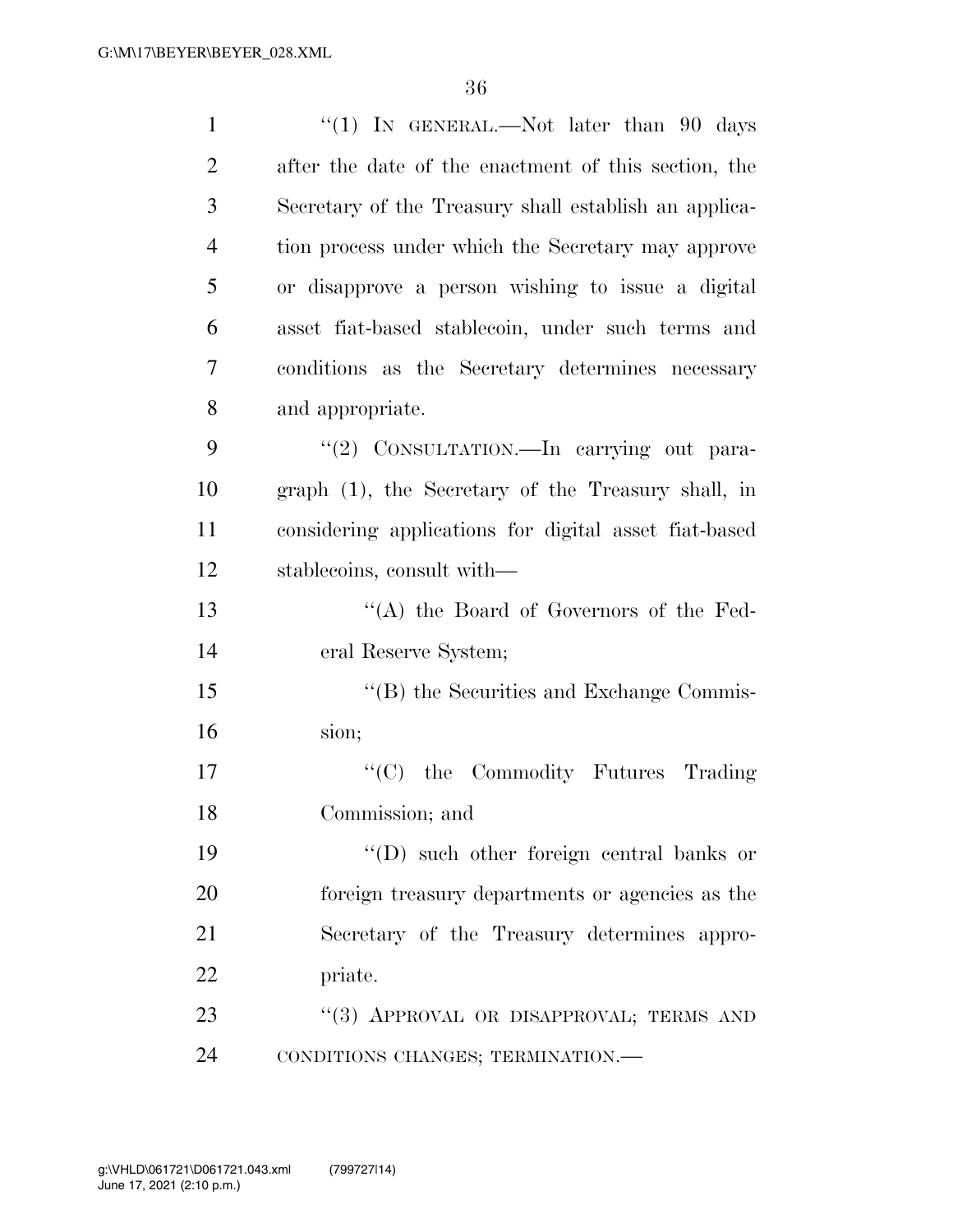"(1) IN GENERAL.—Not later than 90 days after the date of the enactment of this section, the Secretary of the Treasury shall establish an application process under which the Secretary may approve or disapprove a person wishing to issue a digital asset fiat-based stablecoin, under such terms and conditions as the Secretary determines necessary and appropriate.

"(2) CONSULTATION.—In carrying out paragraph (1), the Secretary of the Treasury shall, in considering applications for digital asset fiat-based stablecoins, consult with—

"(A) the Board of Governors of the Federal Reserve System;

"(B) the Securities and Exchange Commission;

"(C) the Commodity Futures Trading Commission; and

"(D) such other foreign central banks or foreign treasury departments or agencies as the Secretary of the Treasury determines appropriate.

"(3) APPROVAL OR DISAPPROVAL; TERMS AND CONDITIONS CHANGES; TERMINATION.—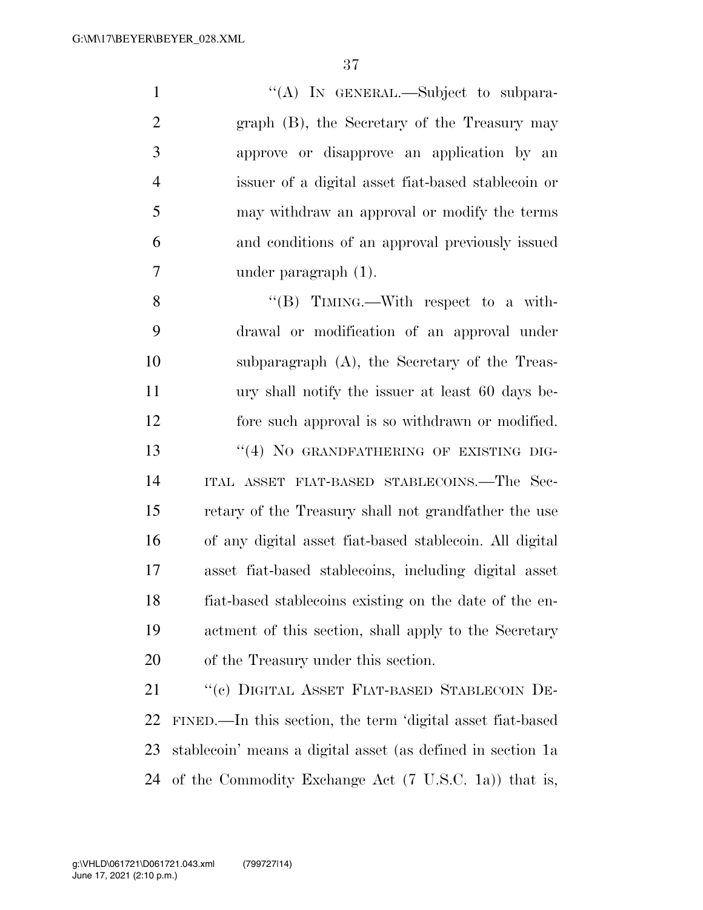"(A) IN GENERAL.—Subject to subparagraph (B), the Secretary of the Treasury may approve or disapprove an application by an issuer of a digital asset fiat-based stablecoin or may withdraw an approval or modify the terms and conditions of an approval previously issued under paragraph (1).

"(B) TIMING.—With respect to a withdrawal or modification of an approval under subparagraph (A), the Secretary of the Treasury shall notify the issuer at least 60 days before such approval is so withdrawn or modified.

"(4) NO GRANDFATHERING OF EXISTING DIGITAL ASSET FIAT-BASED STABLECOINS.—The Secretary of the Treasury shall not grandfather the use of any digital asset fiat-based stablecoin. All digital asset fiat-based stablecoins, including digital asset fiat-based stablecoins existing on the date of the enactment of this section, shall apply to the Secretary of the Treasury under this section.

"(c) DIGITAL ASSET FIAT-BASED STABLECOIN DEFINED.—In this section, the term 'digital asset fiat-based stablecoin' means a digital asset (as defined in section 1a of the Commodity Exchange Act (7 U.S.C. 1a)) that is,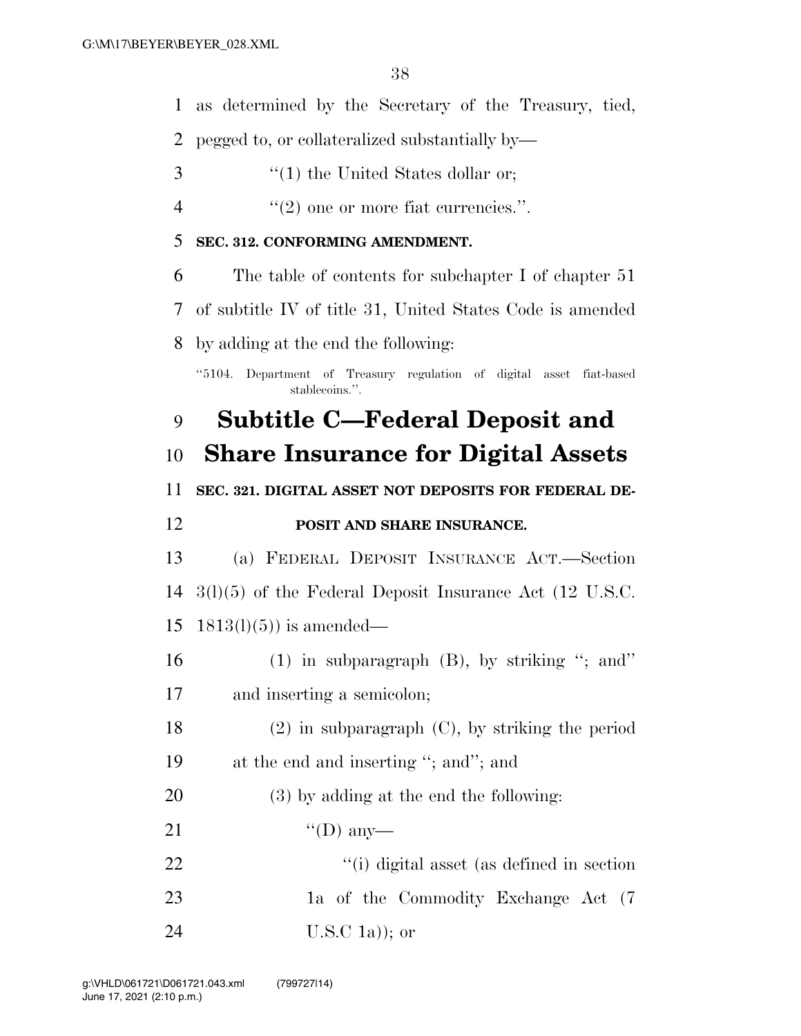as determined by the Secretary of the Treasury, tied, pegged to, or collateralized substantially by—

"(1) the United States dollar or;

"(2) one or more fiat currencies.".

**SEC. 312. CONFORMING AMENDMENT.**

The table of contents for subchapter I of chapter 51 of subtitle IV of title 31, United States Code is amended by adding at the end the following:

"5104. Department of Treasury regulation of digital asset fiat-based stablecoins.".

## Subtitle C—Federal Deposit and Share Insurance for Digital Assets

**SEC. 321. DIGITAL ASSET NOT DEPOSITS FOR FEDERAL DEPOSIT AND SHARE INSURANCE.**

(a) FEDERAL DEPOSIT INSURANCE ACT.—Section 3(l)(5) of the Federal Deposit Insurance Act (12 U.S.C. 1813(l)(5)) is amended—

(1) in subparagraph (B), by striking "; and" and inserting a semicolon;

(2) in subparagraph (C), by striking the period at the end and inserting "; and"; and

(3) by adding at the end the following:

"(D) any—

"(i) digital asset (as defined in section 1a of the Commodity Exchange Act (7 U.S.C 1a)); or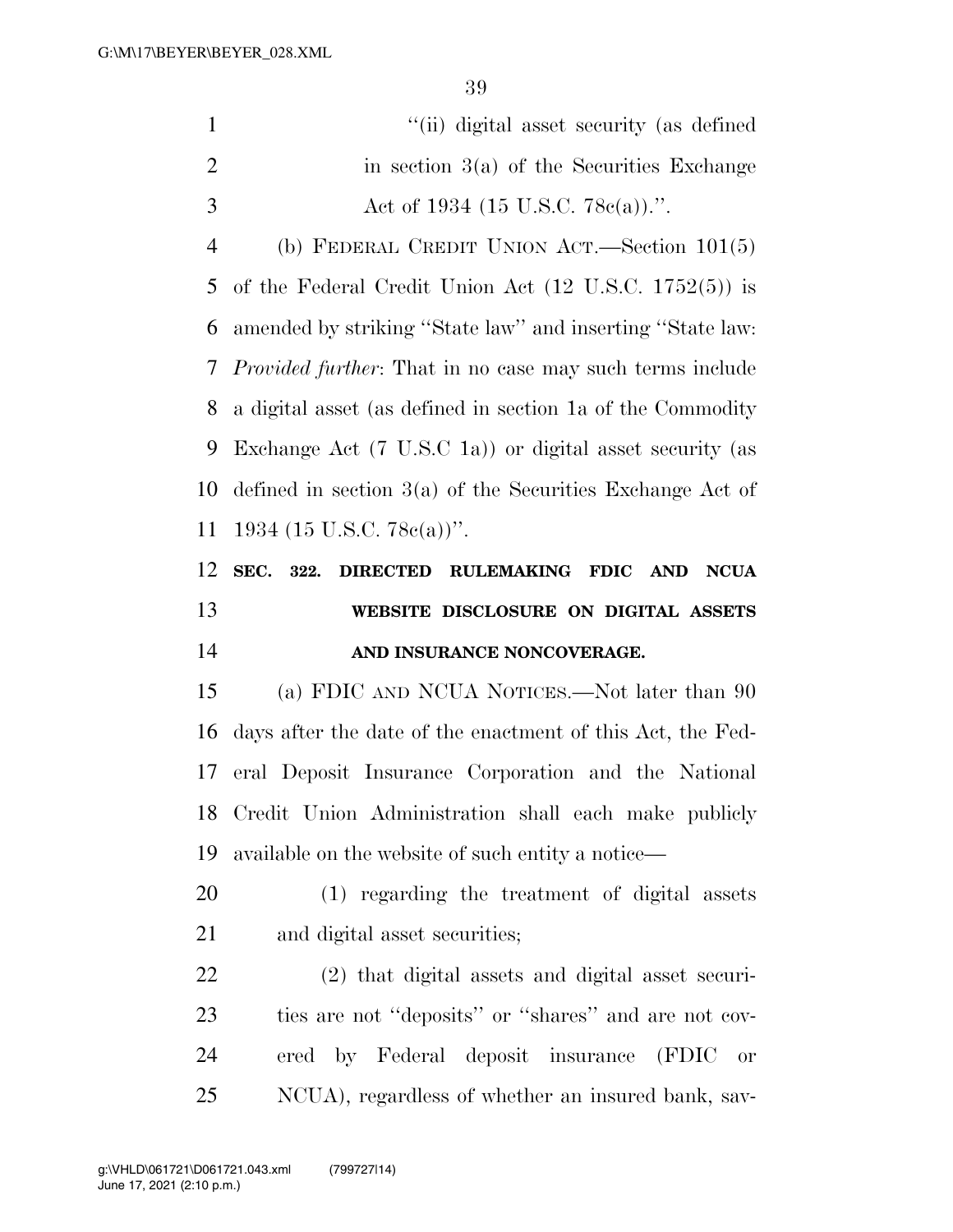''(ii) digital asset security (as defined in section 3(a) of the Securities Exchange Act of 1934 (15 U.S.C. 78c(a)).''.

(b) FEDERAL CREDIT UNION ACT.—Section 101(5) of the Federal Credit Union Act (12 U.S.C. 1752(5)) is amended by striking ''State law'' and inserting ''State law: *Provided further*: That in no case may such terms include a digital asset (as defined in section 1a of the Commodity Exchange Act (7 U.S.C 1a)) or digital asset security (as defined in section 3(a) of the Securities Exchange Act of 1934 (15 U.S.C. 78c(a))''.

**SEC. 322. DIRECTED RULEMAKING FDIC AND NCUA WEBSITE DISCLOSURE ON DIGITAL ASSETS AND INSURANCE NONCOVERAGE.**

(a) FDIC AND NCUA NOTICES.—Not later than 90 days after the date of the enactment of this Act, the Federal Deposit Insurance Corporation and the National Credit Union Administration shall each make publicly available on the website of such entity a notice—

(1) regarding the treatment of digital assets and digital asset securities;

(2) that digital assets and digital asset securities are not ''deposits'' or ''shares'' and are not covered by Federal deposit insurance (FDIC or NCUA), regardless of whether an insured bank, sav-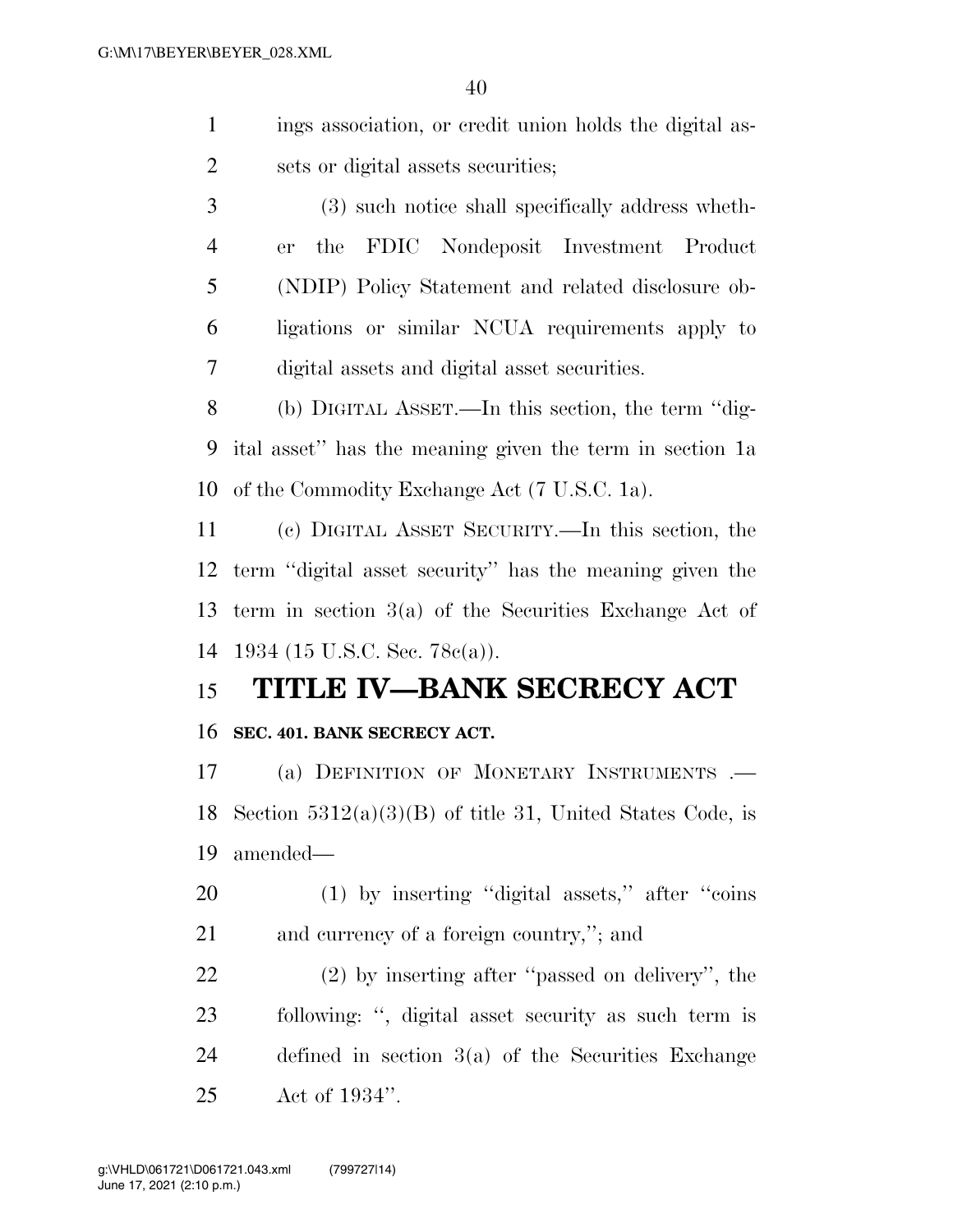ings association, or credit union holds the digital assets or digital assets securities;

(3) such notice shall specifically address whether the FDIC Nondeposit Investment Product (NDIP) Policy Statement and related disclosure obligations or similar NCUA requirements apply to digital assets and digital asset securities.

(b) DIGITAL ASSET.—In this section, the term ''digital asset'' has the meaning given the term in section 1a of the Commodity Exchange Act (7 U.S.C. 1a).

(c) DIGITAL ASSET SECURITY.—In this section, the term ''digital asset security'' has the meaning given the term in section 3(a) of the Securities Exchange Act of 1934 (15 U.S.C. Sec. 78c(a)).

# TITLE IV—BANK SECRECY ACT

### SEC. 401. BANK SECRECY ACT.

(a) DEFINITION OF MONETARY INSTRUMENTS .—Section 5312(a)(3)(B) of title 31, United States Code, is amended—

(1) by inserting ''digital assets,'' after ''coins and currency of a foreign country,''; and

(2) by inserting after ''passed on delivery'', the following: '', digital asset security as such term is defined in section 3(a) of the Securities Exchange Act of 1934''.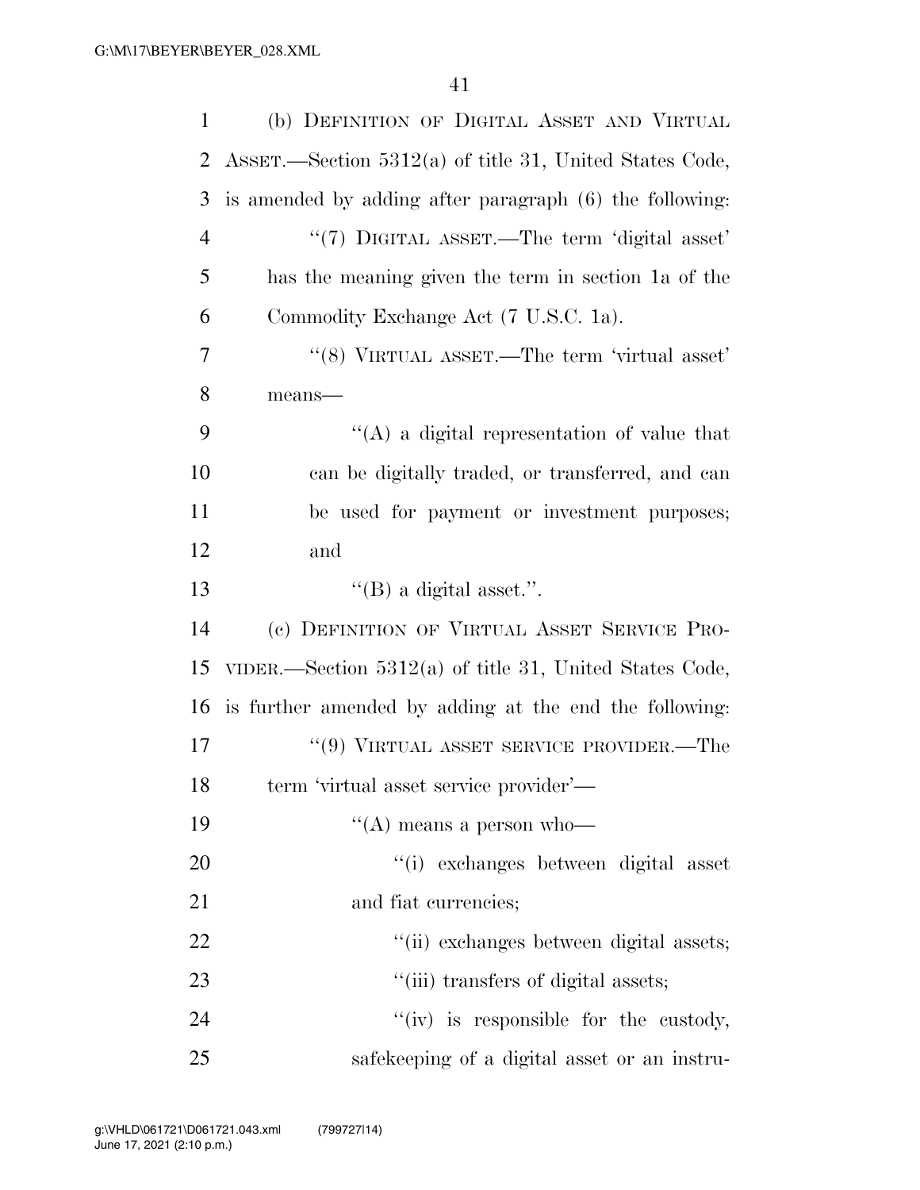(b) DEFINITION OF DIGITAL ASSET AND VIRTUAL ASSET.—Section 5312(a) of title 31, United States Code, is amended by adding after paragraph (6) the following:

"(7) DIGITAL ASSET.—The term 'digital asset' has the meaning given the term in section 1a of the Commodity Exchange Act (7 U.S.C. 1a).

"(8) VIRTUAL ASSET.—The term 'virtual asset' means—

"(A) a digital representation of value that can be digitally traded, or transferred, and can be used for payment or investment purposes; and

"(B) a digital asset.".

(c) DEFINITION OF VIRTUAL ASSET SERVICE PROVIDER.—Section 5312(a) of title 31, United States Code, is further amended by adding at the end the following:

"(9) VIRTUAL ASSET SERVICE PROVIDER.—The term 'virtual asset service provider'—

"(A) means a person who—

"(i) exchanges between digital asset and fiat currencies;

"(ii) exchanges between digital assets;

"(iii) transfers of digital assets;

"(iv) is responsible for the custody, safekeeping of a digital asset or an instru-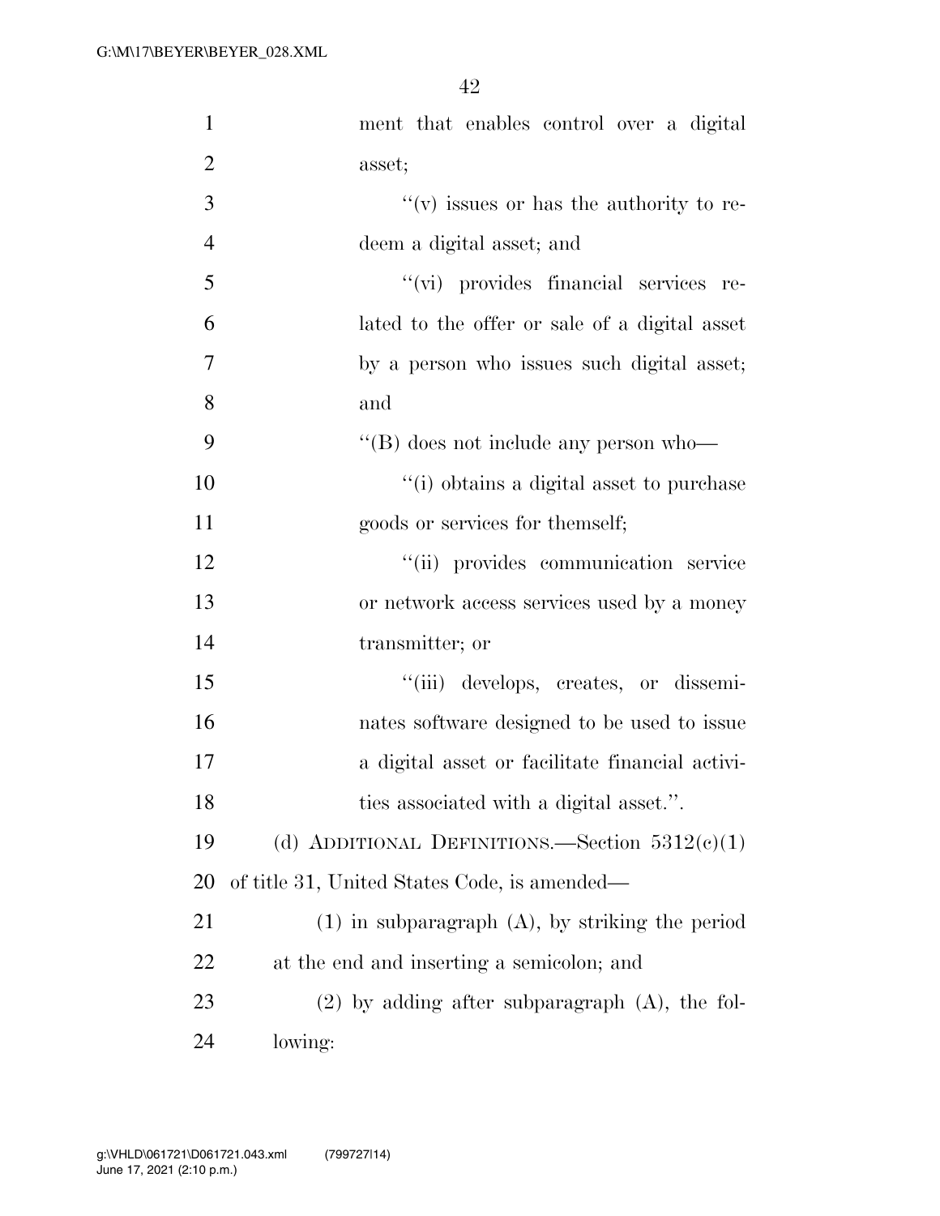ment that enables control over a digital asset;

''(v) issues or has the authority to redeem a digital asset; and

''(vi) provides financial services related to the offer or sale of a digital asset by a person who issues such digital asset; and

''(B) does not include any person who—

''(i) obtains a digital asset to purchase goods or services for themself;

''(ii) provides communication service or network access services used by a money transmitter; or

''(iii) develops, creates, or disseminates software designed to be used to issue a digital asset or facilitate financial activities associated with a digital asset.''.

(d) ADDITIONAL DEFINITIONS.—Section 5312(c)(1) of title 31, United States Code, is amended—

(1) in subparagraph (A), by striking the period at the end and inserting a semicolon; and

(2) by adding after subparagraph (A), the following: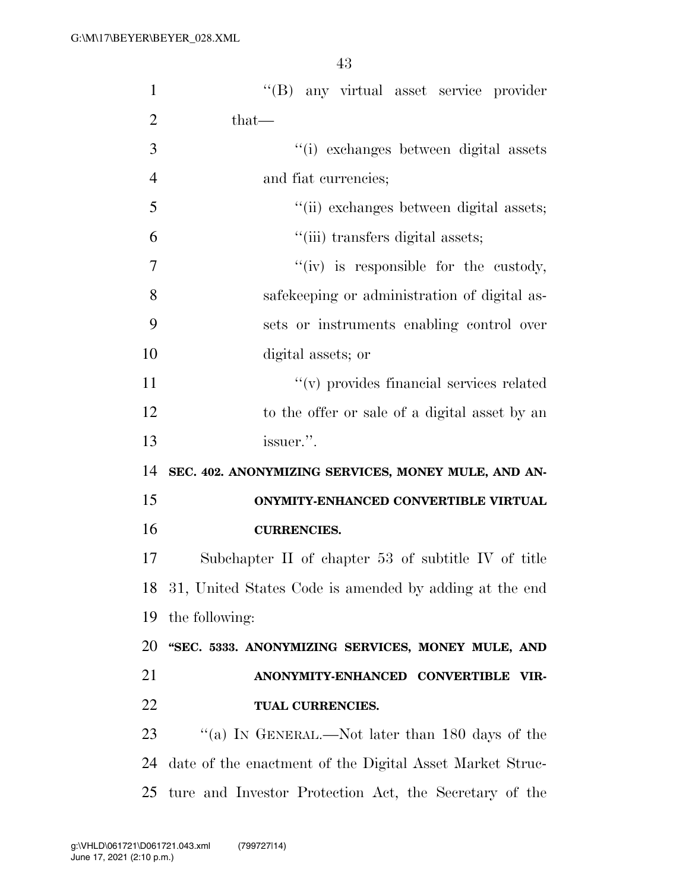"(B) any virtual asset service provider that—

"(i) exchanges between digital assets and fiat currencies;

"(ii) exchanges between digital assets;

"(iii) transfers digital assets;

"(iv) is responsible for the custody, safekeeping or administration of digital assets or instruments enabling control over digital assets; or

"(v) provides financial services related to the offer or sale of a digital asset by an issuer.".

**SEC. 402. ANONYMIZING SERVICES, MONEY MULE, AND ANONYMITY-ENHANCED CONVERTIBLE VIRTUAL CURRENCIES.**

Subchapter II of chapter 53 of subtitle IV of title 31, United States Code is amended by adding at the end the following:

**"SEC. 5333. ANONYMIZING SERVICES, MONEY MULE, AND ANONYMITY-ENHANCED CONVERTIBLE VIRTUAL CURRENCIES.**

"(a) IN GENERAL.—Not later than 180 days of the date of the enactment of the Digital Asset Market Structure and Investor Protection Act, the Secretary of the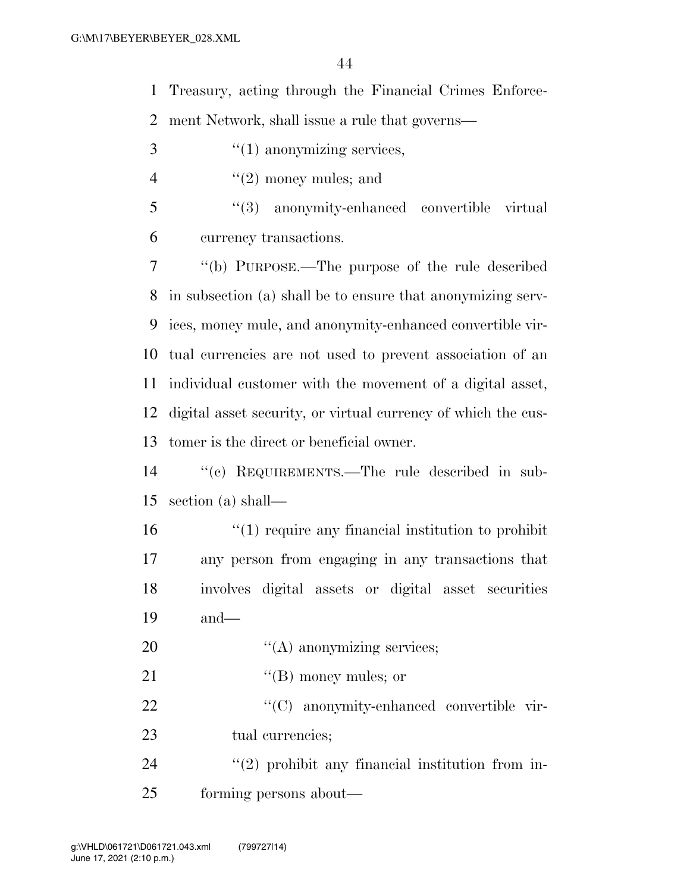Treasury, acting through the Financial Crimes Enforcement Network, shall issue a rule that governs—

''(1) anonymizing services,

''(2) money mules; and

''(3) anonymity-enhanced convertible virtual currency transactions.

''(b) PURPOSE.—The purpose of the rule described in subsection (a) shall be to ensure that anonymizing services, money mule, and anonymity-enhanced convertible virtual currencies are not used to prevent association of an individual customer with the movement of a digital asset, digital asset security, or virtual currency of which the customer is the direct or beneficial owner.

''(c) REQUIREMENTS.—The rule described in subsection (a) shall—

''(1) require any financial institution to prohibit any person from engaging in any transactions that involves digital assets or digital asset securities and—

''(A) anonymizing services;

''(B) money mules; or

''(C) anonymity-enhanced convertible virtual currencies;

''(2) prohibit any financial institution from informing persons about—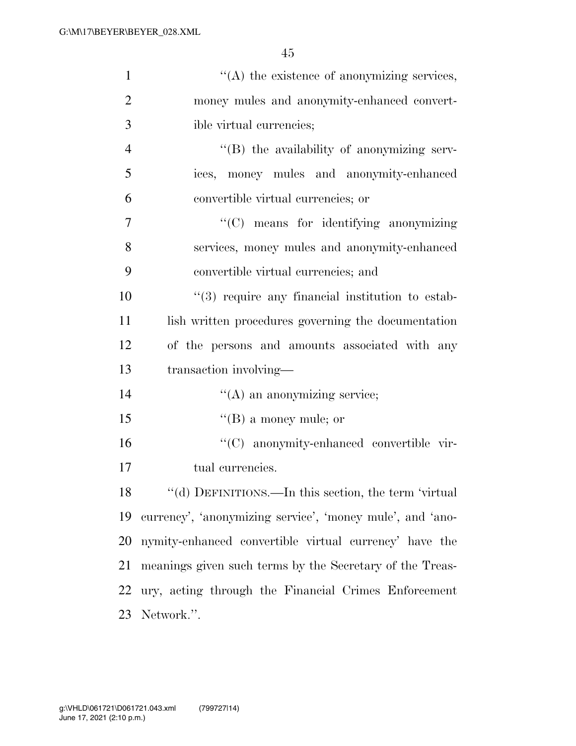''(A) the existence of anonymizing services, money mules and anonymity-enhanced convertible virtual currencies;

''(B) the availability of anonymizing services, money mules and anonymity-enhanced convertible virtual currencies; or

''(C) means for identifying anonymizing services, money mules and anonymity-enhanced convertible virtual currencies; and

''(3) require any financial institution to establish written procedures governing the documentation of the persons and amounts associated with any transaction involving—

''(A) an anonymizing service;

''(B) a money mule; or

''(C) anonymity-enhanced convertible virtual currencies.

''(d) DEFINITIONS.—In this section, the term 'virtual currency', 'anonymizing service', 'money mule', and 'anonymity-enhanced convertible virtual currency' have the meanings given such terms by the Secretary of the Treasury, acting through the Financial Crimes Enforcement Network.''.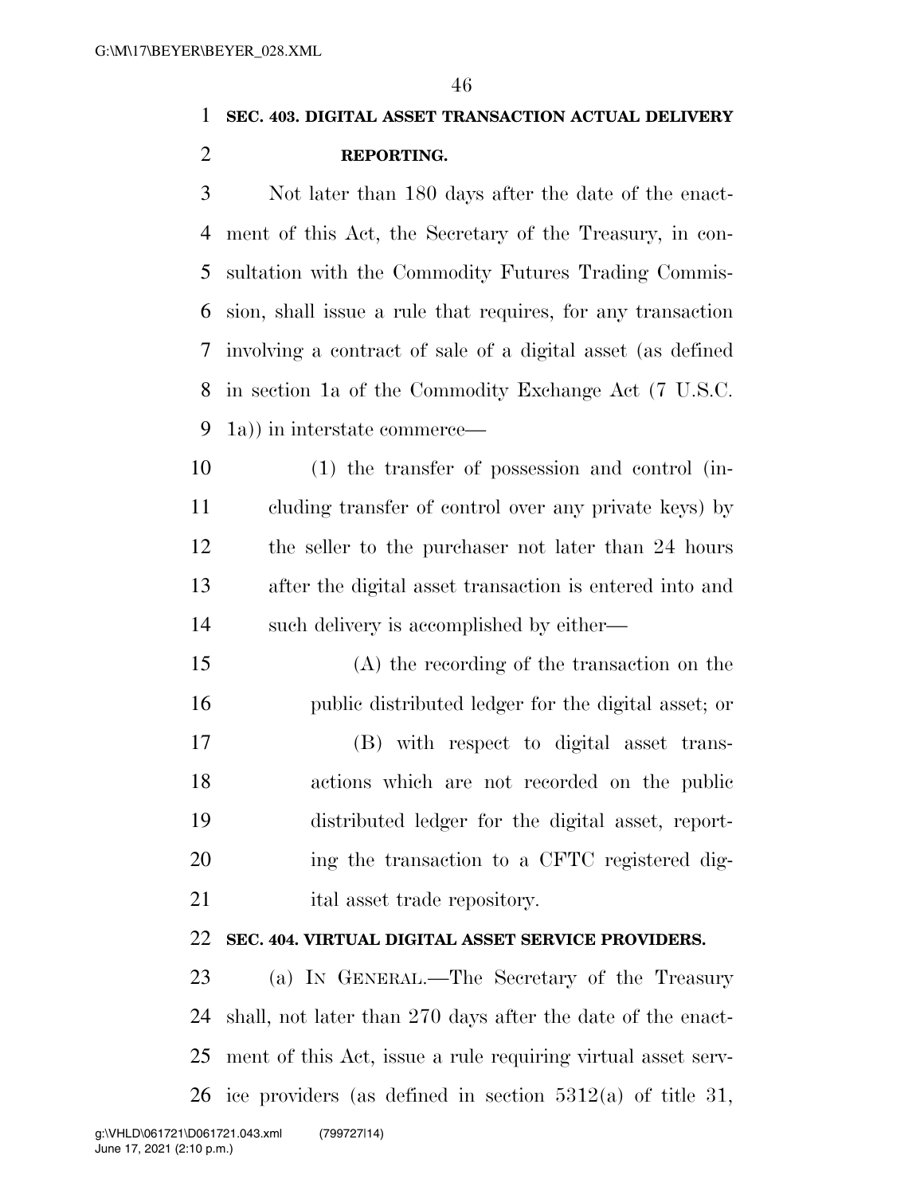**SEC. 403. DIGITAL ASSET TRANSACTION ACTUAL DELIVERY REPORTING.**

Not later than 180 days after the date of the enactment of this Act, the Secretary of the Treasury, in consultation with the Commodity Futures Trading Commission, shall issue a rule that requires, for any transaction involving a contract of sale of a digital asset (as defined in section 1a of the Commodity Exchange Act (7 U.S.C. 1a)) in interstate commerce—

(1) the transfer of possession and control (including transfer of control over any private keys) by the seller to the purchaser not later than 24 hours after the digital asset transaction is entered into and such delivery is accomplished by either—

(A) the recording of the transaction on the public distributed ledger for the digital asset; or

(B) with respect to digital asset transactions which are not recorded on the public distributed ledger for the digital asset, reporting the transaction to a CFTC registered digital asset trade repository.

**SEC. 404. VIRTUAL DIGITAL ASSET SERVICE PROVIDERS.**

(a) IN GENERAL.—The Secretary of the Treasury shall, not later than 270 days after the date of the enactment of this Act, issue a rule requiring virtual asset service providers (as defined in section 5312(a) of title 31,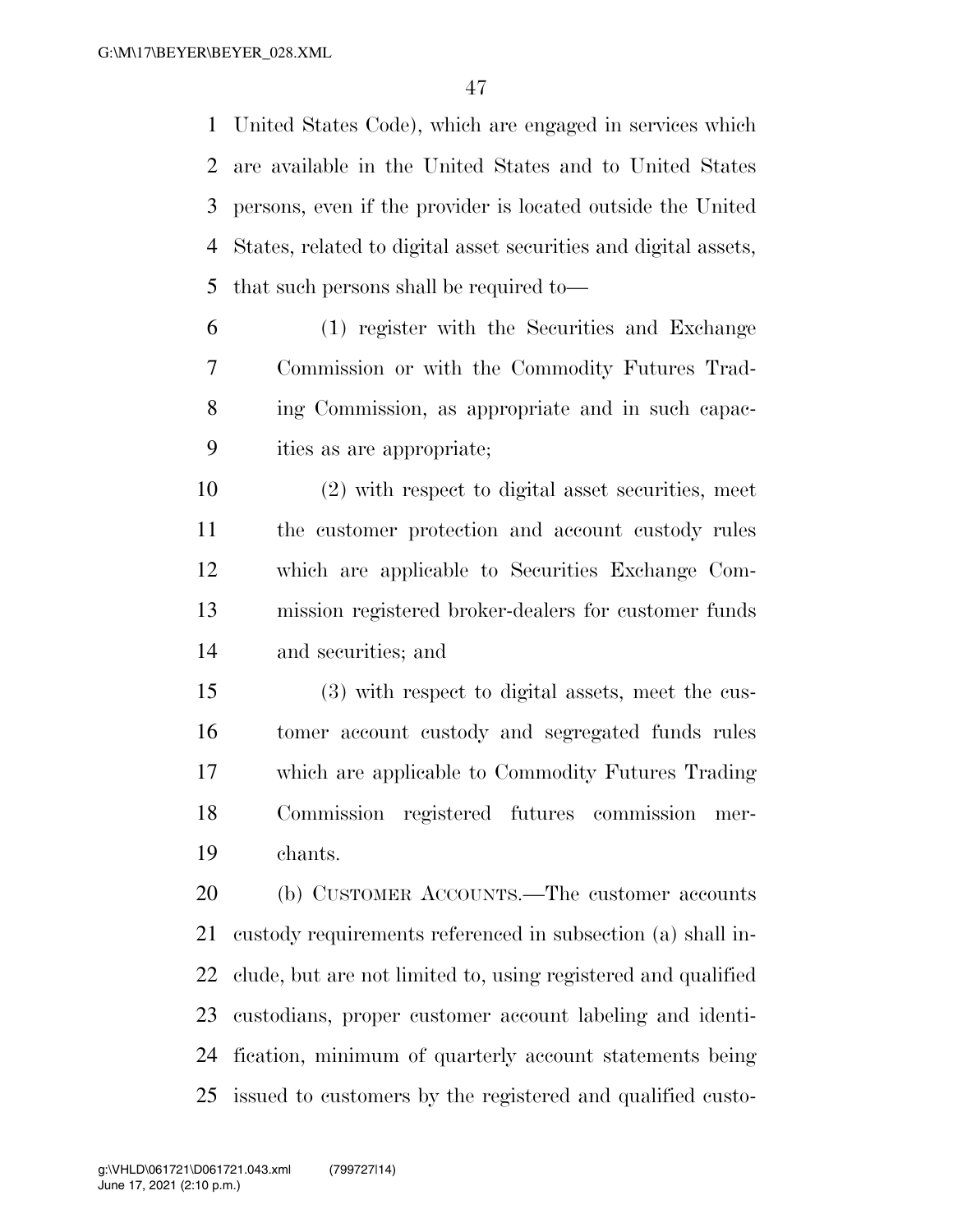United States Code), which are engaged in services which are available in the United States and to United States persons, even if the provider is located outside the United States, related to digital asset securities and digital assets, that such persons shall be required to—

(1) register with the Securities and Exchange Commission or with the Commodity Futures Trading Commission, as appropriate and in such capacities as are appropriate;

(2) with respect to digital asset securities, meet the customer protection and account custody rules which are applicable to Securities Exchange Commission registered broker-dealers for customer funds and securities; and

(3) with respect to digital assets, meet the customer account custody and segregated funds rules which are applicable to Commodity Futures Trading Commission registered futures commission merchants.

(b) CUSTOMER ACCOUNTS.—The customer accounts custody requirements referenced in subsection (a) shall include, but are not limited to, using registered and qualified custodians, proper customer account labeling and identification, minimum of quarterly account statements being issued to customers by the registered and qualified custo-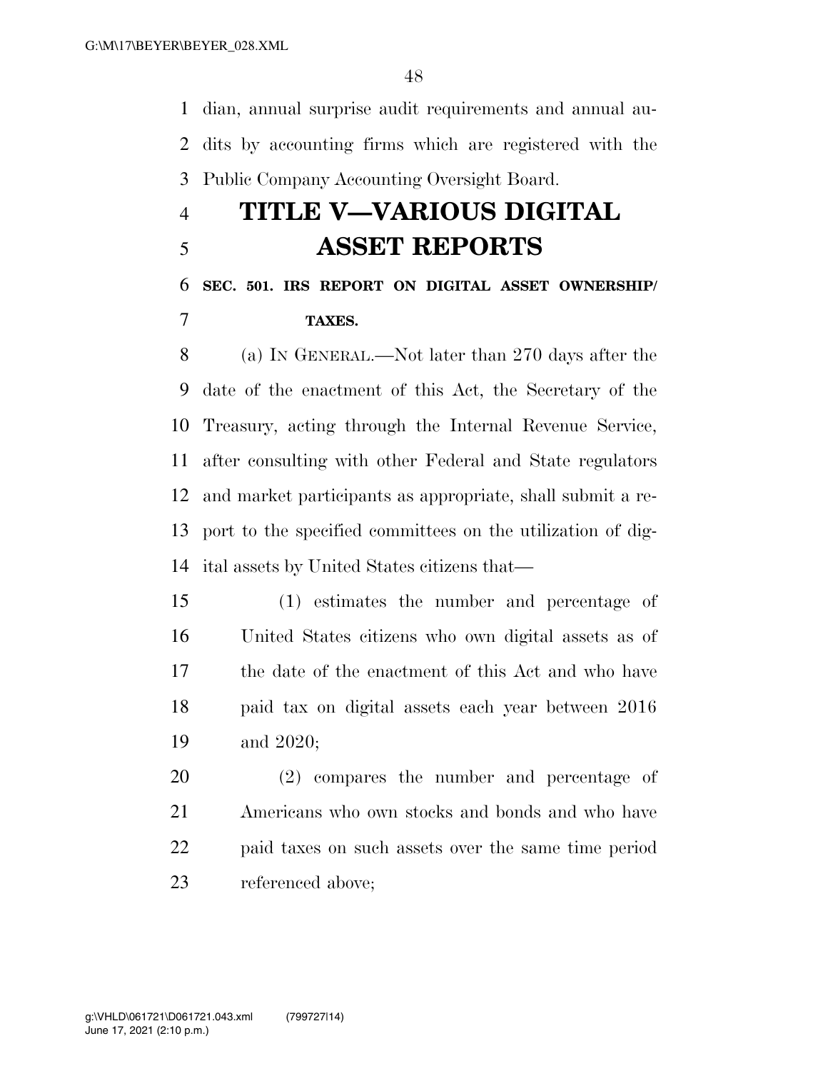dian, annual surprise audit requirements and annual audits by accounting firms which are registered with the Public Company Accounting Oversight Board.

# TITLE V—VARIOUS DIGITAL ASSET REPORTS

### SEC. 501. IRS REPORT ON DIGITAL ASSET OWNERSHIP/TAXES.

(a) IN GENERAL.—Not later than 270 days after the date of the enactment of this Act, the Secretary of the Treasury, acting through the Internal Revenue Service, after consulting with other Federal and State regulators and market participants as appropriate, shall submit a report to the specified committees on the utilization of digital assets by United States citizens that—

(1) estimates the number and percentage of United States citizens who own digital assets as of the date of the enactment of this Act and who have paid tax on digital assets each year between 2016 and 2020;

(2) compares the number and percentage of Americans who own stocks and bonds and who have paid taxes on such assets over the same time period referenced above;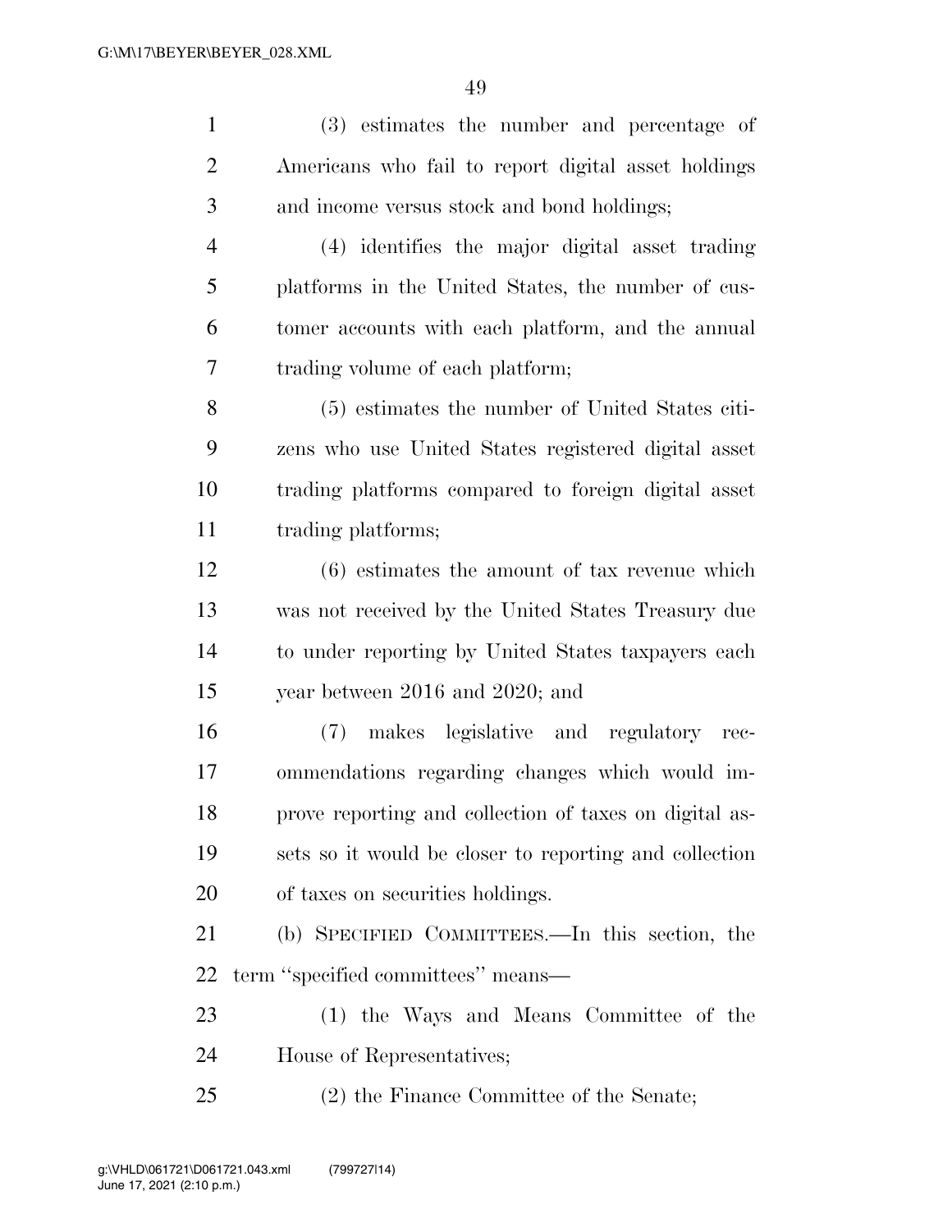(3) estimates the number and percentage of Americans who fail to report digital asset holdings and income versus stock and bond holdings;

(4) identifies the major digital asset trading platforms in the United States, the number of customer accounts with each platform, and the annual trading volume of each platform;

(5) estimates the number of United States citizens who use United States registered digital asset trading platforms compared to foreign digital asset trading platforms;

(6) estimates the amount of tax revenue which was not received by the United States Treasury due to under reporting by United States taxpayers each year between 2016 and 2020; and

(7) makes legislative and regulatory recommendations regarding changes which would improve reporting and collection of taxes on digital assets so it would be closer to reporting and collection of taxes on securities holdings.

(b) SPECIFIED COMMITTEES.—In this section, the term ''specified committees'' means—

(1) the Ways and Means Committee of the House of Representatives;

(2) the Finance Committee of the Senate;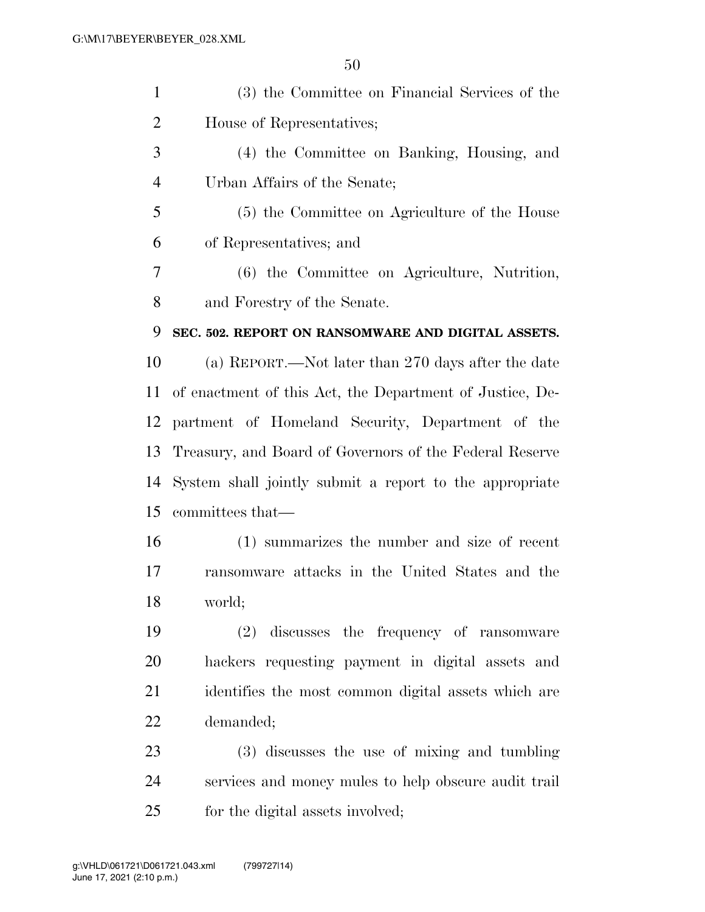(3) the Committee on Financial Services of the House of Representatives;

(4) the Committee on Banking, Housing, and Urban Affairs of the Senate;

(5) the Committee on Agriculture of the House of Representatives; and

(6) the Committee on Agriculture, Nutrition, and Forestry of the Senate.

**SEC. 502. REPORT ON RANSOMWARE AND DIGITAL ASSETS.**

(a) REPORT.—Not later than 270 days after the date of enactment of this Act, the Department of Justice, Department of Homeland Security, Department of the Treasury, and Board of Governors of the Federal Reserve System shall jointly submit a report to the appropriate committees that—

(1) summarizes the number and size of recent ransomware attacks in the United States and the world;

(2) discusses the frequency of ransomware hackers requesting payment in digital assets and identifies the most common digital assets which are demanded;

(3) discusses the use of mixing and tumbling services and money mules to help obscure audit trail for the digital assets involved;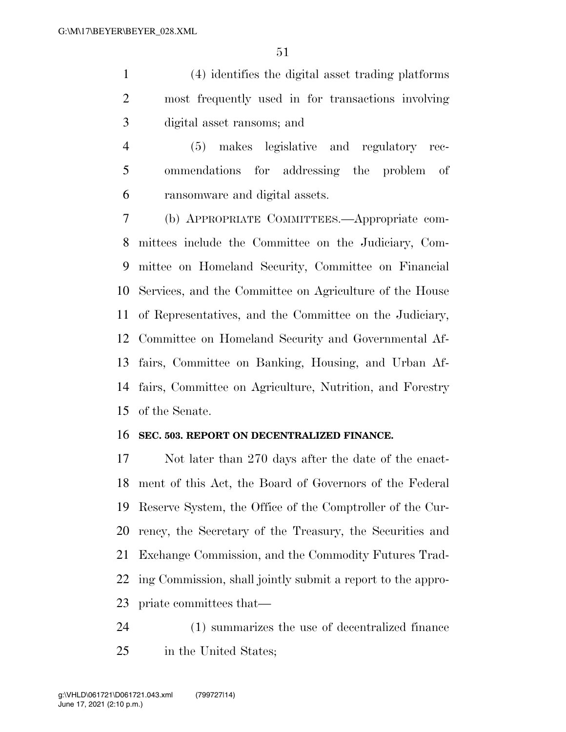(4) identifies the digital asset trading platforms most frequently used in for transactions involving digital asset ransoms; and

(5) makes legislative and regulatory recommendations for addressing the problem of ransomware and digital assets.

(b) APPROPRIATE COMMITTEES.—Appropriate committees include the Committee on the Judiciary, Committee on Homeland Security, Committee on Financial Services, and the Committee on Agriculture of the House of Representatives, and the Committee on the Judiciary, Committee on Homeland Security and Governmental Affairs, Committee on Banking, Housing, and Urban Affairs, Committee on Agriculture, Nutrition, and Forestry of the Senate.

**SEC. 503. REPORT ON DECENTRALIZED FINANCE.**

Not later than 270 days after the date of the enactment of this Act, the Board of Governors of the Federal Reserve System, the Office of the Comptroller of the Currency, the Secretary of the Treasury, the Securities and Exchange Commission, and the Commodity Futures Trading Commission, shall jointly submit a report to the appropriate committees that—

(1) summarizes the use of decentralized finance in the United States;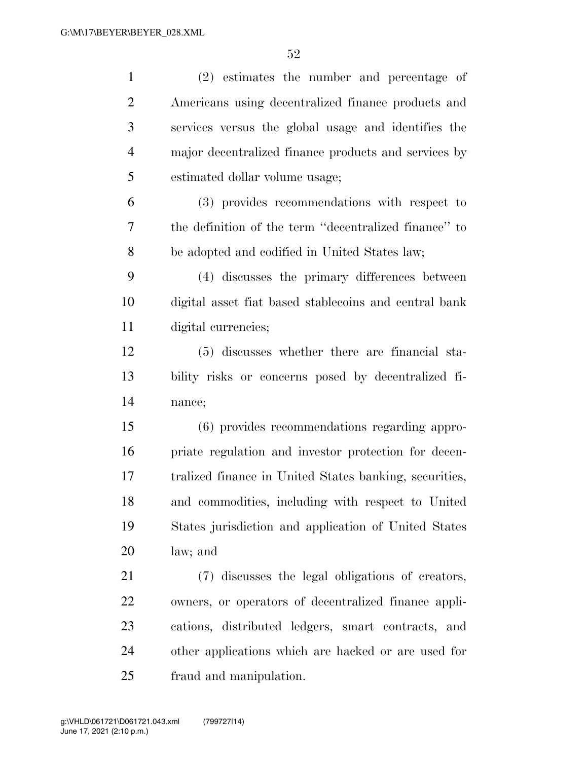(2) estimates the number and percentage of Americans using decentralized finance products and services versus the global usage and identifies the major decentralized finance products and services by estimated dollar volume usage;

(3) provides recommendations with respect to the definition of the term "decentralized finance" to be adopted and codified in United States law;

(4) discusses the primary differences between digital asset fiat based stablecoins and central bank digital currencies;

(5) discusses whether there are financial stability risks or concerns posed by decentralized finance;

(6) provides recommendations regarding appropriate regulation and investor protection for decentralized finance in United States banking, securities, and commodities, including with respect to United States jurisdiction and application of United States law; and

(7) discusses the legal obligations of creators, owners, or operators of decentralized finance applications, distributed ledgers, smart contracts, and other applications which are hacked or are used for fraud and manipulation.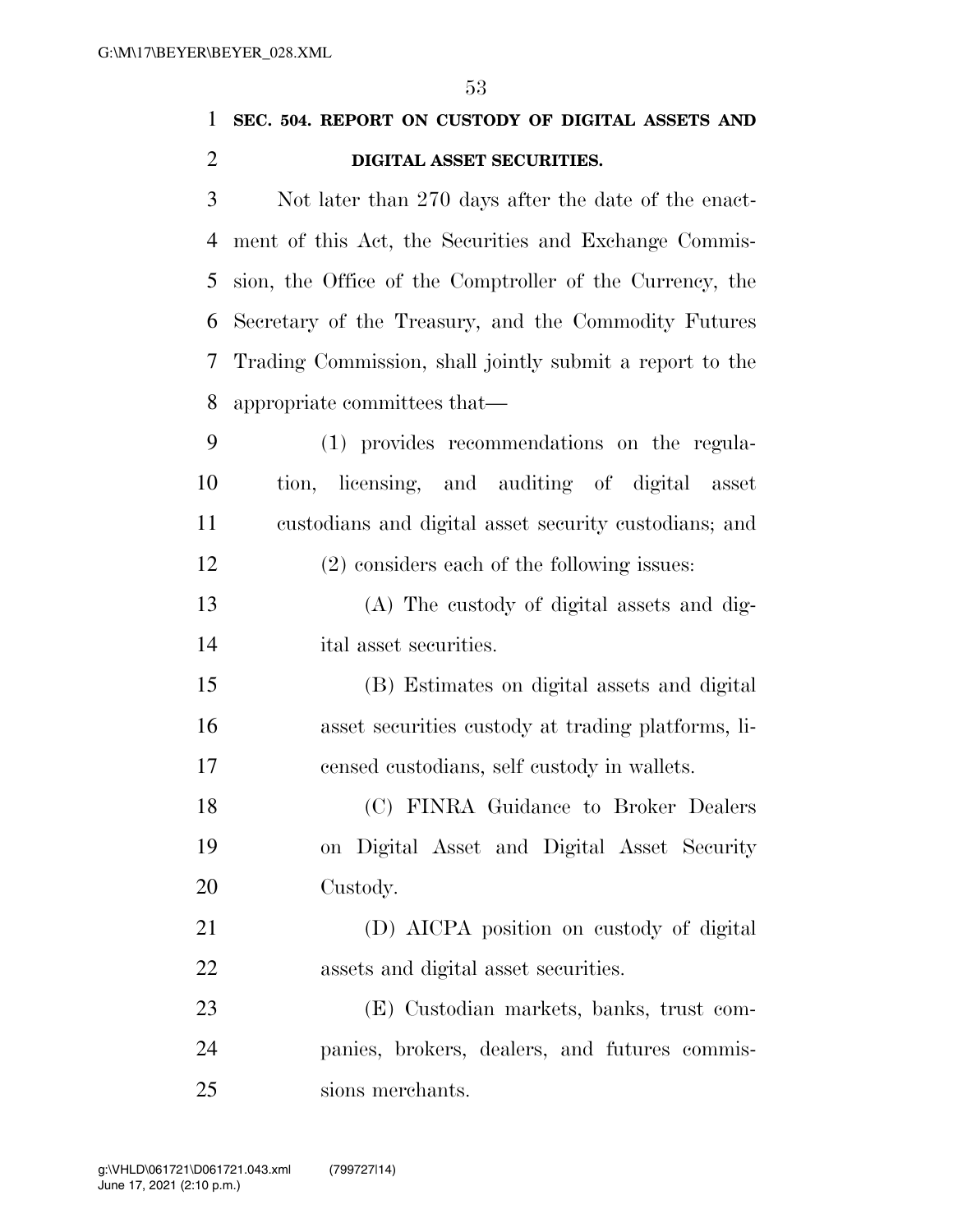**SEC. 504. REPORT ON CUSTODY OF DIGITAL ASSETS AND DIGITAL ASSET SECURITIES.**

Not later than 270 days after the date of the enactment of this Act, the Securities and Exchange Commission, the Office of the Comptroller of the Currency, the Secretary of the Treasury, and the Commodity Futures Trading Commission, shall jointly submit a report to the appropriate committees that—

(1) provides recommendations on the regulation, licensing, and auditing of digital asset custodians and digital asset security custodians; and

(2) considers each of the following issues:

(A) The custody of digital assets and digital asset securities.

(B) Estimates on digital assets and digital asset securities custody at trading platforms, licensed custodians, self custody in wallets.

(C) FINRA Guidance to Broker Dealers on Digital Asset and Digital Asset Security Custody.

(D) AICPA position on custody of digital assets and digital asset securities.

(E) Custodian markets, banks, trust companies, brokers, dealers, and futures commissions merchants.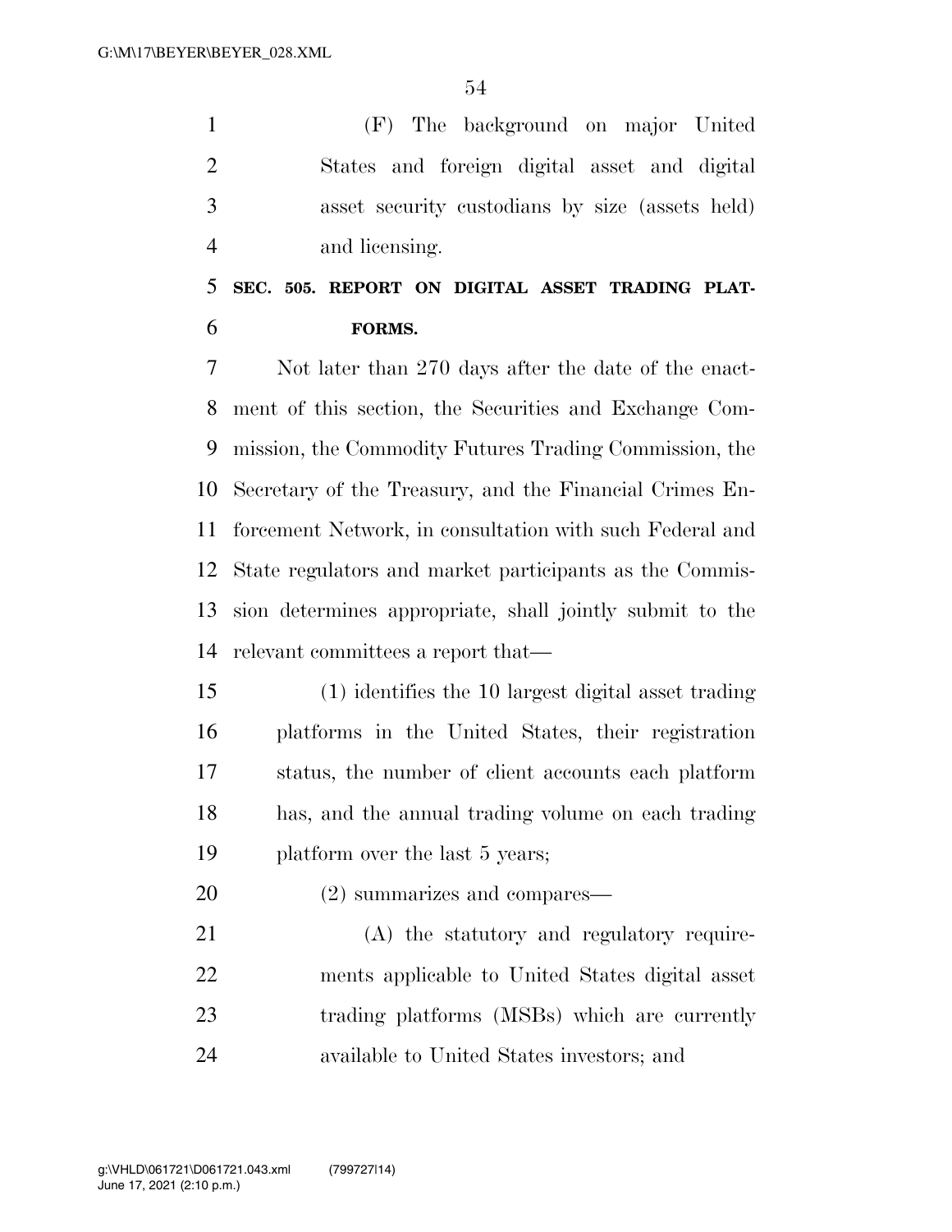(F) The background on major United States and foreign digital asset and digital asset security custodians by size (assets held) and licensing.

**SEC. 505. REPORT ON DIGITAL ASSET TRADING PLATFORMS.**

Not later than 270 days after the date of the enactment of this section, the Securities and Exchange Commission, the Commodity Futures Trading Commission, the Secretary of the Treasury, and the Financial Crimes Enforcement Network, in consultation with such Federal and State regulators and market participants as the Commission determines appropriate, shall jointly submit to the relevant committees a report that—

(1) identifies the 10 largest digital asset trading platforms in the United States, their registration status, the number of client accounts each platform has, and the annual trading volume on each trading platform over the last 5 years;

(2) summarizes and compares—

(A) the statutory and regulatory requirements applicable to United States digital asset trading platforms (MSBs) which are currently available to United States investors; and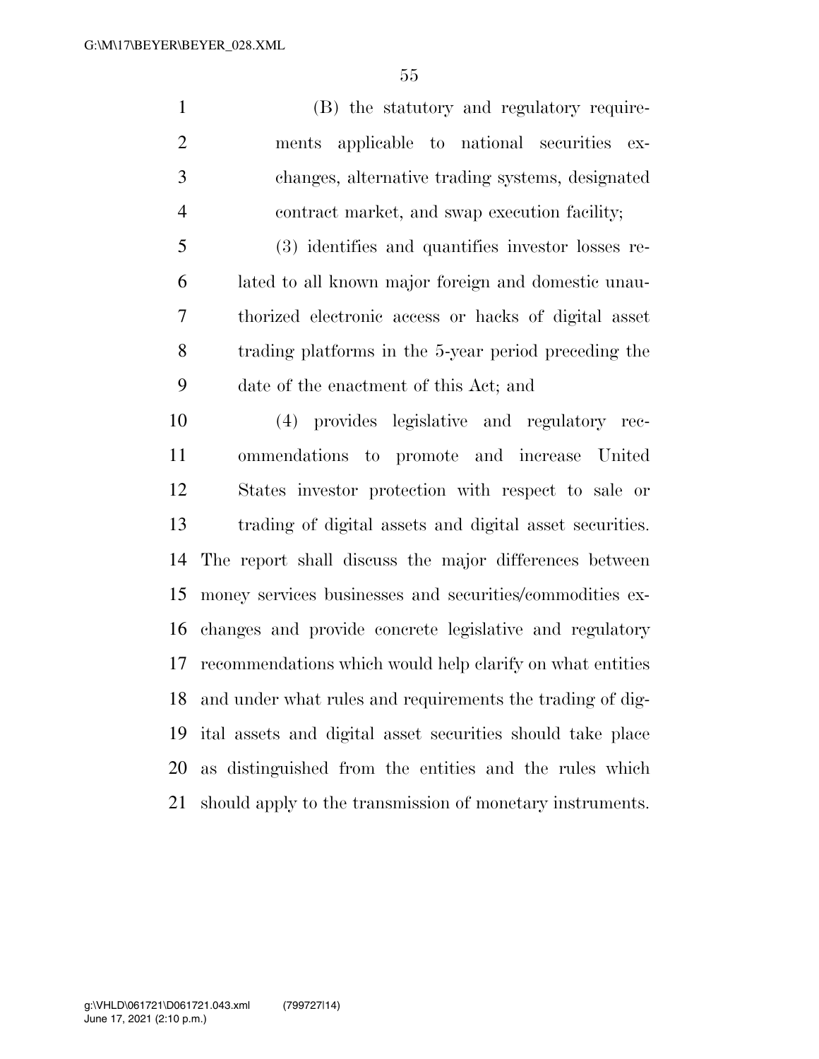(B) the statutory and regulatory requirements applicable to national securities exchanges, alternative trading systems, designated contract market, and swap execution facility;

(3) identifies and quantifies investor losses related to all known major foreign and domestic unauthorized electronic access or hacks of digital asset trading platforms in the 5-year period preceding the date of the enactment of this Act; and

(4) provides legislative and regulatory recommendations to promote and increase United States investor protection with respect to sale or trading of digital assets and digital asset securities.

The report shall discuss the major differences between money services businesses and securities/commodities exchanges and provide concrete legislative and regulatory recommendations which would help clarify on what entities and under what rules and requirements the trading of digital assets and digital asset securities should take place as distinguished from the entities and the rules which should apply to the transmission of monetary instruments.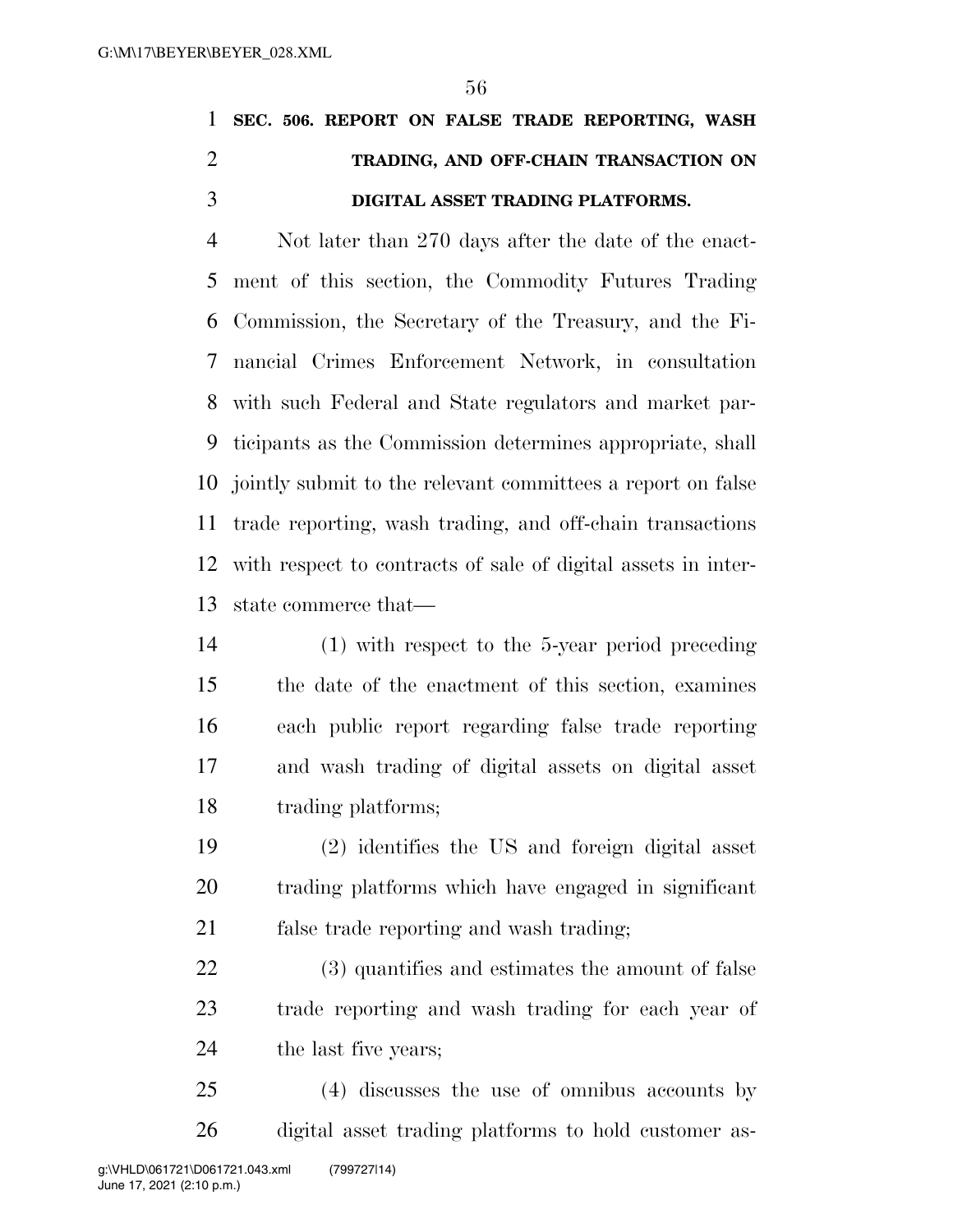**SEC. 506. REPORT ON FALSE TRADE REPORTING, WASH TRADING, AND OFF-CHAIN TRANSACTION ON DIGITAL ASSET TRADING PLATFORMS.**

Not later than 270 days after the date of the enactment of this section, the Commodity Futures Trading Commission, the Secretary of the Treasury, and the Financial Crimes Enforcement Network, in consultation with such Federal and State regulators and market participants as the Commission determines appropriate, shall jointly submit to the relevant committees a report on false trade reporting, wash trading, and off-chain transactions with respect to contracts of sale of digital assets in interstate commerce that—

(1) with respect to the 5-year period preceding the date of the enactment of this section, examines each public report regarding false trade reporting and wash trading of digital assets on digital asset trading platforms;

(2) identifies the US and foreign digital asset trading platforms which have engaged in significant false trade reporting and wash trading;

(3) quantifies and estimates the amount of false trade reporting and wash trading for each year of the last five years;

(4) discusses the use of omnibus accounts by digital asset trading platforms to hold customer as-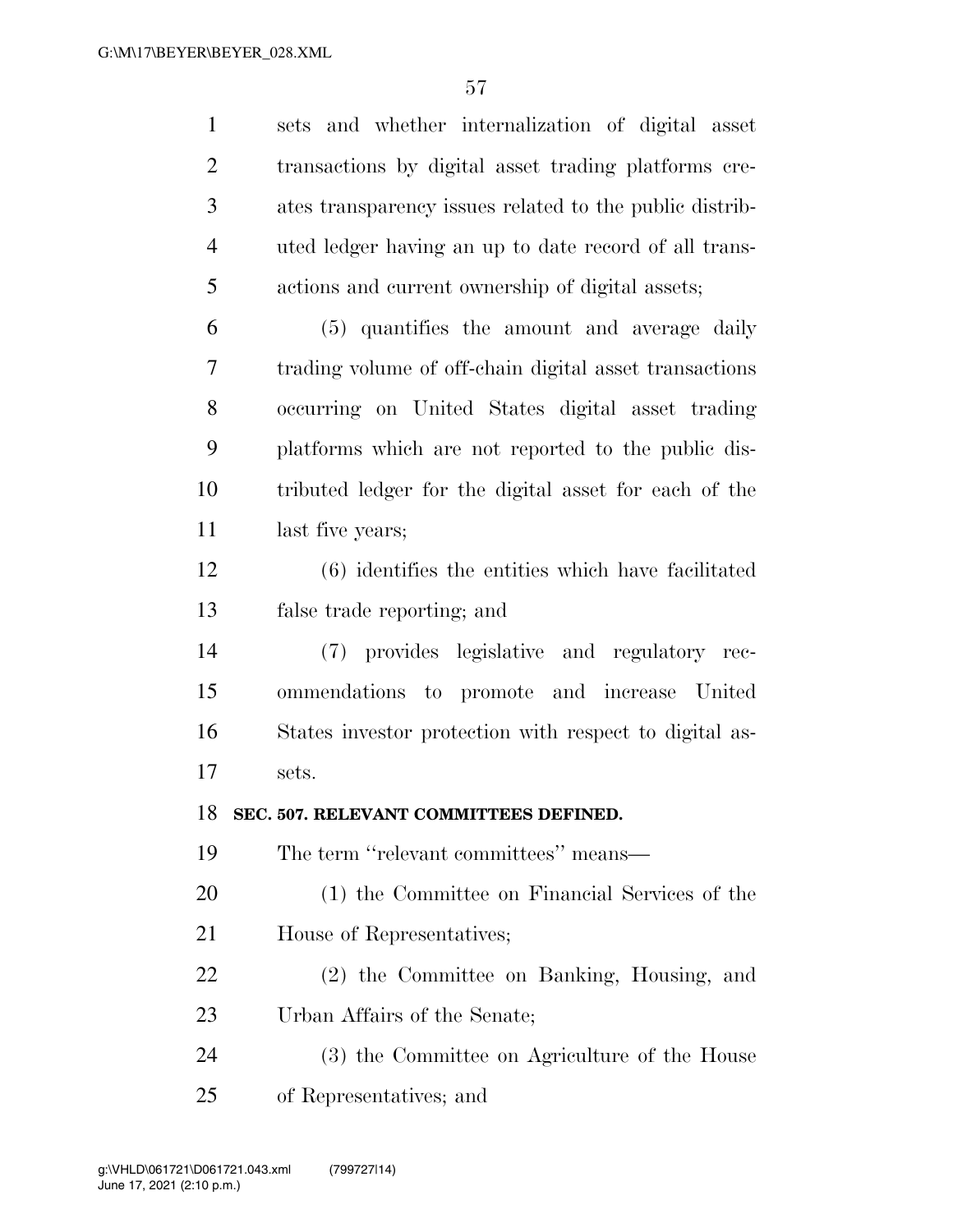sets and whether internalization of digital asset transactions by digital asset trading platforms creates transparency issues related to the public distributed ledger having an up to date record of all transactions and current ownership of digital assets;

(5) quantifies the amount and average daily trading volume of off-chain digital asset transactions occurring on United States digital asset trading platforms which are not reported to the public distributed ledger for the digital asset for each of the last five years;

(6) identifies the entities which have facilitated false trade reporting; and

(7) provides legislative and regulatory recommendations to promote and increase United States investor protection with respect to digital assets.

**SEC. 507. RELEVANT COMMITTEES DEFINED.**

The term ''relevant committees'' means—

(1) the Committee on Financial Services of the House of Representatives;

(2) the Committee on Banking, Housing, and Urban Affairs of the Senate;

(3) the Committee on Agriculture of the House of Representatives; and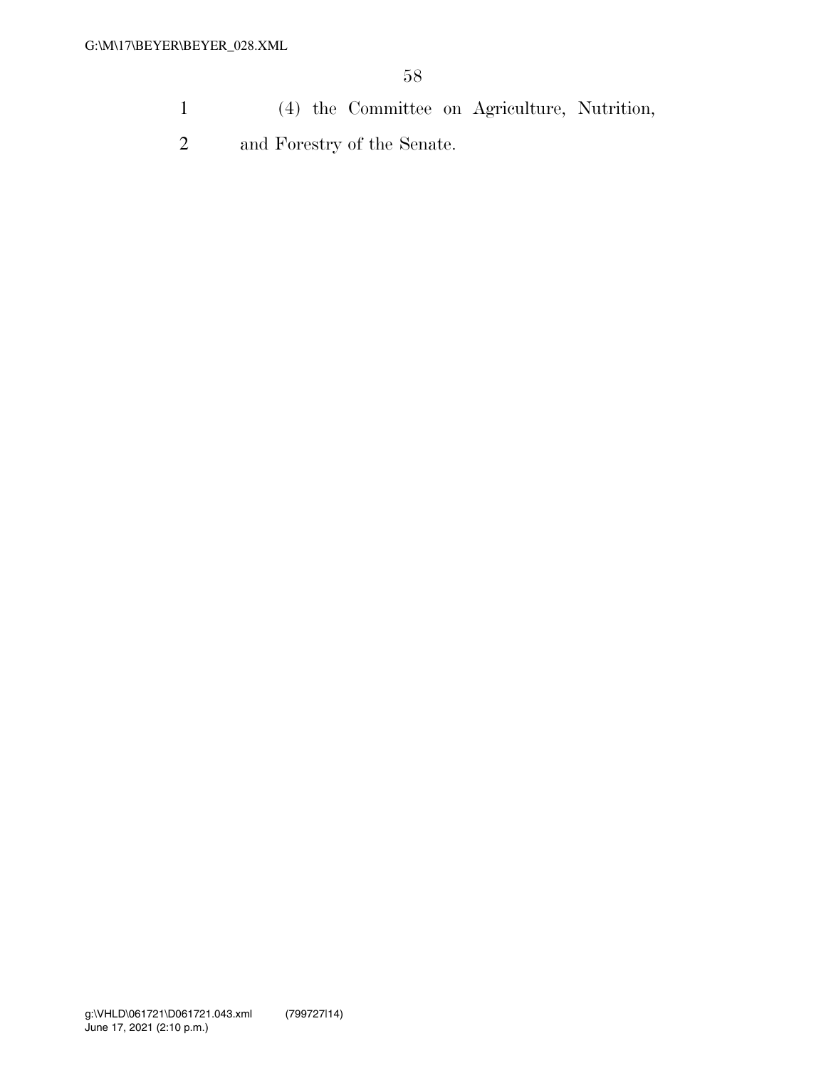(4) the Committee on Agriculture, Nutrition, and Forestry of the Senate.